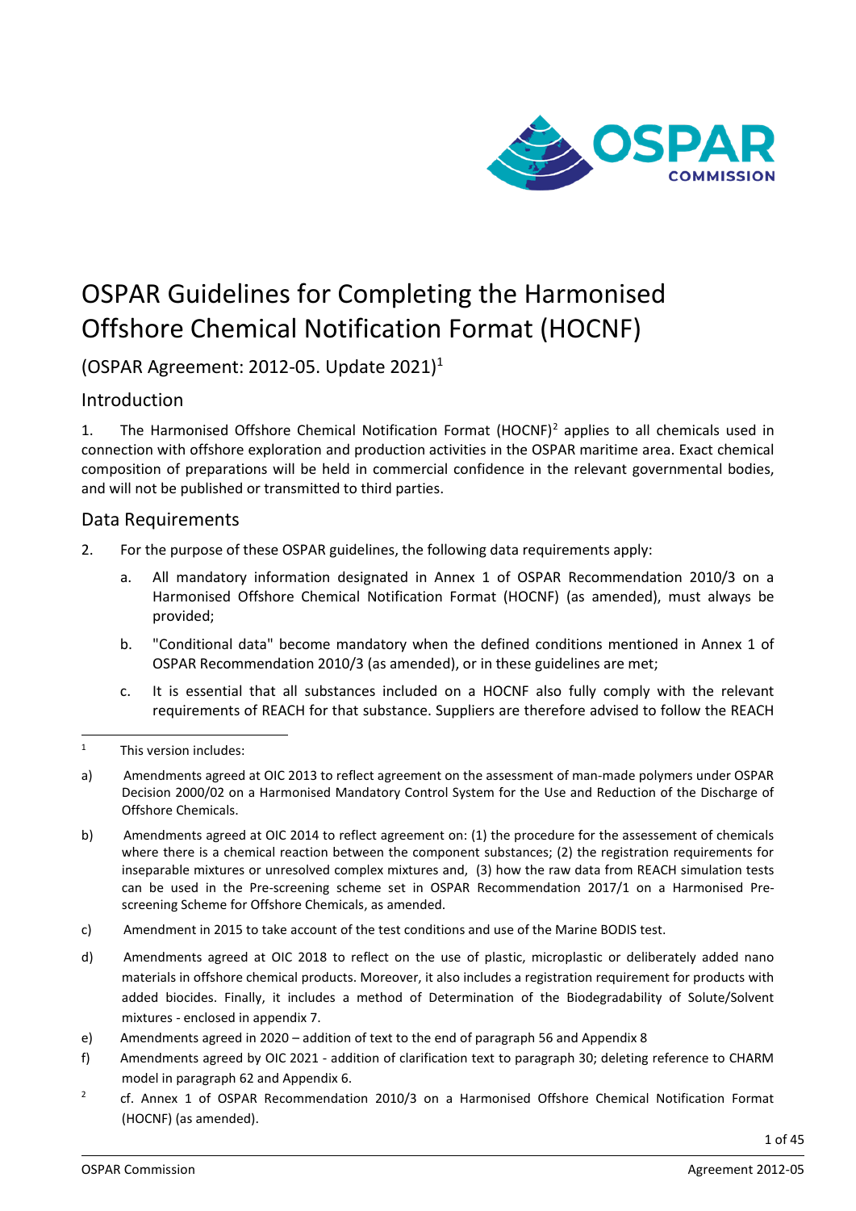# OSPAR Guidelines for Completing the Harmonised Offshore Chemical Notification Format (HOCNF)

(OSPAR Agreement: 2012-05. Update 2021)[1]

## Introduction

1. The Harmonised Offshore Chemical Notification Format (HOCNF)[2] applies to all chemicals used in connection with offshore exploration and production activities in the OSPAR maritime area. Exact chemical composition of preparations will be held in commercial confidence in the relevant governmental bodies, and will not be published or transmitted to third parties.

## Data Requirements

2. For the purpose of these OSPAR guidelines, the following data requirements apply:

   a. All mandatory information designated in Annex 1 of OSPAR Recommendation 2010/3 on a Harmonised Offshore Chemical Notification Format (HOCNF) (as amended), must always be provided;

   b. "Conditional data" become mandatory when the defined conditions mentioned in Annex 1 of OSPAR Recommendation 2010/3 (as amended), or in these guidelines are met;

   c. It is essential that all substances included on a HOCNF also fully comply with the relevant requirements of REACH for that substance. Suppliers are therefore advised to follow the REACH

---

[1] This version includes:

a) Amendments agreed at OIC 2013 to reflect agreement on the assessment of man-made polymers under OSPAR Decision 2000/02 on a Harmonised Mandatory Control System for the Use and Reduction of the Discharge of Offshore Chemicals.

b) Amendments agreed at OIC 2014 to reflect agreement on: (1) the procedure for the assessement of chemicals where there is a chemical reaction between the component substances; (2) the registration requirements for inseparable mixtures or unresolved complex mixtures and, (3) how the raw data from REACH simulation tests can be used in the Pre-screening scheme set in OSPAR Recommendation 2017/1 on a Harmonised Pre-screening Scheme for Offshore Chemicals, as amended.

c) Amendment in 2015 to take account of the test conditions and use of the Marine BODIS test.

d) Amendments agreed at OIC 2018 to reflect on the use of plastic, microplastic or deliberately added nano materials in offshore chemical products. Moreover, it also includes a registration requirement for products with added biocides. Finally, it includes a method of Determination of the Biodegradability of Solute/Solvent mixtures - enclosed in appendix 7.

e) Amendments agreed in 2020 – addition of text to the end of paragraph 56 and Appendix 8

f) Amendments agreed by OIC 2021 - addition of clarification text to paragraph 30; deleting reference to CHARM model in paragraph 62 and Appendix 6.

[2] cf. Annex 1 of OSPAR Recommendation 2010/3 on a Harmonised Offshore Chemical Notification Format (HOCNF) (as amended).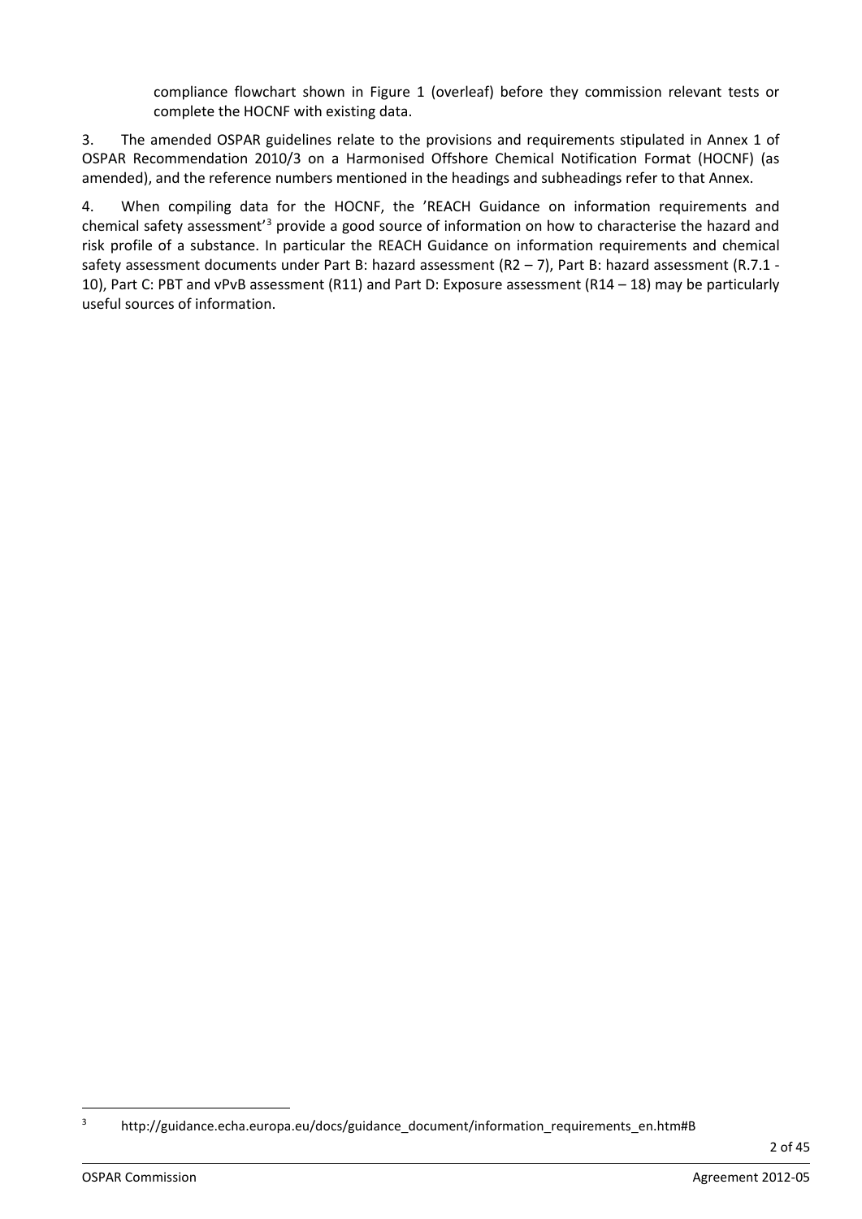compliance flowchart shown in Figure 1 (overleaf) before they commission relevant tests or complete the HOCNF with existing data.

3. The amended OSPAR guidelines relate to the provisions and requirements stipulated in Annex 1 of OSPAR Recommendation 2010/3 on a Harmonised Offshore Chemical Notification Format (HOCNF) (as amended), and the reference numbers mentioned in the headings and subheadings refer to that Annex.

4. When compiling data for the HOCNF, the 'REACH Guidance on information requirements and chemical safety assessment'[3] provide a good source of information on how to characterise the hazard and risk profile of a substance. In particular the REACH Guidance on information requirements and chemical safety assessment documents under Part B: hazard assessment (R2 – 7), Part B: hazard assessment (R.7.1 - 10), Part C: PBT and vPvB assessment (R11) and Part D: Exposure assessment (R14 – 18) may be particularly useful sources of information.

---

[3] http://guidance.echa.europa.eu/docs/guidance_document/information_requirements_en.htm#B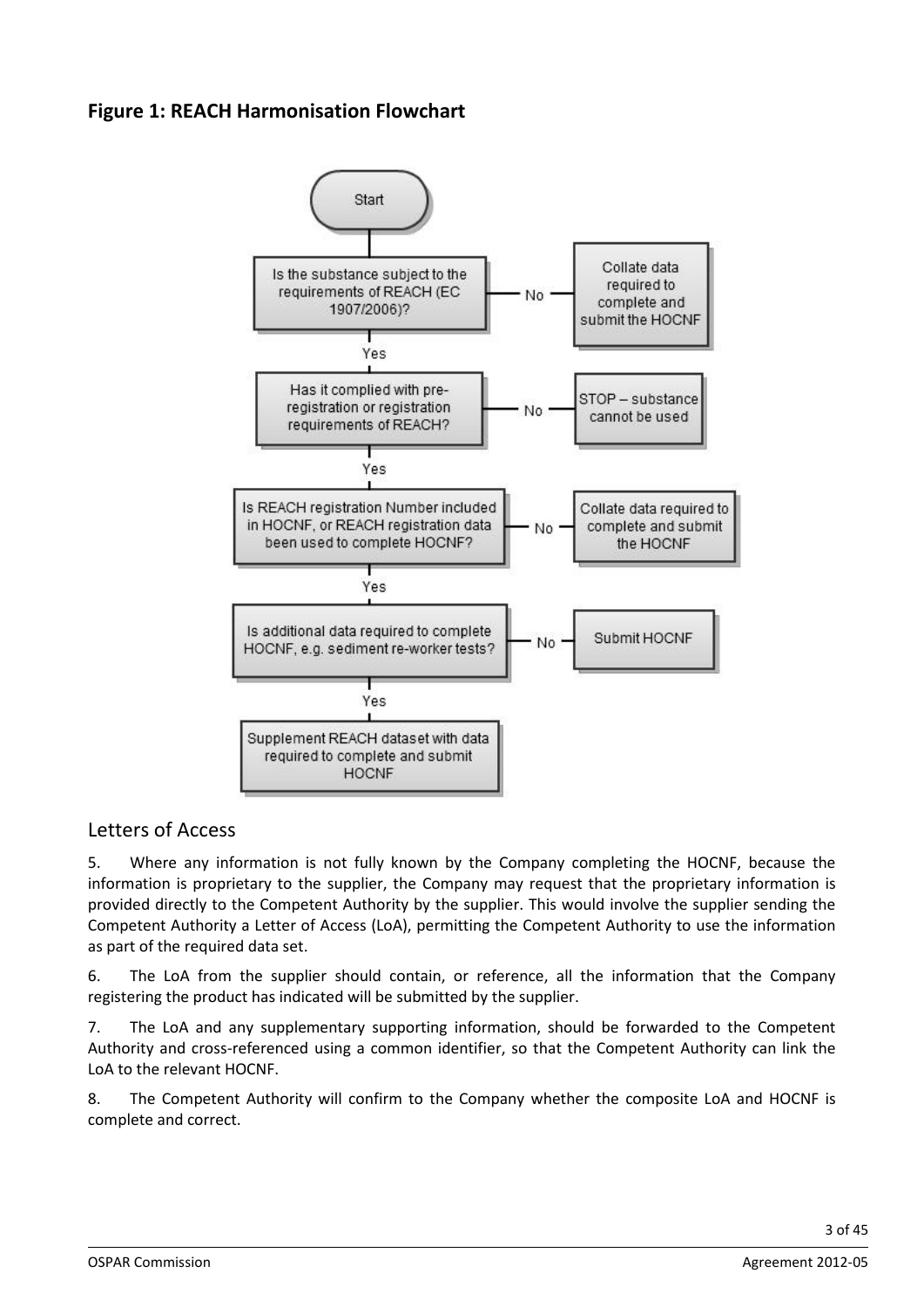### Figure 1: REACH Harmonisation Flowchart

- Start
- Is the substance subject to the requirements of REACH (EC 1907/2006)?
  - No → Collate data required to complete and submit the HOCNF
  - Yes → Has it complied with pre-registration or registration requirements of REACH?
    - No → STOP – substance cannot be used
    - Yes → Is REACH registration Number included in HOCNF, or REACH registration data been used to complete HOCNF?
      - No → Collate data required to complete and submit the HOCNF
      - Yes → Is additional data required to complete HOCNF, e.g. sediment re-worker tests?
        - No → Submit HOCNF
        - Yes → Supplement REACH dataset with data required to complete and submit HOCNF

## Letters of Access

5. Where any information is not fully known by the Company completing the HOCNF, because the information is proprietary to the supplier, the Company may request that the proprietary information is provided directly to the Competent Authority by the supplier. This would involve the supplier sending the Competent Authority a Letter of Access (LoA), permitting the Competent Authority to use the information as part of the required data set.

6. The LoA from the supplier should contain, or reference, all the information that the Company registering the product has indicated will be submitted by the supplier.

7. The LoA and any supplementary supporting information, should be forwarded to the Competent Authority and cross-referenced using a common identifier, so that the Competent Authority can link the LoA to the relevant HOCNF.

8. The Competent Authority will confirm to the Company whether the composite LoA and HOCNF is complete and correct.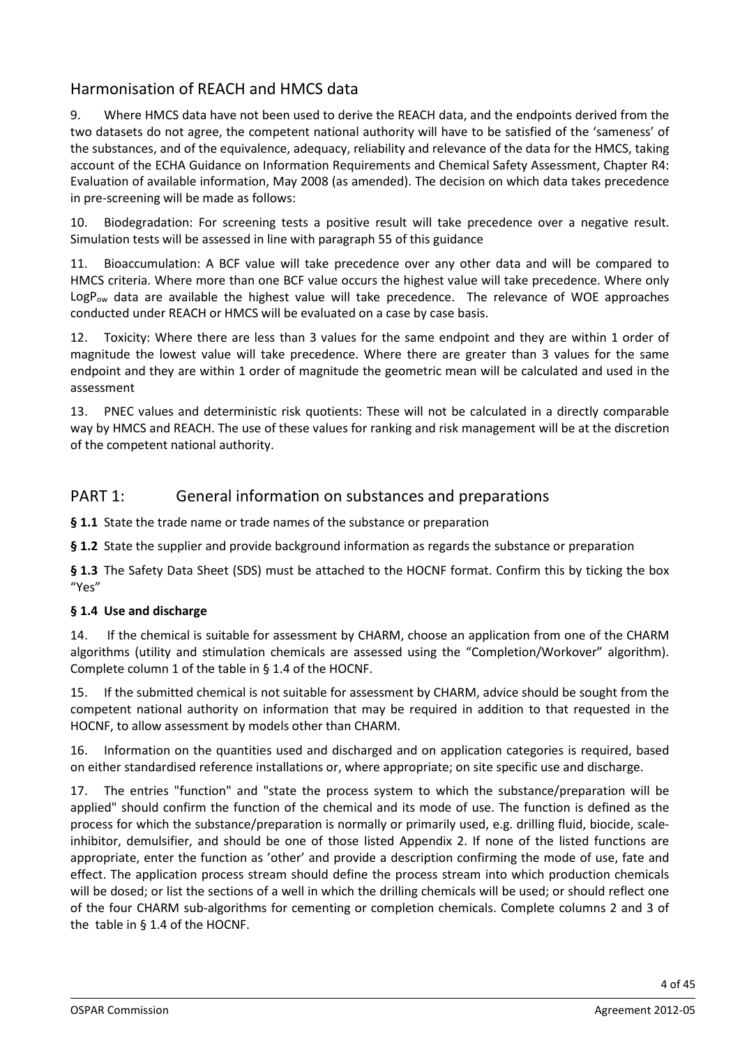## Harmonisation of REACH and HMCS data

9. Where HMCS data have not been used to derive the REACH data, and the endpoints derived from the two datasets do not agree, the competent national authority will have to be satisfied of the 'sameness' of the substances, and of the equivalence, adequacy, reliability and relevance of the data for the HMCS, taking account of the ECHA Guidance on Information Requirements and Chemical Safety Assessment, Chapter R4: Evaluation of available information, May 2008 (as amended). The decision on which data takes precedence in pre-screening will be made as follows:

10. Biodegradation: For screening tests a positive result will take precedence over a negative result. Simulation tests will be assessed in line with paragraph 55 of this guidance

11. Bioaccumulation: A BCF value will take precedence over any other data and will be compared to HMCS criteria. Where more than one BCF value occurs the highest value will take precedence. Where only $LogP_{ow}$ data are available the highest value will take precedence. The relevance of WOE approaches conducted under REACH or HMCS will be evaluated on a case by case basis.

12. Toxicity: Where there are less than 3 values for the same endpoint and they are within 1 order of magnitude the lowest value will take precedence. Where there are greater than 3 values for the same endpoint and they are within 1 order of magnitude the geometric mean will be calculated and used in the assessment

13. PNEC values and deterministic risk quotients: These will not be calculated in a directly comparable way by HMCS and REACH. The use of these values for ranking and risk management will be at the discretion of the competent national authority.

## PART 1: General information on substances and preparations

**§ 1.1** State the trade name or trade names of the substance or preparation

**§ 1.2** State the supplier and provide background information as regards the substance or preparation

**§ 1.3** The Safety Data Sheet (SDS) must be attached to the HOCNF format. Confirm this by ticking the box "Yes"

**§ 1.4 Use and discharge**

14. If the chemical is suitable for assessment by CHARM, choose an application from one of the CHARM algorithms (utility and stimulation chemicals are assessed using the "Completion/Workover" algorithm). Complete column 1 of the table in § 1.4 of the HOCNF.

15. If the submitted chemical is not suitable for assessment by CHARM, advice should be sought from the competent national authority on information that may be required in addition to that requested in the HOCNF, to allow assessment by models other than CHARM.

16. Information on the quantities used and discharged and on application categories is required, based on either standardised reference installations or, where appropriate; on site specific use and discharge.

17. The entries "function" and "state the process system to which the substance/preparation will be applied" should confirm the function of the chemical and its mode of use. The function is defined as the process for which the substance/preparation is normally or primarily used, e.g. drilling fluid, biocide, scale-inhibitor, demulsifier, and should be one of those listed Appendix 2. If none of the listed functions are appropriate, enter the function as 'other' and provide a description confirming the mode of use, fate and effect. The application process stream should define the process stream into which production chemicals will be dosed; or list the sections of a well in which the drilling chemicals will be used; or should reflect one of the four CHARM sub-algorithms for cementing or completion chemicals. Complete columns 2 and 3 of the table in § 1.4 of the HOCNF.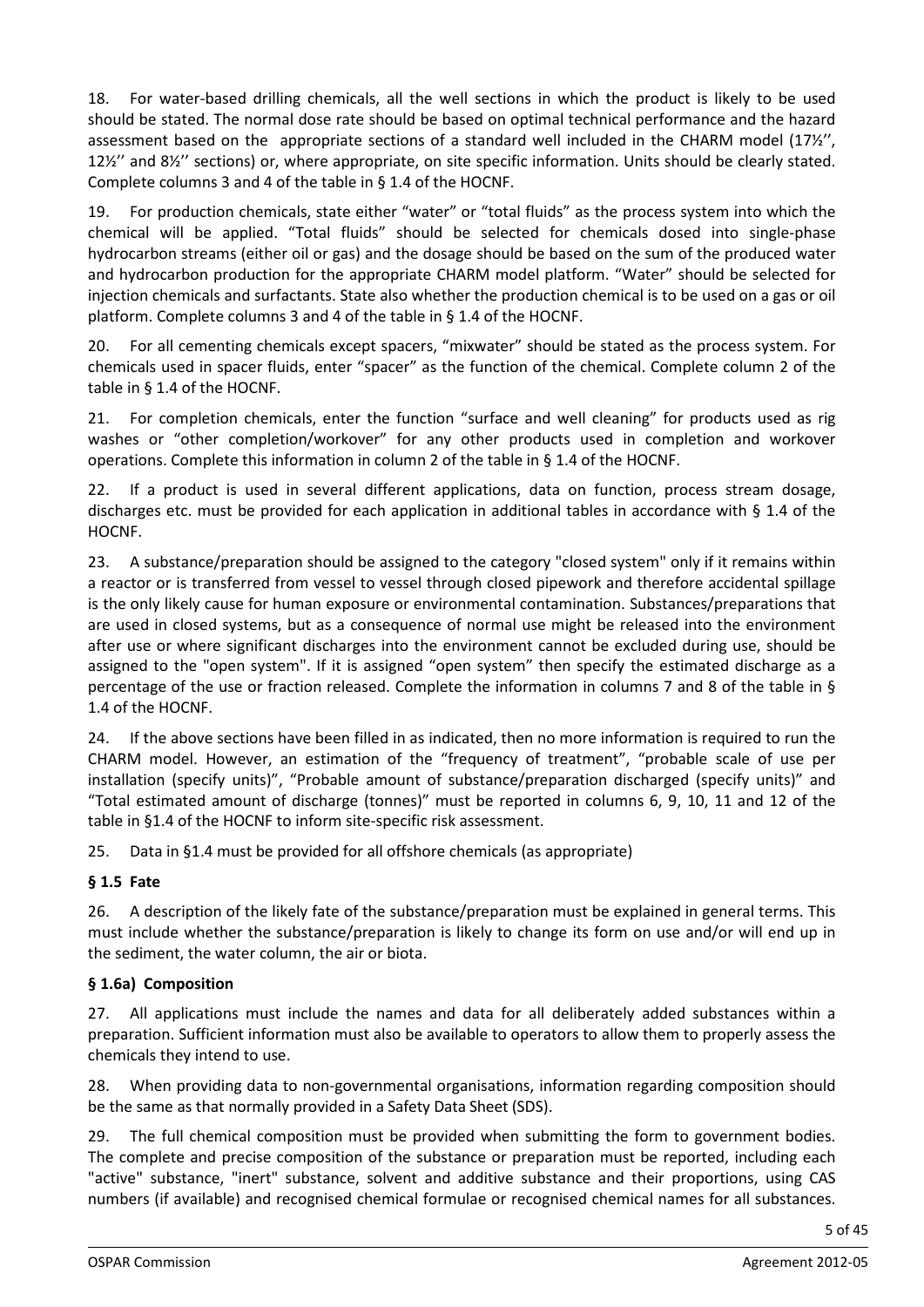18. For water-based drilling chemicals, all the well sections in which the product is likely to be used should be stated. The normal dose rate should be based on optimal technical performance and the hazard assessment based on the appropriate sections of a standard well included in the CHARM model (17½'', 12½'' and 8½'' sections) or, where appropriate, on site specific information. Units should be clearly stated. Complete columns 3 and 4 of the table in § 1.4 of the HOCNF.

19. For production chemicals, state either "water" or "total fluids" as the process system into which the chemical will be applied. "Total fluids" should be selected for chemicals dosed into single-phase hydrocarbon streams (either oil or gas) and the dosage should be based on the sum of the produced water and hydrocarbon production for the appropriate CHARM model platform. "Water" should be selected for injection chemicals and surfactants. State also whether the production chemical is to be used on a gas or oil platform. Complete columns 3 and 4 of the table in § 1.4 of the HOCNF.

20. For all cementing chemicals except spacers, "mixwater" should be stated as the process system. For chemicals used in spacer fluids, enter "spacer" as the function of the chemical. Complete column 2 of the table in § 1.4 of the HOCNF.

21. For completion chemicals, enter the function "surface and well cleaning" for products used as rig washes or "other completion/workover" for any other products used in completion and workover operations. Complete this information in column 2 of the table in § 1.4 of the HOCNF.

22. If a product is used in several different applications, data on function, process stream dosage, discharges etc. must be provided for each application in additional tables in accordance with § 1.4 of the HOCNF.

23. A substance/preparation should be assigned to the category "closed system" only if it remains within a reactor or is transferred from vessel to vessel through closed pipework and therefore accidental spillage is the only likely cause for human exposure or environmental contamination. Substances/preparations that are used in closed systems, but as a consequence of normal use might be released into the environment after use or where significant discharges into the environment cannot be excluded during use, should be assigned to the "open system". If it is assigned "open system" then specify the estimated discharge as a percentage of the use or fraction released. Complete the information in columns 7 and 8 of the table in § 1.4 of the HOCNF.

24. If the above sections have been filled in as indicated, then no more information is required to run the CHARM model. However, an estimation of the "frequency of treatment", "probable scale of use per installation (specify units)", "Probable amount of substance/preparation discharged (specify units)" and "Total estimated amount of discharge (tonnes)" must be reported in columns 6, 9, 10, 11 and 12 of the table in §1.4 of the HOCNF to inform site-specific risk assessment.

25. Data in §1.4 must be provided for all offshore chemicals (as appropriate)

**§ 1.5 Fate**

26. A description of the likely fate of the substance/preparation must be explained in general terms. This must include whether the substance/preparation is likely to change its form on use and/or will end up in the sediment, the water column, the air or biota.

**§ 1.6a) Composition**

27. All applications must include the names and data for all deliberately added substances within a preparation. Sufficient information must also be available to operators to allow them to properly assess the chemicals they intend to use.

28. When providing data to non-governmental organisations, information regarding composition should be the same as that normally provided in a Safety Data Sheet (SDS).

29. The full chemical composition must be provided when submitting the form to government bodies. The complete and precise composition of the substance or preparation must be reported, including each "active" substance, "inert" substance, solvent and additive substance and their proportions, using CAS numbers (if available) and recognised chemical formulae or recognised chemical names for all substances.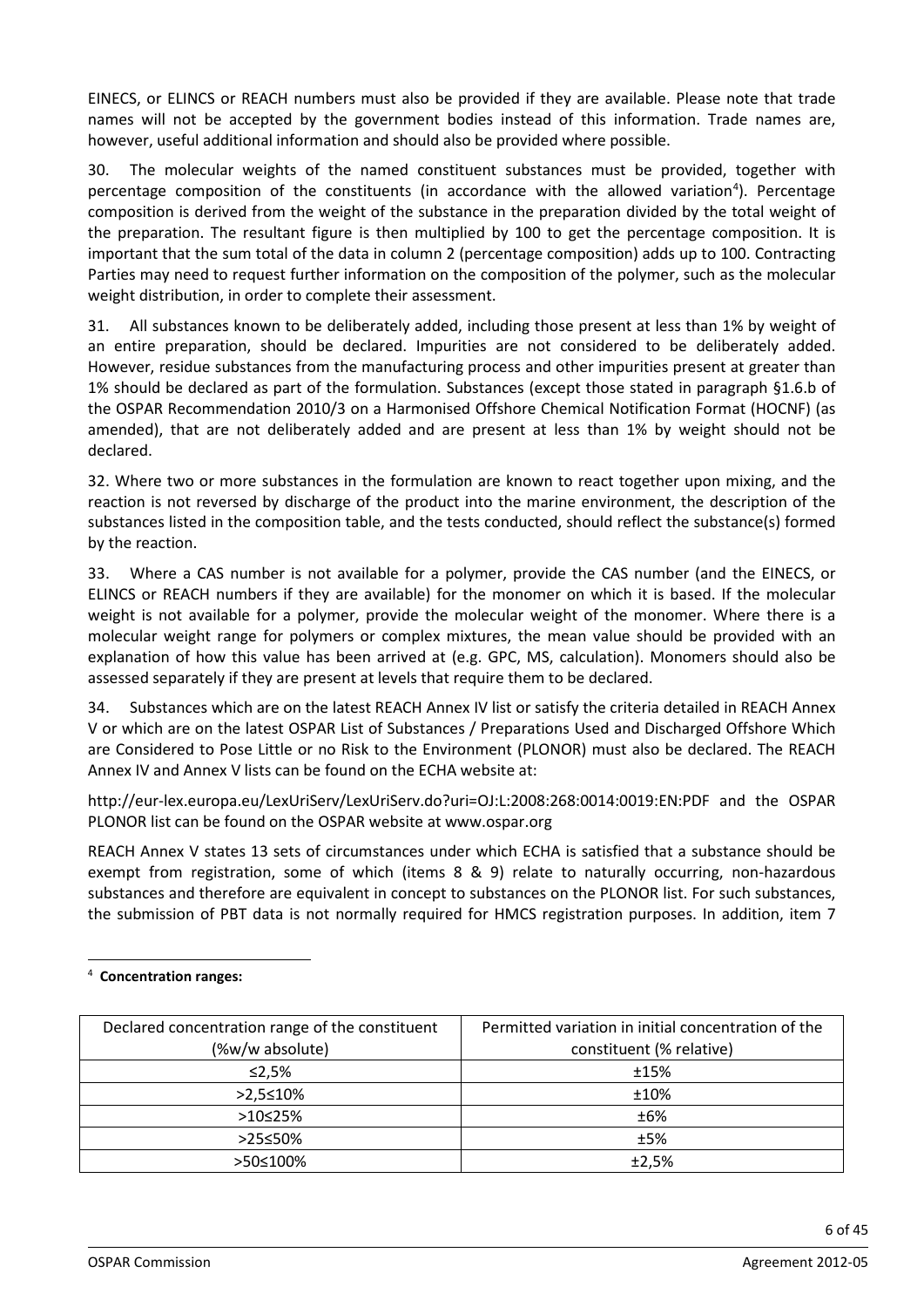EINECS, or ELINCS or REACH numbers must also be provided if they are available. Please note that trade names will not be accepted by the government bodies instead of this information. Trade names are, however, useful additional information and should also be provided where possible.

30. The molecular weights of the named constituent substances must be provided, together with percentage composition of the constituents (in accordance with the allowed variation[4]). Percentage composition is derived from the weight of the substance in the preparation divided by the total weight of the preparation. The resultant figure is then multiplied by 100 to get the percentage composition. It is important that the sum total of the data in column 2 (percentage composition) adds up to 100. Contracting Parties may need to request further information on the composition of the polymer, such as the molecular weight distribution, in order to complete their assessment.

31. All substances known to be deliberately added, including those present at less than 1% by weight of an entire preparation, should be declared. Impurities are not considered to be deliberately added. However, residue substances from the manufacturing process and other impurities present at greater than 1% should be declared as part of the formulation. Substances (except those stated in paragraph §1.6.b of the OSPAR Recommendation 2010/3 on a Harmonised Offshore Chemical Notification Format (HOCNF) (as amended), that are not deliberately added and are present at less than 1% by weight should not be declared.

32. Where two or more substances in the formulation are known to react together upon mixing, and the reaction is not reversed by discharge of the product into the marine environment, the description of the substances listed in the composition table, and the tests conducted, should reflect the substance(s) formed by the reaction.

33. Where a CAS number is not available for a polymer, provide the CAS number (and the EINECS, or ELINCS or REACH numbers if they are available) for the monomer on which it is based. If the molecular weight is not available for a polymer, provide the molecular weight of the monomer. Where there is a molecular weight range for polymers or complex mixtures, the mean value should be provided with an explanation of how this value has been arrived at (e.g. GPC, MS, calculation). Monomers should also be assessed separately if they are present at levels that require them to be declared.

34. Substances which are on the latest REACH Annex IV list or satisfy the criteria detailed in REACH Annex V or which are on the latest OSPAR List of Substances / Preparations Used and Discharged Offshore Which are Considered to Pose Little or no Risk to the Environment (PLONOR) must also be declared. The REACH Annex IV and Annex V lists can be found on the ECHA website at:

http://eur-lex.europa.eu/LexUriServ/LexUriServ.do?uri=OJ:L:2008:268:0014:0019:EN:PDF and the OSPAR PLONOR list can be found on the OSPAR website at www.ospar.org

REACH Annex V states 13 sets of circumstances under which ECHA is satisfied that a substance should be exempt from registration, some of which (items 8 & 9) relate to naturally occurring, non-hazardous substances and therefore are equivalent in concept to substances on the PLONOR list. For such substances, the submission of PBT data is not normally required for HMCS registration purposes. In addition, item 7

---

[4] **Concentration ranges:**

| Declared concentration range of the constituent (%w/w absolute) | Permitted variation in initial concentration of the constituent (% relative) |
|---|---|
| ≤2,5% | ±15% |
| >2,5≤10% | ±10% |
| >10≤25% | ±6% |
| >25≤50% | ±5% |
| >50≤100% | ±2,5% |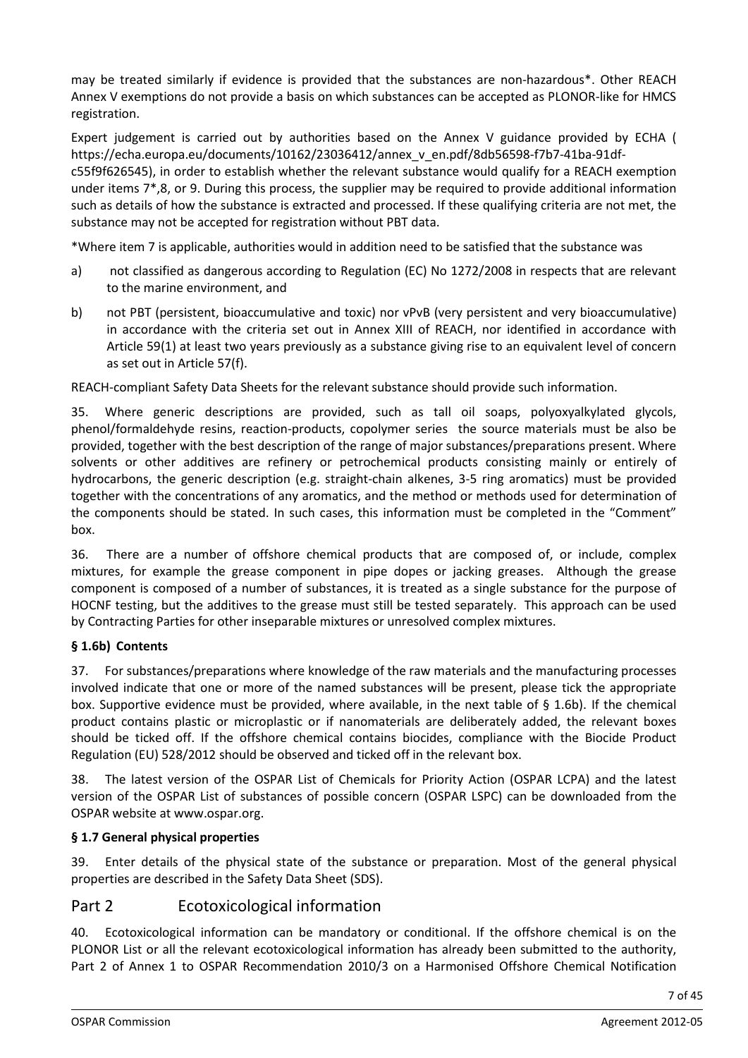may be treated similarly if evidence is provided that the substances are non-hazardous*. Other REACH Annex V exemptions do not provide a basis on which substances can be accepted as PLONOR-like for HMCS registration.

Expert judgement is carried out by authorities based on the Annex V guidance provided by ECHA ( https://echa.europa.eu/documents/10162/23036412/annex_v_en.pdf/8db56598-f7b7-41ba-91df-c55f9f626545), in order to establish whether the relevant substance would qualify for a REACH exemption under items 7*,8, or 9. During this process, the supplier may be required to provide additional information such as details of how the substance is extracted and processed. If these qualifying criteria are not met, the substance may not be accepted for registration without PBT data.

*Where item 7 is applicable, authorities would in addition need to be satisfied that the substance was

a) not classified as dangerous according to Regulation (EC) No 1272/2008 in respects that are relevant to the marine environment, and

b) not PBT (persistent, bioaccumulative and toxic) nor vPvB (very persistent and very bioaccumulative) in accordance with the criteria set out in Annex XIII of REACH, nor identified in accordance with Article 59(1) at least two years previously as a substance giving rise to an equivalent level of concern as set out in Article 57(f).

REACH-compliant Safety Data Sheets for the relevant substance should provide such information.

35. Where generic descriptions are provided, such as tall oil soaps, polyoxyalkylated glycols, phenol/formaldehyde resins, reaction-products, copolymer series the source materials must be also be provided, together with the best description of the range of major substances/preparations present. Where solvents or other additives are refinery or petrochemical products consisting mainly or entirely of hydrocarbons, the generic description (e.g. straight-chain alkenes, 3-5 ring aromatics) must be provided together with the concentrations of any aromatics, and the method or methods used for determination of the components should be stated. In such cases, this information must be completed in the "Comment" box.

36. There are a number of offshore chemical products that are composed of, or include, complex mixtures, for example the grease component in pipe dopes or jacking greases. Although the grease component is composed of a number of substances, it is treated as a single substance for the purpose of HOCNF testing, but the additives to the grease must still be tested separately. This approach can be used by Contracting Parties for other inseparable mixtures or unresolved complex mixtures.

### § 1.6b) Contents

37. For substances/preparations where knowledge of the raw materials and the manufacturing processes involved indicate that one or more of the named substances will be present, please tick the appropriate box. Supportive evidence must be provided, where available, in the next table of § 1.6b). If the chemical product contains plastic or microplastic or if nanomaterials are deliberately added, the relevant boxes should be ticked off. If the offshore chemical contains biocides, compliance with the Biocide Product Regulation (EU) 528/2012 should be observed and ticked off in the relevant box.

38. The latest version of the OSPAR List of Chemicals for Priority Action (OSPAR LCPA) and the latest version of the OSPAR List of substances of possible concern (OSPAR LSPC) can be downloaded from the OSPAR website at www.ospar.org.

### § 1.7 General physical properties

39. Enter details of the physical state of the substance or preparation. Most of the general physical properties are described in the Safety Data Sheet (SDS).

## Part 2 Ecotoxicological information

40. Ecotoxicological information can be mandatory or conditional. If the offshore chemical is on the PLONOR List or all the relevant ecotoxicological information has already been submitted to the authority, Part 2 of Annex 1 to OSPAR Recommendation 2010/3 on a Harmonised Offshore Chemical Notification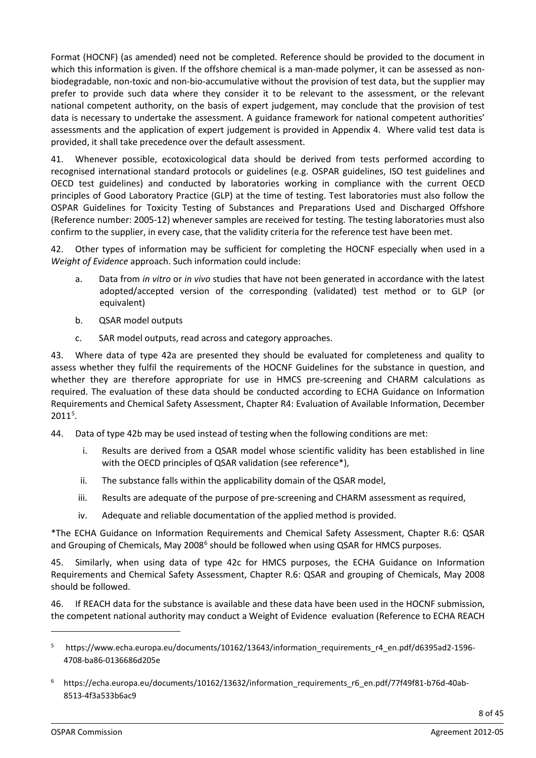Format (HOCNF) (as amended) need not be completed. Reference should be provided to the document in which this information is given. If the offshore chemical is a man-made polymer, it can be assessed as non-biodegradable, non-toxic and non-bio-accumulative without the provision of test data, but the supplier may prefer to provide such data where they consider it to be relevant to the assessment, or the relevant national competent authority, on the basis of expert judgement, may conclude that the provision of test data is necessary to undertake the assessment. A guidance framework for national competent authorities' assessments and the application of expert judgement is provided in Appendix 4. Where valid test data is provided, it shall take precedence over the default assessment.

41. Whenever possible, ecotoxicological data should be derived from tests performed according to recognised international standard protocols or guidelines (e.g. OSPAR guidelines, ISO test guidelines and OECD test guidelines) and conducted by laboratories working in compliance with the current OECD principles of Good Laboratory Practice (GLP) at the time of testing. Test laboratories must also follow the OSPAR Guidelines for Toxicity Testing of Substances and Preparations Used and Discharged Offshore (Reference number: 2005-12) whenever samples are received for testing. The testing laboratories must also confirm to the supplier, in every case, that the validity criteria for the reference test have been met.

42. Other types of information may be sufficient for completing the HOCNF especially when used in a *Weight of Evidence* approach. Such information could include:

a. Data from *in vitro* or *in vivo* studies that have not been generated in accordance with the latest adopted/accepted version of the corresponding (validated) test method or to GLP (or equivalent)

b. QSAR model outputs

c. SAR model outputs, read across and category approaches.

43. Where data of type 42a are presented they should be evaluated for completeness and quality to assess whether they fulfil the requirements of the HOCNF Guidelines for the substance in question, and whether they are therefore appropriate for use in HMCS pre-screening and CHARM calculations as required. The evaluation of these data should be conducted according to ECHA Guidance on Information Requirements and Chemical Safety Assessment, Chapter R4: Evaluation of Available Information, December 2011[5].

44. Data of type 42b may be used instead of testing when the following conditions are met:

i. Results are derived from a QSAR model whose scientific validity has been established in line with the OECD principles of QSAR validation (see reference*),

ii. The substance falls within the applicability domain of the QSAR model,

iii. Results are adequate of the purpose of pre-screening and CHARM assessment as required,

iv. Adequate and reliable documentation of the applied method is provided.

*The ECHA Guidance on Information Requirements and Chemical Safety Assessment, Chapter R.6: QSAR and Grouping of Chemicals, May 2008[6] should be followed when using QSAR for HMCS purposes.

45. Similarly, when using data of type 42c for HMCS purposes, the ECHA Guidance on Information Requirements and Chemical Safety Assessment, Chapter R.6: QSAR and grouping of Chemicals, May 2008 should be followed.

46. If REACH data for the substance is available and these data have been used in the HOCNF submission, the competent national authority may conduct a Weight of Evidence evaluation (Reference to ECHA REACH

---

[5] https://www.echa.europa.eu/documents/10162/13643/information_requirements_r4_en.pdf/d6395ad2-1596-4708-ba86-0136686d205e

[6] https://echa.europa.eu/documents/10162/13632/information_requirements_r6_en.pdf/77f49f81-b76d-40ab-8513-4f3a533b6ac9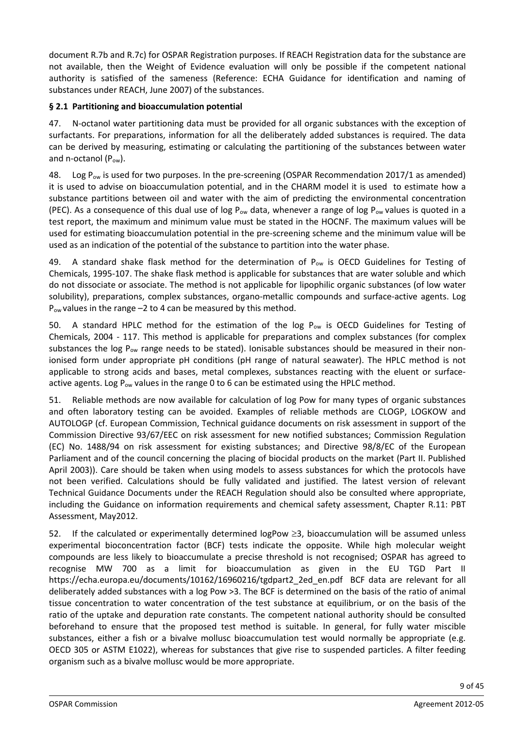document R.7b and R.7c) for OSPAR Registration purposes. If REACH Registration data for the substance are not available, then the Weight of Evidence evaluation will only be possible if the competent national authority is satisfied of the sameness (Reference: ECHA Guidance for identification and naming of substances under REACH, June 2007) of the substances.

### § 2.1 Partitioning and bioaccumulation potential

47. N-octanol water partitioning data must be provided for all organic substances with the exception of surfactants. For preparations, information for all the deliberately added substances is required. The data can be derived by measuring, estimating or calculating the partitioning of the substances between water and n-octanol ($P_{ow}$).

48. Log $P_{ow}$ is used for two purposes. In the pre-screening (OSPAR Recommendation 2017/1 as amended) it is used to advise on bioaccumulation potential, and in the CHARM model it is used to estimate how a substance partitions between oil and water with the aim of predicting the environmental concentration (PEC). As a consequence of this dual use of log $P_{ow}$ data, whenever a range of log $P_{ow}$ values is quoted in a test report, the maximum and minimum value must be stated in the HOCNF. The maximum values will be used for estimating bioaccumulation potential in the pre-screening scheme and the minimum value will be used as an indication of the potential of the substance to partition into the water phase.

49. A standard shake flask method for the determination of $P_{ow}$ is OECD Guidelines for Testing of Chemicals, 1995-107. The shake flask method is applicable for substances that are water soluble and which do not dissociate or associate. The method is not applicable for lipophilic organic substances (of low water solubility), preparations, complex substances, organo-metallic compounds and surface-active agents. Log $P_{ow}$ values in the range –2 to 4 can be measured by this method.

50. A standard HPLC method for the estimation of the log $P_{ow}$ is OECD Guidelines for Testing of Chemicals, 2004 - 117. This method is applicable for preparations and complex substances (for complex substances the log $P_{ow}$ range needs to be stated). Ionisable substances should be measured in their non-ionised form under appropriate pH conditions (pH range of natural seawater). The HPLC method is not applicable to strong acids and bases, metal complexes, substances reacting with the eluent or surface-active agents. Log $P_{ow}$ values in the range 0 to 6 can be estimated using the HPLC method.

51. Reliable methods are now available for calculation of log Pow for many types of organic substances and often laboratory testing can be avoided. Examples of reliable methods are CLOGP, LOGKOW and AUTOLOGP (cf. European Commission, Technical guidance documents on risk assessment in support of the Commission Directive 93/67/EEC on risk assessment for new notified substances; Commission Regulation (EC) No. 1488/94 on risk assessment for existing substances; and Directive 98/8/EC of the European Parliament and of the council concerning the placing of biocidal products on the market (Part II. Published April 2003)). Care should be taken when using models to assess substances for which the protocols have not been verified. Calculations should be fully validated and justified. The latest version of relevant Technical Guidance Documents under the REACH Regulation should also be consulted where appropriate, including the Guidance on information requirements and chemical safety assessment, Chapter R.11: PBT Assessment, May2012.

52. If the calculated or experimentally determined logPow $\geq$3, bioaccumulation will be assumed unless experimental bioconcentration factor (BCF) tests indicate the opposite. While high molecular weight compounds are less likely to bioaccumulate a precise threshold is not recognised; OSPAR has agreed to recognise MW 700 as a limit for bioaccumulation as given in the EU TGD Part II https://echa.europa.eu/documents/10162/16960216/tgdpart2_2ed_en.pdf BCF data are relevant for all deliberately added substances with a log Pow >3. The BCF is determined on the basis of the ratio of animal tissue concentration to water concentration of the test substance at equilibrium, or on the basis of the ratio of the uptake and depuration rate constants. The competent national authority should be consulted beforehand to ensure that the proposed test method is suitable. In general, for fully water miscible substances, either a fish or a bivalve mollusc bioaccumulation test would normally be appropriate (e.g. OECD 305 or ASTM E1022), whereas for substances that give rise to suspended particles. A filter feeding organism such as a bivalve mollusc would be more appropriate.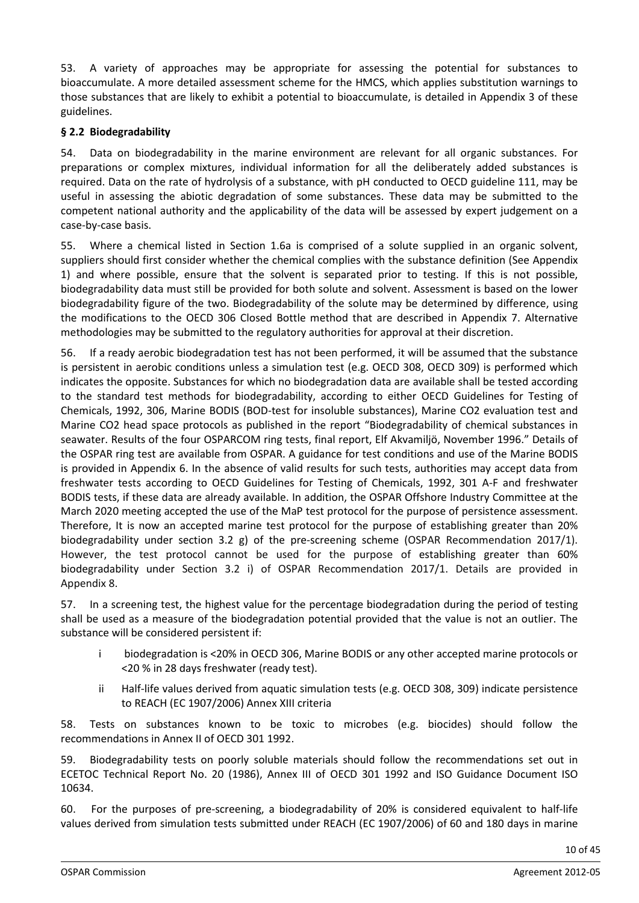53. A variety of approaches may be appropriate for assessing the potential for substances to bioaccumulate. A more detailed assessment scheme for the HMCS, which applies substitution warnings to those substances that are likely to exhibit a potential to bioaccumulate, is detailed in Appendix 3 of these guidelines.

### § 2.2 Biodegradability

54. Data on biodegradability in the marine environment are relevant for all organic substances. For preparations or complex mixtures, individual information for all the deliberately added substances is required. Data on the rate of hydrolysis of a substance, with pH conducted to OECD guideline 111, may be useful in assessing the abiotic degradation of some substances. These data may be submitted to the competent national authority and the applicability of the data will be assessed by expert judgement on a case-by-case basis.

55. Where a chemical listed in Section 1.6a is comprised of a solute supplied in an organic solvent, suppliers should first consider whether the chemical complies with the substance definition (See Appendix 1) and where possible, ensure that the solvent is separated prior to testing. If this is not possible, biodegradability data must still be provided for both solute and solvent. Assessment is based on the lower biodegradability figure of the two. Biodegradability of the solute may be determined by difference, using the modifications to the OECD 306 Closed Bottle method that are described in Appendix 7. Alternative methodologies may be submitted to the regulatory authorities for approval at their discretion.

56. If a ready aerobic biodegradation test has not been performed, it will be assumed that the substance is persistent in aerobic conditions unless a simulation test (e.g. OECD 308, OECD 309) is performed which indicates the opposite. Substances for which no biodegradation data are available shall be tested according to the standard test methods for biodegradability, according to either OECD Guidelines for Testing of Chemicals, 1992, 306, Marine BODIS (BOD-test for insoluble substances), Marine $CO_2$ evaluation test and Marine $CO_2$ head space protocols as published in the report "Biodegradability of chemical substances in seawater. Results of the four OSPARCOM ring tests, final report, Elf Akvamiljö, November 1996." Details of the OSPAR ring test are available from OSPAR. A guidance for test conditions and use of the Marine BODIS is provided in Appendix 6. In the absence of valid results for such tests, authorities may accept data from freshwater tests according to OECD Guidelines for Testing of Chemicals, 1992, 301 A-F and freshwater BODIS tests, if these data are already available. In addition, the OSPAR Offshore Industry Committee at the March 2020 meeting accepted the use of the MaP test protocol for the purpose of persistence assessment. Therefore, It is now an accepted marine test protocol for the purpose of establishing greater than 20% biodegradability under section 3.2 g) of the pre-screening scheme (OSPAR Recommendation 2017/1). However, the test protocol cannot be used for the purpose of establishing greater than 60% biodegradability under Section 3.2 i) of OSPAR Recommendation 2017/1. Details are provided in Appendix 8.

57. In a screening test, the highest value for the percentage biodegradation during the period of testing shall be used as a measure of the biodegradation potential provided that the value is not an outlier. The substance will be considered persistent if:

- i biodegradation is <20% in OECD 306, Marine BODIS or any other accepted marine protocols or <20 % in 28 days freshwater (ready test).
- ii Half-life values derived from aquatic simulation tests (e.g. OECD 308, 309) indicate persistence to REACH (EC 1907/2006) Annex XIII criteria

58. Tests on substances known to be toxic to microbes (e.g. biocides) should follow the recommendations in Annex II of OECD 301 1992.

59. Biodegradability tests on poorly soluble materials should follow the recommendations set out in ECETOC Technical Report No. 20 (1986), Annex III of OECD 301 1992 and ISO Guidance Document ISO 10634.

60. For the purposes of pre-screening, a biodegradability of 20% is considered equivalent to half-life values derived from simulation tests submitted under REACH (EC 1907/2006) of 60 and 180 days in marine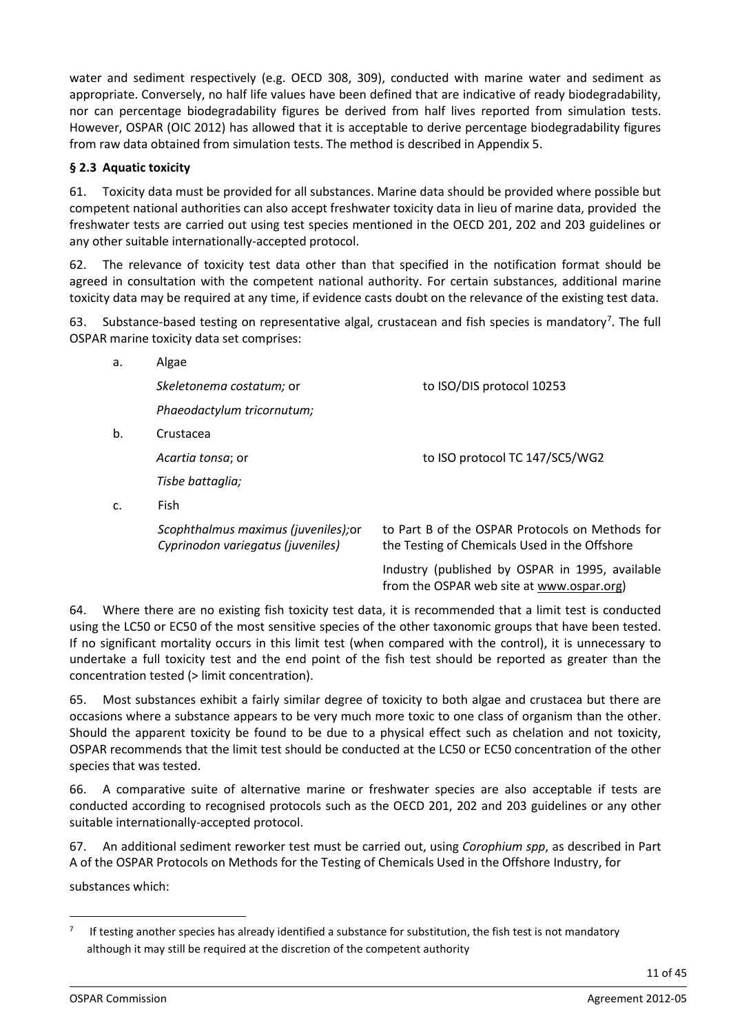water and sediment respectively (e.g. OECD 308, 309), conducted with marine water and sediment as appropriate. Conversely, no half life values have been defined that are indicative of ready biodegradability, nor can percentage biodegradability figures be derived from half lives reported from simulation tests. However, OSPAR (OIC 2012) has allowed that it is acceptable to derive percentage biodegradability figures from raw data obtained from simulation tests. The method is described in Appendix 5.

### § 2.3 Aquatic toxicity

61. Toxicity data must be provided for all substances. Marine data should be provided where possible but competent national authorities can also accept freshwater toxicity data in lieu of marine data, provided the freshwater tests are carried out using test species mentioned in the OECD 201, 202 and 203 guidelines or any other suitable internationally-accepted protocol.

62. The relevance of toxicity test data other than that specified in the notification format should be agreed in consultation with the competent national authority. For certain substances, additional marine toxicity data may be required at any time, if evidence casts doubt on the relevance of the existing test data.

63. Substance-based testing on representative algal, crustacean and fish species is mandatory[7]. The full OSPAR marine toxicity data set comprises:

a. Algae

*Skeletonema costatum;* or *Phaeodactylum tricornutum;* — to ISO/DIS protocol 10253

b. Crustacea

*Acartia tonsa*; or *Tisbe battaglia;* — to ISO protocol TC 147/SC5/WG2

c. Fish

*Scophthalmus maximus (juveniles);* or *Cyprinodon variegatus (juveniles)* — to Part B of the OSPAR Protocols on Methods for the Testing of Chemicals Used in the Offshore Industry (published by OSPAR in 1995, available from the OSPAR web site at www.ospar.org)

64. Where there are no existing fish toxicity test data, it is recommended that a limit test is conducted using the LC50 or EC50 of the most sensitive species of the other taxonomic groups that have been tested. If no significant mortality occurs in this limit test (when compared with the control), it is unnecessary to undertake a full toxicity test and the end point of the fish test should be reported as greater than the concentration tested (> limit concentration).

65. Most substances exhibit a fairly similar degree of toxicity to both algae and crustacea but there are occasions where a substance appears to be very much more toxic to one class of organism than the other. Should the apparent toxicity be found to be due to a physical effect such as chelation and not toxicity, OSPAR recommends that the limit test should be conducted at the LC50 or EC50 concentration of the other species that was tested.

66. A comparative suite of alternative marine or freshwater species are also acceptable if tests are conducted according to recognised protocols such as the OECD 201, 202 and 203 guidelines or any other suitable internationally-accepted protocol.

67. An additional sediment reworker test must be carried out, using *Corophium spp*, as described in Part A of the OSPAR Protocols on Methods for the Testing of Chemicals Used in the Offshore Industry, for

substances which:

---

[7] If testing another species has already identified a substance for substitution, the fish test is not mandatory although it may still be required at the discretion of the competent authority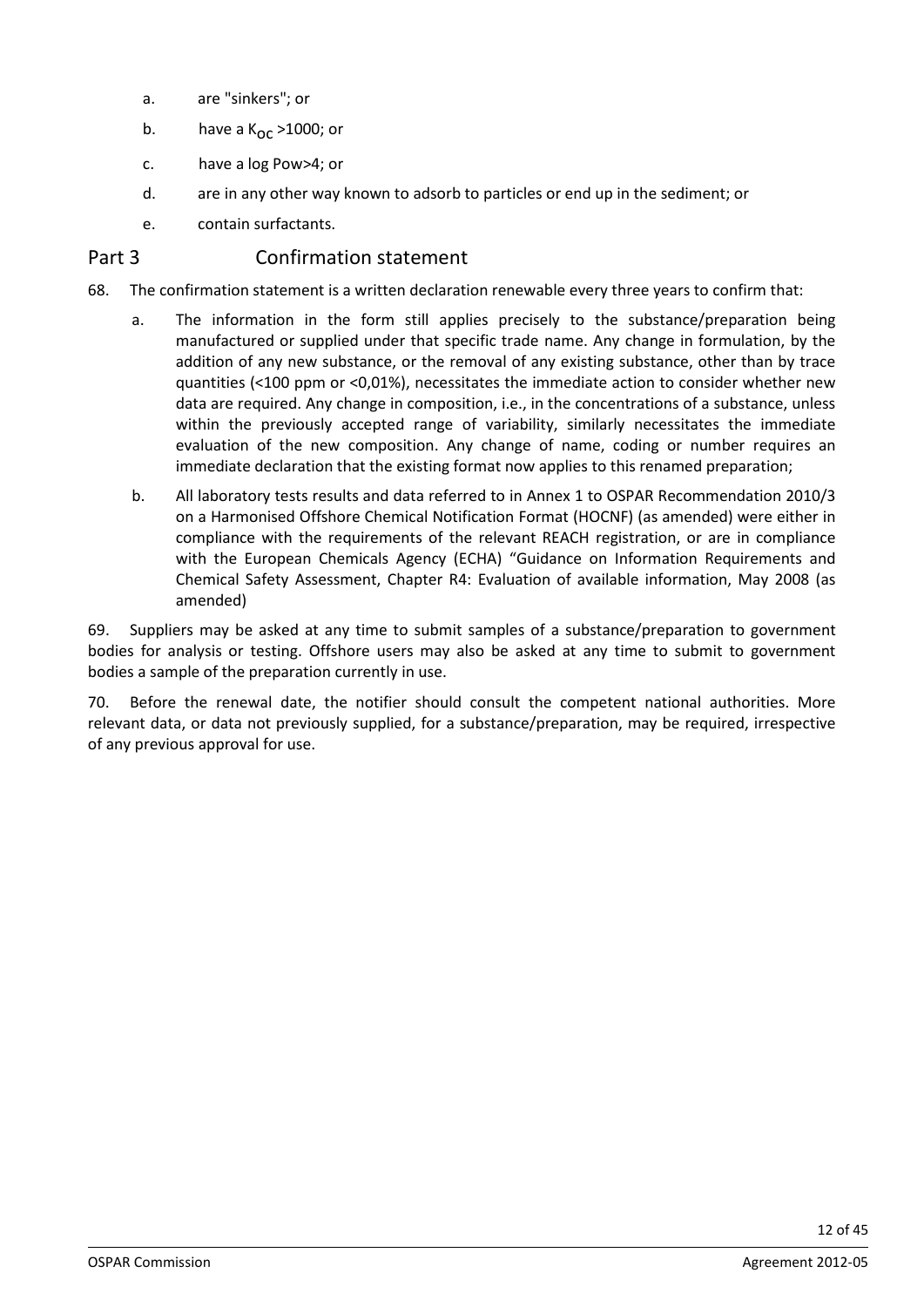a. are "sinkers"; or

b. have a $K_{OC}$ >1000; or

c. have a log Pow>4; or

d. are in any other way known to adsorb to particles or end up in the sediment; or

e. contain surfactants.

## Part 3 Confirmation statement

68. The confirmation statement is a written declaration renewable every three years to confirm that:

   a. The information in the form still applies precisely to the substance/preparation being manufactured or supplied under that specific trade name. Any change in formulation, by the addition of any new substance, or the removal of any existing substance, other than by trace quantities (<100 ppm or <0,01%), necessitates the immediate action to consider whether new data are required. Any change in composition, i.e., in the concentrations of a substance, unless within the previously accepted range of variability, similarly necessitates the immediate evaluation of the new composition. Any change of name, coding or number requires an immediate declaration that the existing format now applies to this renamed preparation;

   b. All laboratory tests results and data referred to in Annex 1 to OSPAR Recommendation 2010/3 on a Harmonised Offshore Chemical Notification Format (HOCNF) (as amended) were either in compliance with the requirements of the relevant REACH registration, or are in compliance with the European Chemicals Agency (ECHA) "Guidance on Information Requirements and Chemical Safety Assessment, Chapter R4: Evaluation of available information, May 2008 (as amended)

69. Suppliers may be asked at any time to submit samples of a substance/preparation to government bodies for analysis or testing. Offshore users may also be asked at any time to submit to government bodies a sample of the preparation currently in use.

70. Before the renewal date, the notifier should consult the competent national authorities. More relevant data, or data not previously supplied, for a substance/preparation, may be required, irrespective of any previous approval for use.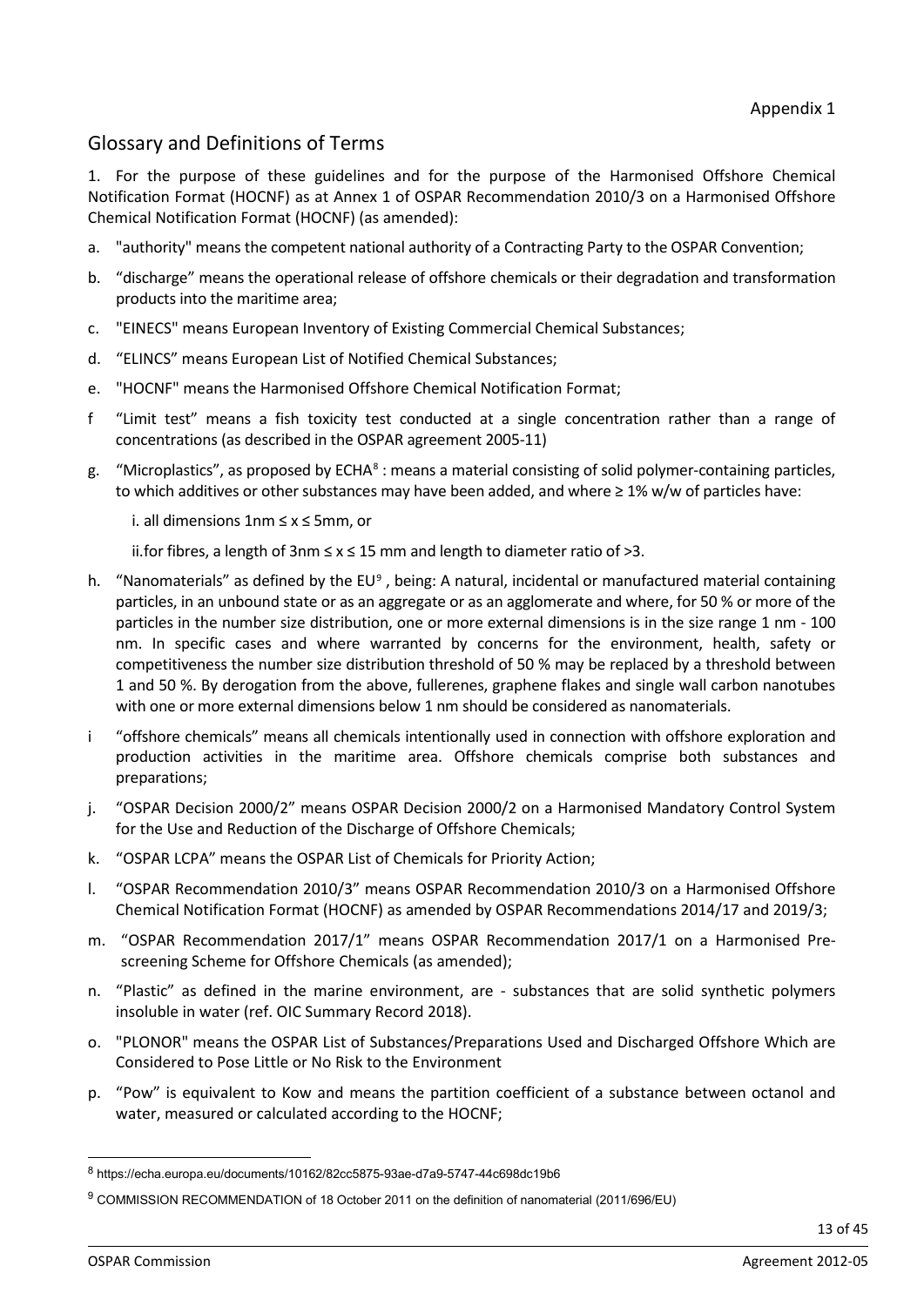Appendix 1

## Glossary and Definitions of Terms

1. For the purpose of these guidelines and for the purpose of the Harmonised Offshore Chemical Notification Format (HOCNF) as at Annex 1 of OSPAR Recommendation 2010/3 on a Harmonised Offshore Chemical Notification Format (HOCNF) (as amended):

a. "authority" means the competent national authority of a Contracting Party to the OSPAR Convention;

b. "discharge" means the operational release of offshore chemicals or their degradation and transformation products into the maritime area;

c. "EINECS" means European Inventory of Existing Commercial Chemical Substances;

d. "ELINCS" means European List of Notified Chemical Substances;

e. "HOCNF" means the Harmonised Offshore Chemical Notification Format;

f "Limit test" means a fish toxicity test conducted at a single concentration rather than a range of concentrations (as described in the OSPAR agreement 2005-11)

g. "Microplastics", as proposed by ECHA[8] : means a material consisting of solid polymer-containing particles, to which additives or other substances may have been added, and where ≥ 1% w/w of particles have:

   i. all dimensions 1nm ≤ x ≤ 5mm, or

   ii.for fibres, a length of 3nm ≤ x ≤ 15 mm and length to diameter ratio of >3.

h. "Nanomaterials" as defined by the EU[9] , being: A natural, incidental or manufactured material containing particles, in an unbound state or as an aggregate or as an agglomerate and where, for 50 % or more of the particles in the number size distribution, one or more external dimensions is in the size range 1 nm - 100 nm. In specific cases and where warranted by concerns for the environment, health, safety or competitiveness the number size distribution threshold of 50 % may be replaced by a threshold between 1 and 50 %. By derogation from the above, fullerenes, graphene flakes and single wall carbon nanotubes with one or more external dimensions below 1 nm should be considered as nanomaterials.

i "offshore chemicals" means all chemicals intentionally used in connection with offshore exploration and production activities in the maritime area. Offshore chemicals comprise both substances and preparations;

j. "OSPAR Decision 2000/2" means OSPAR Decision 2000/2 on a Harmonised Mandatory Control System for the Use and Reduction of the Discharge of Offshore Chemicals;

k. "OSPAR LCPA" means the OSPAR List of Chemicals for Priority Action;

l. "OSPAR Recommendation 2010/3" means OSPAR Recommendation 2010/3 on a Harmonised Offshore Chemical Notification Format (HOCNF) as amended by OSPAR Recommendations 2014/17 and 2019/3;

m. "OSPAR Recommendation 2017/1" means OSPAR Recommendation 2017/1 on a Harmonised Pre-screening Scheme for Offshore Chemicals (as amended);

n. "Plastic" as defined in the marine environment, are - substances that are solid synthetic polymers insoluble in water (ref. OIC Summary Record 2018).

o. "PLONOR" means the OSPAR List of Substances/Preparations Used and Discharged Offshore Which are Considered to Pose Little or No Risk to the Environment

p. "Pow" is equivalent to Kow and means the partition coefficient of a substance between octanol and water, measured or calculated according to the HOCNF;

---

[8] https://echa.europa.eu/documents/10162/82cc5875-93ae-d7a9-5747-44c698dc19b6

[9] COMMISSION RECOMMENDATION of 18 October 2011 on the definition of nanomaterial (2011/696/EU)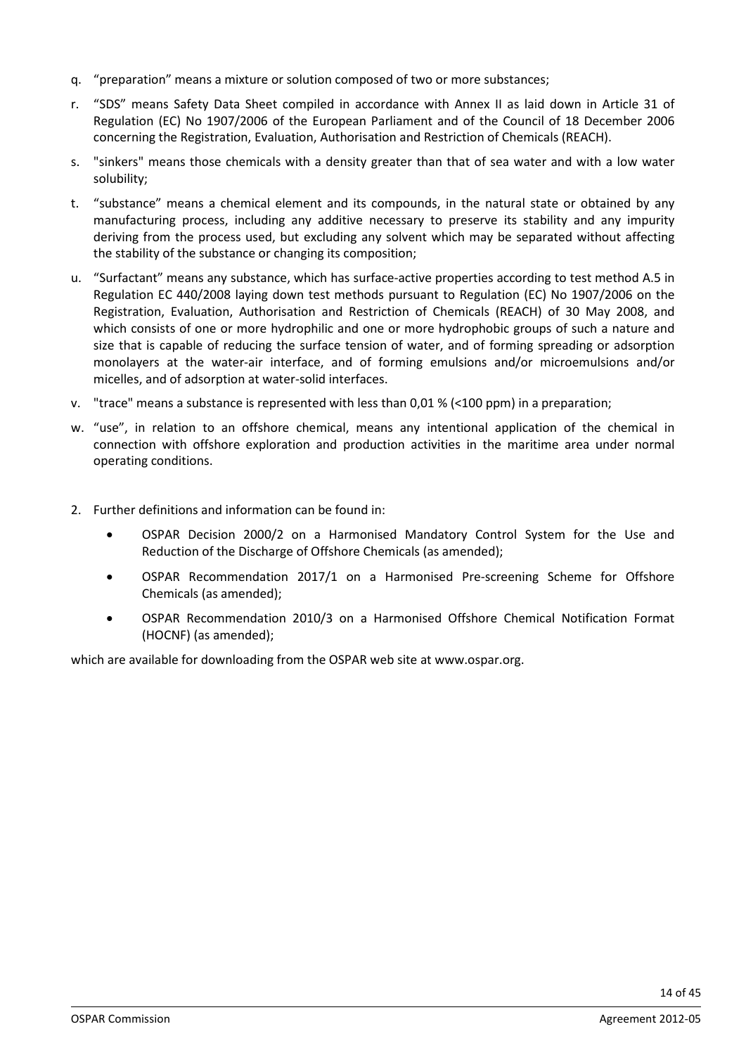q. "preparation" means a mixture or solution composed of two or more substances;

r. "SDS" means Safety Data Sheet compiled in accordance with Annex II as laid down in Article 31 of Regulation (EC) No 1907/2006 of the European Parliament and of the Council of 18 December 2006 concerning the Registration, Evaluation, Authorisation and Restriction of Chemicals (REACH).

s. "sinkers" means those chemicals with a density greater than that of sea water and with a low water solubility;

t. "substance" means a chemical element and its compounds, in the natural state or obtained by any manufacturing process, including any additive necessary to preserve its stability and any impurity deriving from the process used, but excluding any solvent which may be separated without affecting the stability of the substance or changing its composition;

u. "Surfactant" means any substance, which has surface-active properties according to test method A.5 in Regulation EC 440/2008 laying down test methods pursuant to Regulation (EC) No 1907/2006 on the Registration, Evaluation, Authorisation and Restriction of Chemicals (REACH) of 30 May 2008, and which consists of one or more hydrophilic and one or more hydrophobic groups of such a nature and size that is capable of reducing the surface tension of water, and of forming spreading or adsorption monolayers at the water-air interface, and of forming emulsions and/or microemulsions and/or micelles, and of adsorption at water-solid interfaces.

v. "trace" means a substance is represented with less than 0,01 % (<100 ppm) in a preparation;

w. "use", in relation to an offshore chemical, means any intentional application of the chemical in connection with offshore exploration and production activities in the maritime area under normal operating conditions.

2. Further definitions and information can be found in:

- OSPAR Decision 2000/2 on a Harmonised Mandatory Control System for the Use and Reduction of the Discharge of Offshore Chemicals (as amended);
- OSPAR Recommendation 2017/1 on a Harmonised Pre-screening Scheme for Offshore Chemicals (as amended);
- OSPAR Recommendation 2010/3 on a Harmonised Offshore Chemical Notification Format (HOCNF) (as amended);

which are available for downloading from the OSPAR web site at www.ospar.org.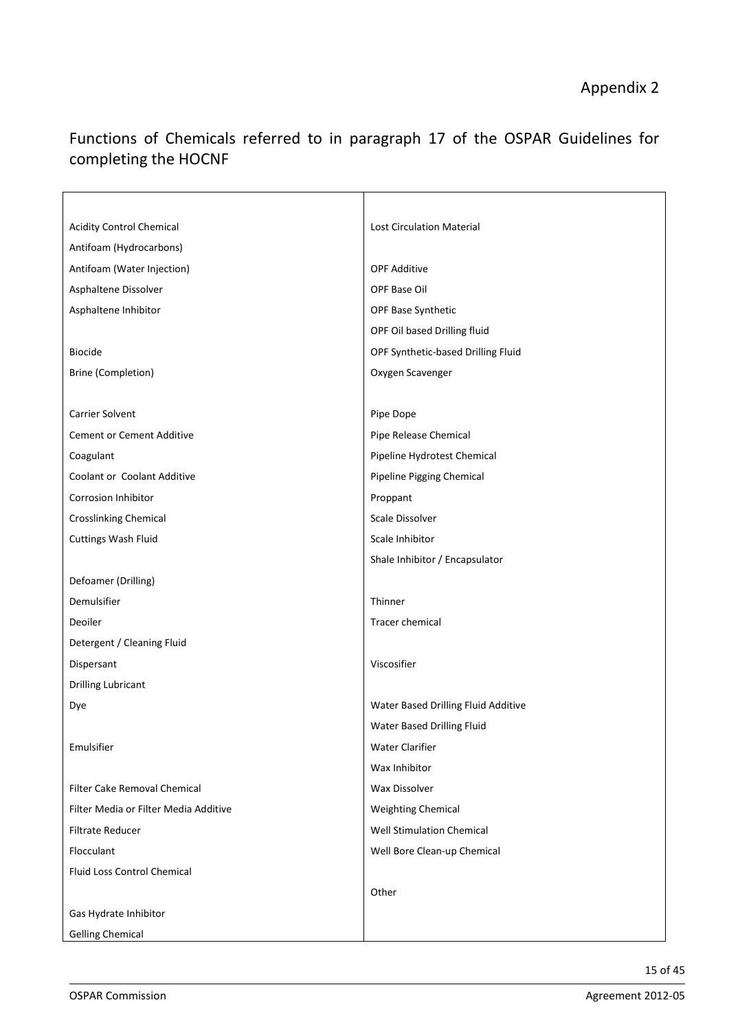# Appendix 2

## Functions of Chemicals referred to in paragraph 17 of the OSPAR Guidelines for completing the HOCNF

| | |
|---|---|
| Acidity Control Chemical | Lost Circulation Material |
| Antifoam (Hydrocarbons) | |
| Antifoam (Water Injection) | OPF Additive |
| Asphaltene Dissolver | OPF Base Oil |
| Asphaltene Inhibitor | OPF Base Synthetic |
| | OPF Oil based Drilling fluid |
| Biocide | OPF Synthetic-based Drilling Fluid |
| Brine (Completion) | Oxygen Scavenger |
| | |
| Carrier Solvent | Pipe Dope |
| Cement or Cement Additive | Pipe Release Chemical |
| Coagulant | Pipeline Hydrotest Chemical |
| Coolant or Coolant Additive | Pipeline Pigging Chemical |
| Corrosion Inhibitor | Proppant |
| Crosslinking Chemical | Scale Dissolver |
| Cuttings Wash Fluid | Scale Inhibitor |
| | Shale Inhibitor / Encapsulator |
| Defoamer (Drilling) | |
| Demulsifier | Thinner |
| Deoiler | Tracer chemical |
| Detergent / Cleaning Fluid | |
| Dispersant | Viscosifier |
| Drilling Lubricant | |
| Dye | Water Based Drilling Fluid Additive |
| | Water Based Drilling Fluid |
| Emulsifier | Water Clarifier |
| | Wax Inhibitor |
| Filter Cake Removal Chemical | Wax Dissolver |
| Filter Media or Filter Media Additive | Weighting Chemical |
| Filtrate Reducer | Well Stimulation Chemical |
| Flocculant | Well Bore Clean-up Chemical |
| Fluid Loss Control Chemical | |
| | Other |
| Gas Hydrate Inhibitor | |
| Gelling Chemical | |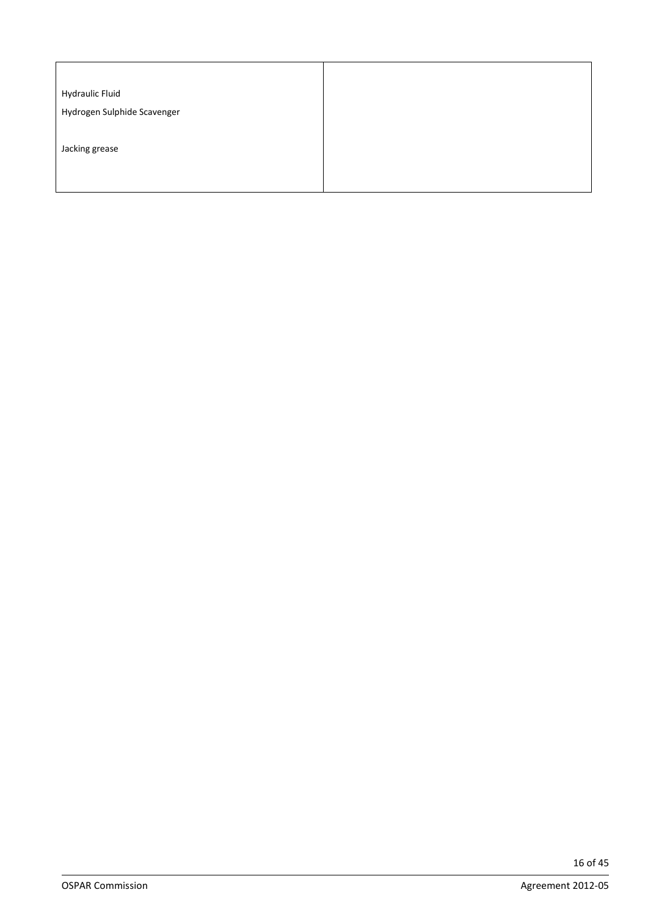| | |
|---|---|
| Hydraulic Fluid<br>Hydrogen Sulphide Scavenger<br><br>Jacking grease | |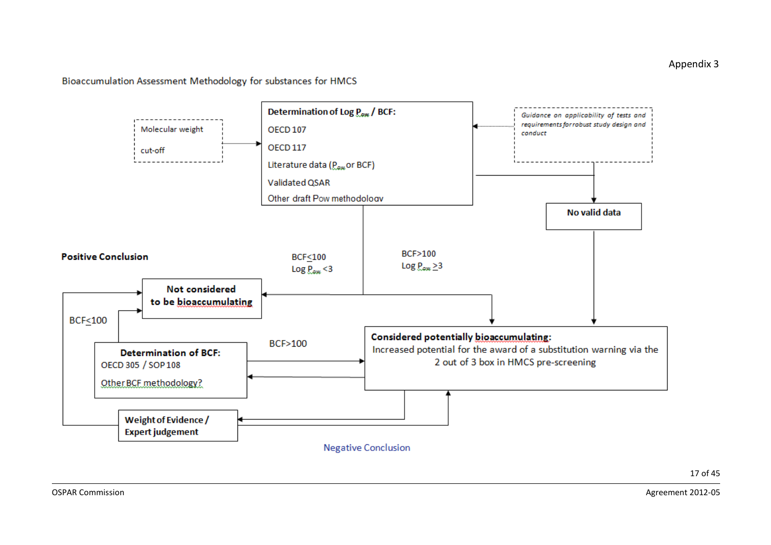Appendix 3

Bioaccumulation Assessment Methodology for substances for HMCS

**Determination of Log $P_{ow}$ / BCF:**

OECD 107

OECD 117

Literature data ($P_{ow}$ or BCF)

Validated QSAR

Other draft Pow methodology

Molecular weight cut-off

*Guidance on applicability of tests and requirements for robust study design and conduct*

**No valid data**

**Positive Conclusion**

BCF≤100
Log $P_{ow}$ <3

BCF>100
Log $P_{ow}$ ≥3

**Not considered to be bioaccumulating**

BCF≤100

**Determination of BCF:**
OECD 305 / SOP 108
Other BCF methodology?

BCF>100

**Considered potentially bioaccumulating:**
Increased potential for the award of a substitution warning via the 2 out of 3 box in HMCS pre-screening

**Weight of Evidence / Expert judgement**

Negative Conclusion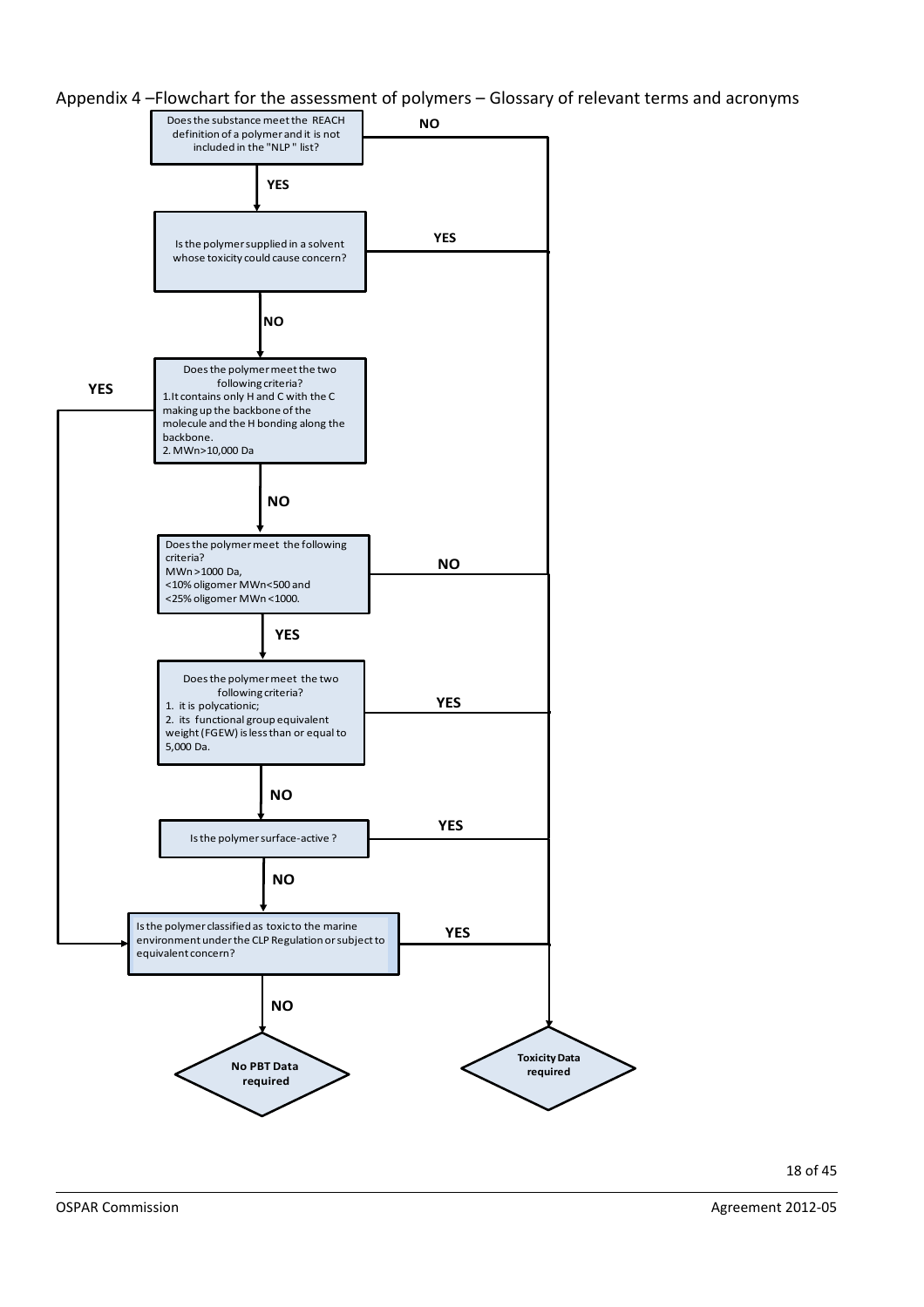Appendix 4 –Flowchart for the assessment of polymers – Glossary of relevant terms and acronyms

Does the substance meet the REACH definition of a polymer and it is not included in the "NLP" list?

- NO → Toxicity Data required
- YES ↓

Is the polymer supplied in a solvent whose toxicity could cause concern?

- YES → Toxicity Data required
- NO ↓

Does the polymer meet the two following criteria?
1. It contains only H and C with the C making up the backbone of the molecule and the H bonding along the backbone.
2. MWn>10,000 Da

- YES → Is the polymer classified as toxic to the marine environment under the CLP Regulation or subject to equivalent concern?
- NO ↓

Does the polymer meet the following criteria?
MWn >1000 Da,
<10% oligomer MWn<500 and
<25% oligomer MWn <1000.

- NO → Toxicity Data required
- YES ↓

Does the polymer meet the two following criteria?
1. it is polycationic;
2. its functional group equivalent weight (FGEW) is less than or equal to 5,000 Da.

- YES → Toxicity Data required
- NO ↓

Is the polymer surface-active ?

- YES → Toxicity Data required
- NO ↓

Is the polymer classified as toxic to the marine environment under the CLP Regulation or subject to equivalent concern?

- YES → Toxicity Data required
- NO → No PBT Data required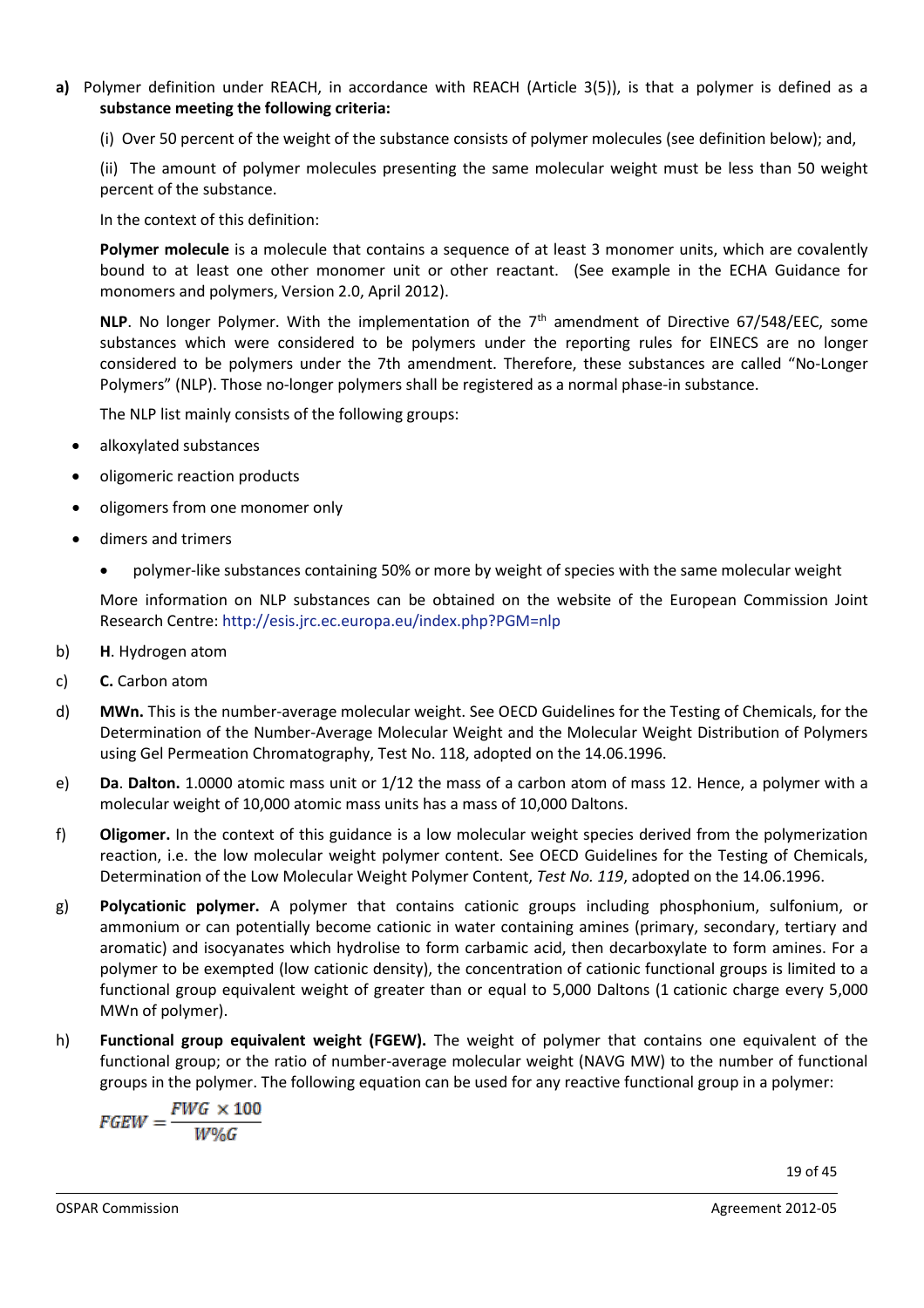**a)** Polymer definition under REACH, in accordance with REACH (Article 3(5)), is that a polymer is defined as a **substance meeting the following criteria:**

(i) Over 50 percent of the weight of the substance consists of polymer molecules (see definition below); and,

(ii) The amount of polymer molecules presenting the same molecular weight must be less than 50 weight percent of the substance.

In the context of this definition:

**Polymer molecule** is a molecule that contains a sequence of at least 3 monomer units, which are covalently bound to at least one other monomer unit or other reactant. (See example in the ECHA Guidance for monomers and polymers, Version 2.0, April 2012).

**NLP**. No longer Polymer. With the implementation of the 7th amendment of Directive 67/548/EEC, some substances which were considered to be polymers under the reporting rules for EINECS are no longer considered to be polymers under the 7th amendment. Therefore, these substances are called "No-Longer Polymers" (NLP). Those no-longer polymers shall be registered as a normal phase-in substance.

The NLP list mainly consists of the following groups:

- alkoxylated substances
- oligomeric reaction products
- oligomers from one monomer only
- dimers and trimers
  - polymer-like substances containing 50% or more by weight of species with the same molecular weight

More information on NLP substances can be obtained on the website of the European Commission Joint Research Centre: http://esis.jrc.ec.europa.eu/index.php?PGM=nlp

b) **H**. Hydrogen atom

c) **C.** Carbon atom

d) **MWn.** This is the number-average molecular weight. See OECD Guidelines for the Testing of Chemicals, for the Determination of the Number-Average Molecular Weight and the Molecular Weight Distribution of Polymers using Gel Permeation Chromatography, Test No. 118, adopted on the 14.06.1996.

e) **Da**. **Dalton.** 1.0000 atomic mass unit or 1/12 the mass of a carbon atom of mass 12. Hence, a polymer with a molecular weight of 10,000 atomic mass units has a mass of 10,000 Daltons.

f) **Oligomer.** In the context of this guidance is a low molecular weight species derived from the polymerization reaction, i.e. the low molecular weight polymer content. See OECD Guidelines for the Testing of Chemicals, Determination of the Low Molecular Weight Polymer Content, *Test No. 119*, adopted on the 14.06.1996.

g) **Polycationic polymer.** A polymer that contains cationic groups including phosphonium, sulfonium, or ammonium or can potentially become cationic in water containing amines (primary, secondary, tertiary and aromatic) and isocyanates which hydrolise to form carbamic acid, then decarboxylate to form amines. For a polymer to be exempted (low cationic density), the concentration of cationic functional groups is limited to a functional group equivalent weight of greater than or equal to 5,000 Daltons (1 cationic charge every 5,000 MWn of polymer).

h) **Functional group equivalent weight (FGEW).** The weight of polymer that contains one equivalent of the functional group; or the ratio of number-average molecular weight (NAVG MW) to the number of functional groups in the polymer. The following equation can be used for any reactive functional group in a polymer:

$$FGEW = \frac{FWG \times 100}{W\%G}$$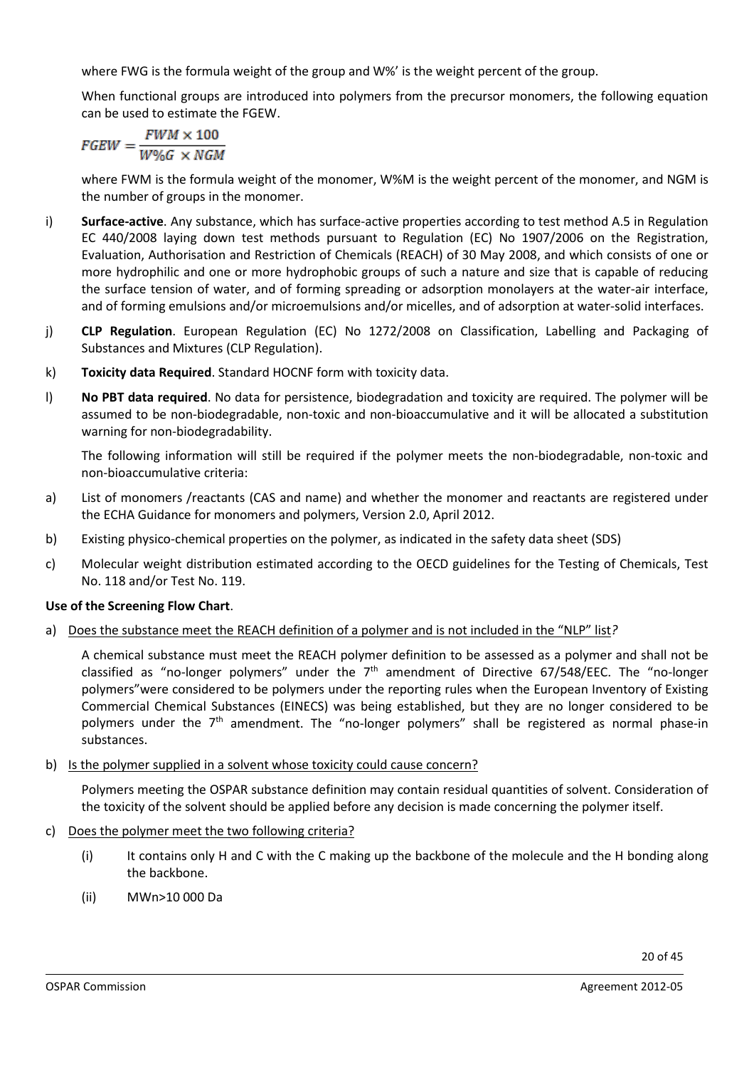where FWG is the formula weight of the group and W%' is the weight percent of the group.

When functional groups are introduced into polymers from the precursor monomers, the following equation can be used to estimate the FGEW.

$$FGEW = \frac{FWM \times 100}{W\%G \times NGM}$$

where FWM is the formula weight of the monomer, W%M is the weight percent of the monomer, and NGM is the number of groups in the monomer.

i) **Surface-active**. Any substance, which has surface-active properties according to test method A.5 in Regulation EC 440/2008 laying down test methods pursuant to Regulation (EC) No 1907/2006 on the Registration, Evaluation, Authorisation and Restriction of Chemicals (REACH) of 30 May 2008, and which consists of one or more hydrophilic and one or more hydrophobic groups of such a nature and size that is capable of reducing the surface tension of water, and of forming spreading or adsorption monolayers at the water-air interface, and of forming emulsions and/or microemulsions and/or micelles, and of adsorption at water-solid interfaces.

j) **CLP Regulation**. European Regulation (EC) No 1272/2008 on Classification, Labelling and Packaging of Substances and Mixtures (CLP Regulation).

k) **Toxicity data Required**. Standard HOCNF form with toxicity data.

l) **No PBT data required**. No data for persistence, biodegradation and toxicity are required. The polymer will be assumed to be non-biodegradable, non-toxic and non-bioaccumulative and it will be allocated a substitution warning for non-biodegradability.

The following information will still be required if the polymer meets the non-biodegradable, non-toxic and non-bioaccumulative criteria:

a) List of monomers /reactants (CAS and name) and whether the monomer and reactants are registered under the ECHA Guidance for monomers and polymers, Version 2.0, April 2012.

b) Existing physico-chemical properties on the polymer, as indicated in the safety data sheet (SDS)

c) Molecular weight distribution estimated according to the OECD guidelines for the Testing of Chemicals, Test No. 118 and/or Test No. 119.

**Use of the Screening Flow Chart**.

a) Does the substance meet the REACH definition of a polymer and is not included in the "NLP" list*?*

A chemical substance must meet the REACH polymer definition to be assessed as a polymer and shall not be classified as "no-longer polymers" under the 7th amendment of Directive 67/548/EEC. The "no-longer polymers"were considered to be polymers under the reporting rules when the European Inventory of Existing Commercial Chemical Substances (EINECS) was being established, but they are no longer considered to be polymers under the 7th amendment. The "no-longer polymers" shall be registered as normal phase-in substances.

b) Is the polymer supplied in a solvent whose toxicity could cause concern?

Polymers meeting the OSPAR substance definition may contain residual quantities of solvent. Consideration of the toxicity of the solvent should be applied before any decision is made concerning the polymer itself.

c) Does the polymer meet the two following criteria?

(i) It contains only H and C with the C making up the backbone of the molecule and the H bonding along the backbone.

(ii) MWn>10 000 Da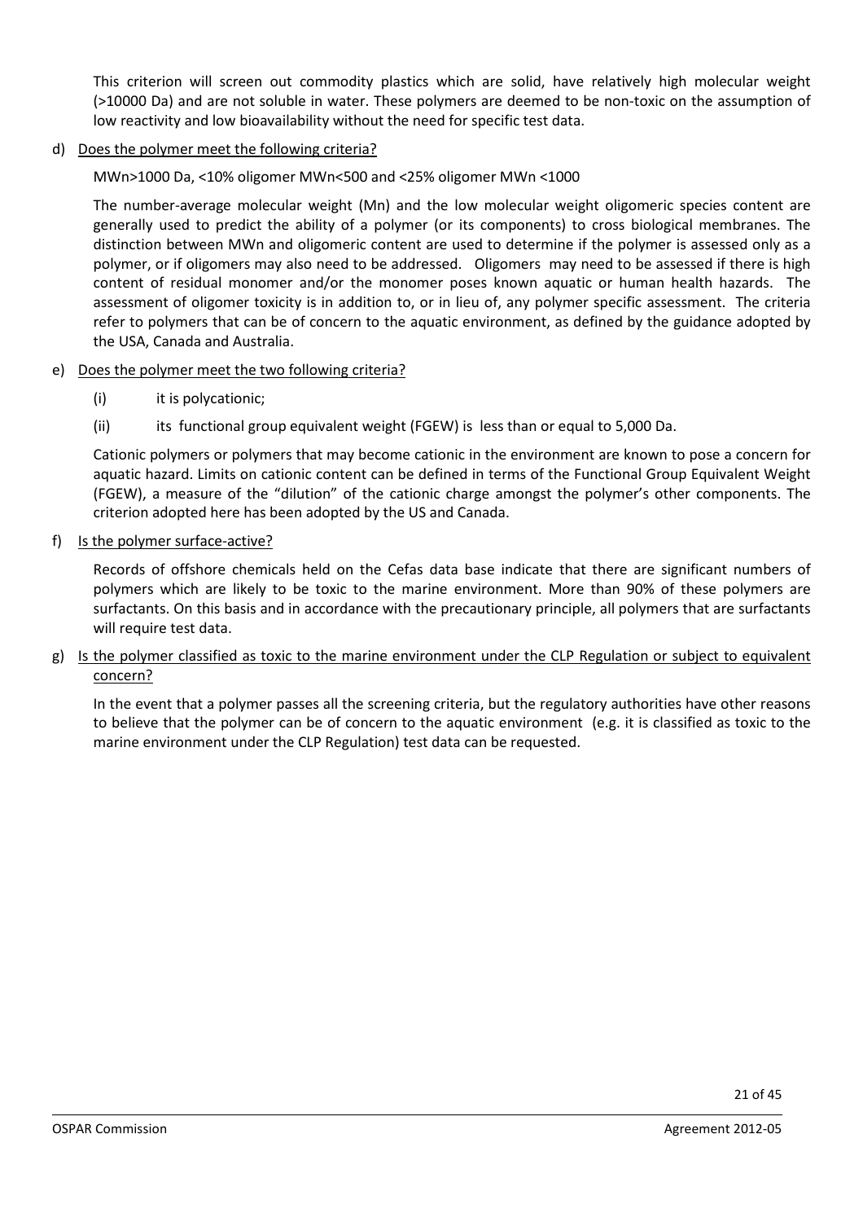This criterion will screen out commodity plastics which are solid, have relatively high molecular weight (>10000 Da) and are not soluble in water. These polymers are deemed to be non-toxic on the assumption of low reactivity and low bioavailability without the need for specific test data.

d) <u>Does the polymer meet the following criteria?</u>

MWn>1000 Da, <10% oligomer MWn<500 and <25% oligomer MWn <1000

The number-average molecular weight (Mn) and the low molecular weight oligomeric species content are generally used to predict the ability of a polymer (or its components) to cross biological membranes. The distinction between MWn and oligomeric content are used to determine if the polymer is assessed only as a polymer, or if oligomers may also need to be addressed. Oligomers may need to be assessed if there is high content of residual monomer and/or the monomer poses known aquatic or human health hazards. The assessment of oligomer toxicity is in addition to, or in lieu of, any polymer specific assessment. The criteria refer to polymers that can be of concern to the aquatic environment, as defined by the guidance adopted by the USA, Canada and Australia.

e) <u>Does the polymer meet the two following criteria?</u>

(i) it is polycationic;

(ii) its functional group equivalent weight (FGEW) is less than or equal to 5,000 Da.

Cationic polymers or polymers that may become cationic in the environment are known to pose a concern for aquatic hazard. Limits on cationic content can be defined in terms of the Functional Group Equivalent Weight (FGEW), a measure of the "dilution" of the cationic charge amongst the polymer's other components. The criterion adopted here has been adopted by the US and Canada.

f) <u>Is the polymer surface-active?</u>

Records of offshore chemicals held on the Cefas data base indicate that there are significant numbers of polymers which are likely to be toxic to the marine environment. More than 90% of these polymers are surfactants. On this basis and in accordance with the precautionary principle, all polymers that are surfactants will require test data.

g) <u>Is the polymer classified as toxic to the marine environment under the CLP Regulation or subject to equivalent concern?</u>

In the event that a polymer passes all the screening criteria, but the regulatory authorities have other reasons to believe that the polymer can be of concern to the aquatic environment (e.g. it is classified as toxic to the marine environment under the CLP Regulation) test data can be requested.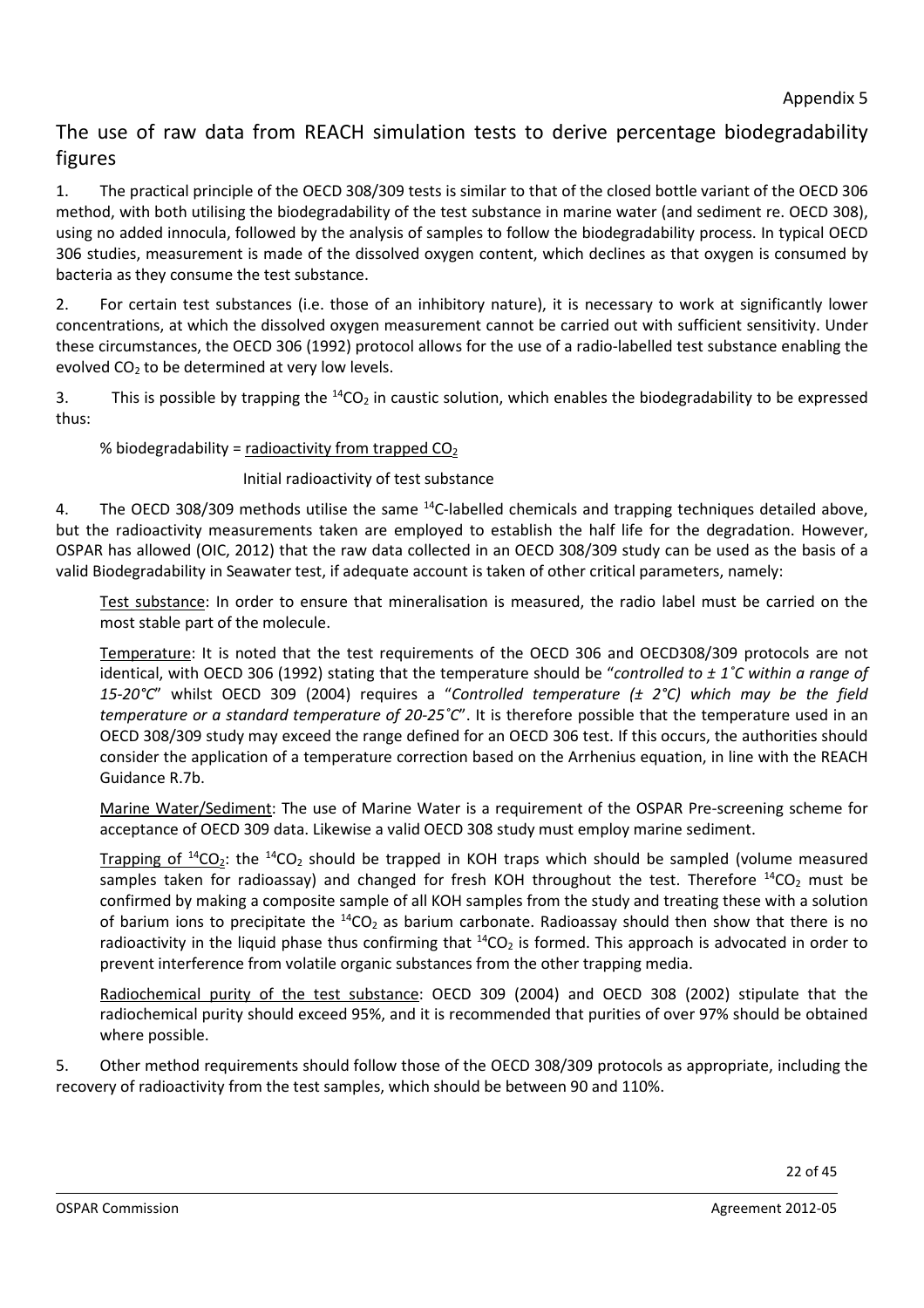Appendix 5

## The use of raw data from REACH simulation tests to derive percentage biodegradability figures

1. The practical principle of the OECD 308/309 tests is similar to that of the closed bottle variant of the OECD 306 method, with both utilising the biodegradability of the test substance in marine water (and sediment re. OECD 308), using no added innocula, followed by the analysis of samples to follow the biodegradability process. In typical OECD 306 studies, measurement is made of the dissolved oxygen content, which declines as that oxygen is consumed by bacteria as they consume the test substance.

2. For certain test substances (i.e. those of an inhibitory nature), it is necessary to work at significantly lower concentrations, at which the dissolved oxygen measurement cannot be carried out with sufficient sensitivity. Under these circumstances, the OECD 306 (1992) protocol allows for the use of a radio-labelled test substance enabling the evolved $CO_2$ to be determined at very low levels.

3. This is possible by trapping the $^{14}CO_2$ in caustic solution, which enables the biodegradability to be expressed thus:

$$\% \text{ biodegradability} = \frac{\text{radioactivity from trapped } CO_2}{\text{Initial radioactivity of test substance}}$$

4. The OECD 308/309 methods utilise the same $^{14}$C-labelled chemicals and trapping techniques detailed above, but the radioactivity measurements taken are employed to establish the half life for the degradation. However, OSPAR has allowed (OIC, 2012) that the raw data collected in an OECD 308/309 study can be used as the basis of a valid Biodegradability in Seawater test, if adequate account is taken of other critical parameters, namely:

   Test substance: In order to ensure that mineralisation is measured, the radio label must be carried on the most stable part of the molecule.

   Temperature: It is noted that the test requirements of the OECD 306 and OECD308/309 protocols are not identical, with OECD 306 (1992) stating that the temperature should be "*controlled to ± 1˚C within a range of 15-20°C*" whilst OECD 309 (2004) requires a "*Controlled temperature (± 2°C) which may be the field temperature or a standard temperature of 20-25˚C*". It is therefore possible that the temperature used in an OECD 308/309 study may exceed the range defined for an OECD 306 test. If this occurs, the authorities should consider the application of a temperature correction based on the Arrhenius equation, in line with the REACH Guidance R.7b.

   Marine Water/Sediment: The use of Marine Water is a requirement of the OSPAR Pre-screening scheme for acceptance of OECD 309 data. Likewise a valid OECD 308 study must employ marine sediment.

   Trapping of $^{14}CO_2$: the $^{14}CO_2$ should be trapped in KOH traps which should be sampled (volume measured samples taken for radioassay) and changed for fresh KOH throughout the test. Therefore $^{14}CO_2$ must be confirmed by making a composite sample of all KOH samples from the study and treating these with a solution of barium ions to precipitate the $^{14}CO_2$ as barium carbonate. Radioassay should then show that there is no radioactivity in the liquid phase thus confirming that $^{14}CO_2$ is formed. This approach is advocated in order to prevent interference from volatile organic substances from the other trapping media.

   Radiochemical purity of the test substance: OECD 309 (2004) and OECD 308 (2002) stipulate that the radiochemical purity should exceed 95%, and it is recommended that purities of over 97% should be obtained where possible.

5. Other method requirements should follow those of the OECD 308/309 protocols as appropriate, including the recovery of radioactivity from the test samples, which should be between 90 and 110%.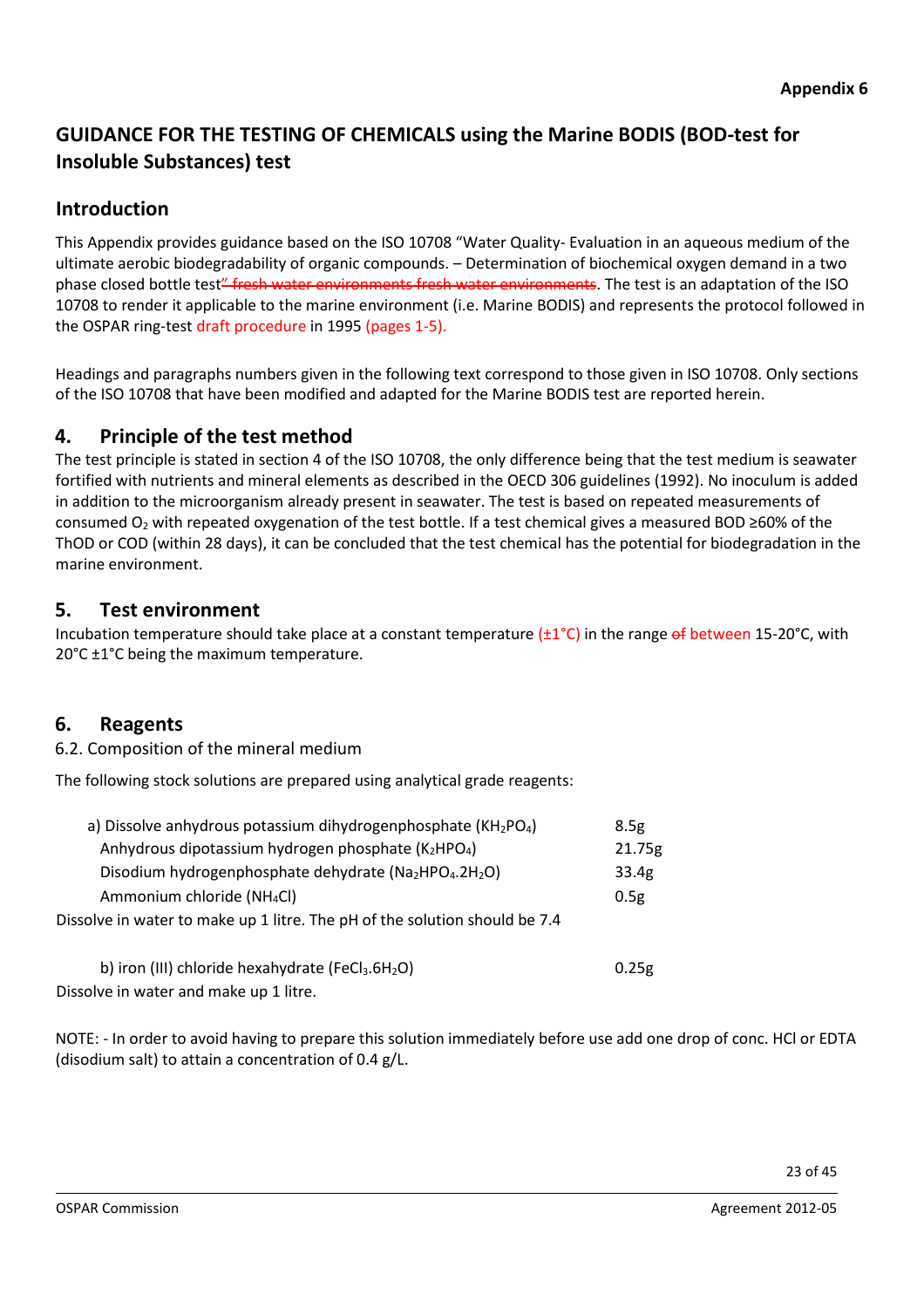**Appendix 6**

# GUIDANCE FOR THE TESTING OF CHEMICALS using the Marine BODIS (BOD-test for Insoluble Substances) test

## Introduction

This Appendix provides guidance based on the ISO 10708 "Water Quality- Evaluation in an aqueous medium of the ultimate aerobic biodegradability of organic compounds. – Determination of biochemical oxygen demand in a two phase closed bottle test~~" fresh water environments fresh water environments~~. The test is an adaptation of the ISO 10708 to render it applicable to the marine environment (i.e. Marine BODIS) and represents the protocol followed in the OSPAR ring-test draft procedure in 1995 (pages 1-5).

Headings and paragraphs numbers given in the following text correspond to those given in ISO 10708. Only sections of the ISO 10708 that have been modified and adapted for the Marine BODIS test are reported herein.

## 4. Principle of the test method

The test principle is stated in section 4 of the ISO 10708, the only difference being that the test medium is seawater fortified with nutrients and mineral elements as described in the OECD 306 guidelines (1992). No inoculum is added in addition to the microorganism already present in seawater. The test is based on repeated measurements of consumed $O_2$ with repeated oxygenation of the test bottle. If a test chemical gives a measured BOD ≥60% of the ThOD or COD (within 28 days), it can be concluded that the test chemical has the potential for biodegradation in the marine environment.

## 5. Test environment

Incubation temperature should take place at a constant temperature (±1°C) in the range ~~of~~ between 15-20°C, with 20°C ±1°C being the maximum temperature.

## 6. Reagents

6.2. Composition of the mineral medium

The following stock solutions are prepared using analytical grade reagents:

| | |
|---|---|
| a) Dissolve anhydrous potassium dihydrogenphosphate ($KH_2PO_4$) | 8.5g |
| Anhydrous dipotassium hydrogen phosphate ($K_2HPO_4$) | 21.75g |
| Disodium hydrogenphosphate dehydrate ($Na_2HPO_4.2H_2O$) | 33.4g |
| Ammonium chloride ($NH_4Cl$) | 0.5g |

Dissolve in water to make up 1 litre. The pH of the solution should be 7.4

| | |
|---|---|
| b) iron (III) chloride hexahydrate ($FeCl_3.6H_2O$) | 0.25g |

Dissolve in water and make up 1 litre.

NOTE: - In order to avoid having to prepare this solution immediately before use add one drop of conc. HCl or EDTA (disodium salt) to attain a concentration of 0.4 g/L.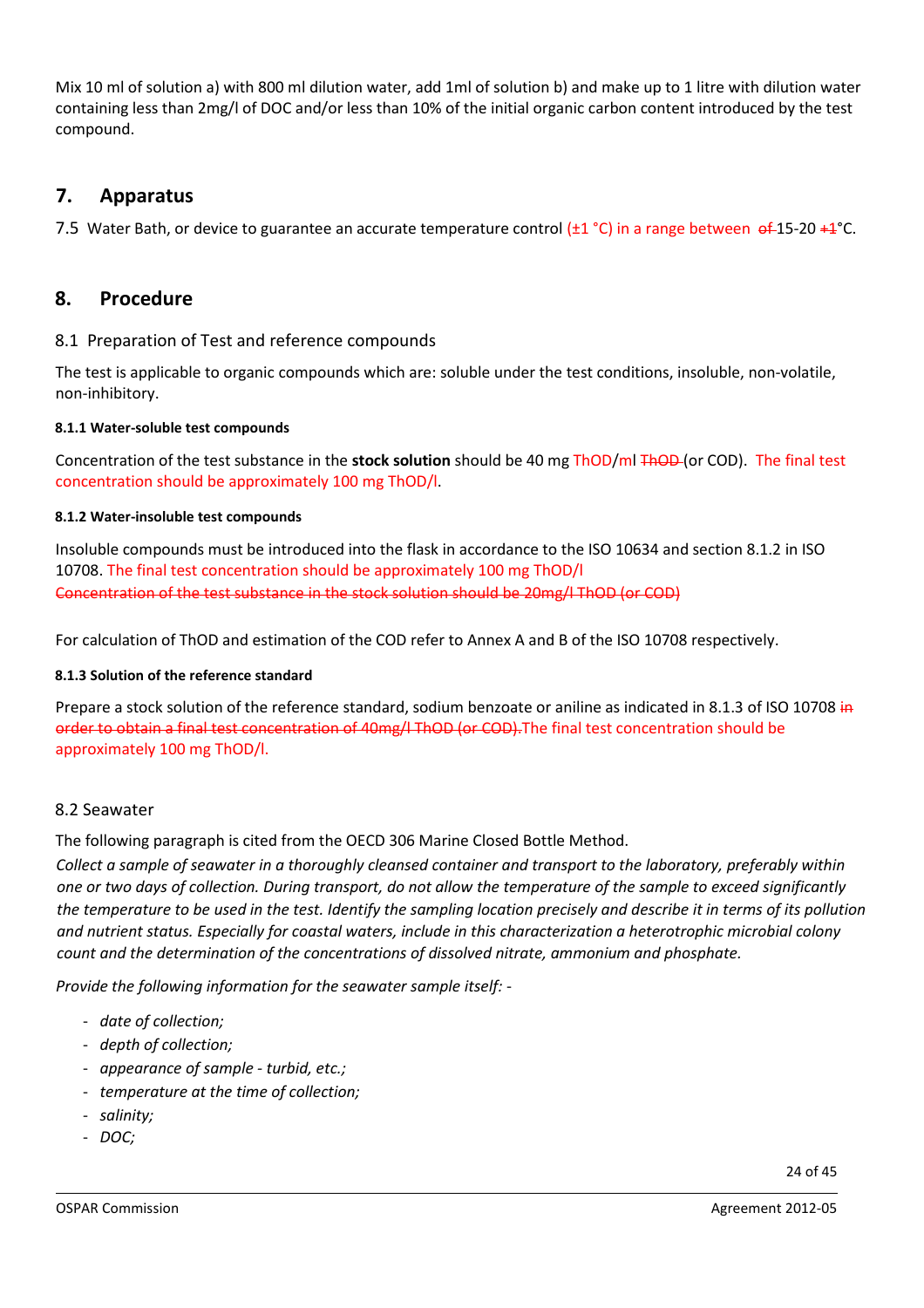Mix 10 ml of solution a) with 800 ml dilution water, add 1ml of solution b) and make up to 1 litre with dilution water containing less than 2mg/l of DOC and/or less than 10% of the initial organic carbon content introduced by the test compound.

## 7. Apparatus

7.5 Water Bath, or device to guarantee an accurate temperature control (±1 °C) in a range between ~~of~~ 15-20 ~~±1~~°C.

## 8. Procedure

### 8.1 Preparation of Test and reference compounds

The test is applicable to organic compounds which are: soluble under the test conditions, insoluble, non-volatile, non-inhibitory.

#### 8.1.1 Water-soluble test compounds

Concentration of the test substance in the **stock solution** should be 40 mg ThOD/ml ~~ThOD~~ (or COD). The final test concentration should be approximately 100 mg ThOD/l.

#### 8.1.2 Water-insoluble test compounds

Insoluble compounds must be introduced into the flask in accordance to the ISO 10634 and section 8.1.2 in ISO 10708. The final test concentration should be approximately 100 mg ThOD/l
~~Concentration of the test substance in the stock solution should be 20mg/l ThOD (or COD)~~

For calculation of ThOD and estimation of the COD refer to Annex A and B of the ISO 10708 respectively.

#### 8.1.3 Solution of the reference standard

Prepare a stock solution of the reference standard, sodium benzoate or aniline as indicated in 8.1.3 of ISO 10708 ~~in order to obtain a final test concentration of 40mg/l ThOD (or COD).~~The final test concentration should be approximately 100 mg ThOD/l.

### 8.2 Seawater

The following paragraph is cited from the OECD 306 Marine Closed Bottle Method.

*Collect a sample of seawater in a thoroughly cleansed container and transport to the laboratory, preferably within one or two days of collection. During transport, do not allow the temperature of the sample to exceed significantly the temperature to be used in the test. Identify the sampling location precisely and describe it in terms of its pollution and nutrient status. Especially for coastal waters, include in this characterization a heterotrophic microbial colony count and the determination of the concentrations of dissolved nitrate, ammonium and phosphate.*

*Provide the following information for the seawater sample itself: -*

- *date of collection;*
- *depth of collection;*
- *appearance of sample - turbid, etc.;*
- *temperature at the time of collection;*
- *salinity;*
- *DOC;*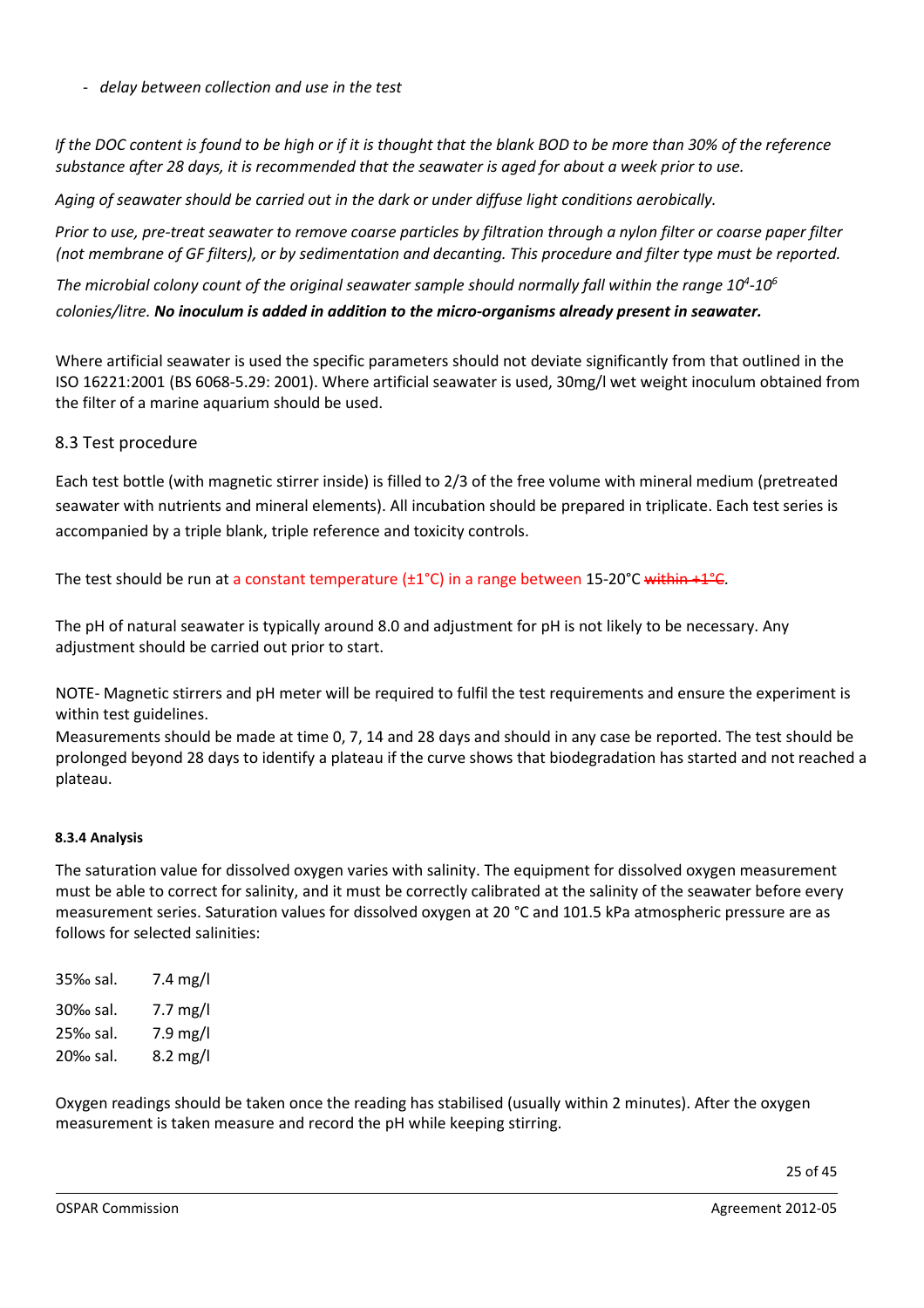- *delay between collection and use in the test*

*If the DOC content is found to be high or if it is thought that the blank BOD to be more than 30% of the reference substance after 28 days, it is recommended that the seawater is aged for about a week prior to use.*

*Aging of seawater should be carried out in the dark or under diffuse light conditions aerobically.*

*Prior to use, pre-treat seawater to remove coarse particles by filtration through a nylon filter or coarse paper filter (not membrane of GF filters), or by sedimentation and decanting. This procedure and filter type must be reported.*

*The microbial colony count of the original seawater sample should normally fall within the range $10^4$-$10^6$ colonies/litre.* ***No inoculum is added in addition to the micro-organisms already present in seawater.***

Where artificial seawater is used the specific parameters should not deviate significantly from that outlined in the ISO 16221:2001 (BS 6068-5.29: 2001). Where artificial seawater is used, 30mg/l wet weight inoculum obtained from the filter of a marine aquarium should be used.

## 8.3 Test procedure

Each test bottle (with magnetic stirrer inside) is filled to 2/3 of the free volume with mineral medium (pretreated seawater with nutrients and mineral elements). All incubation should be prepared in triplicate. Each test series is accompanied by a triple blank, triple reference and toxicity controls.

The test should be run at a constant temperature (±1°C) in a range between 15-20°C ~~within +1°C~~.

The pH of natural seawater is typically around 8.0 and adjustment for pH is not likely to be necessary. Any adjustment should be carried out prior to start.

NOTE- Magnetic stirrers and pH meter will be required to fulfil the test requirements and ensure the experiment is within test guidelines.
Measurements should be made at time 0, 7, 14 and 28 days and should in any case be reported. The test should be prolonged beyond 28 days to identify a plateau if the curve shows that biodegradation has started and not reached a plateau.

#### 8.3.4 Analysis

The saturation value for dissolved oxygen varies with salinity. The equipment for dissolved oxygen measurement must be able to correct for salinity, and it must be correctly calibrated at the salinity of the seawater before every measurement series. Saturation values for dissolved oxygen at 20 °C and 101.5 kPa atmospheric pressure are as follows for selected salinities:

| | |
|---|---|
| 35‰ sal. | 7.4 mg/l |
| 30‰ sal. | 7.7 mg/l |
| 25‰ sal. | 7.9 mg/l |
| 20‰ sal. | 8.2 mg/l |

Oxygen readings should be taken once the reading has stabilised (usually within 2 minutes). After the oxygen measurement is taken measure and record the pH while keeping stirring.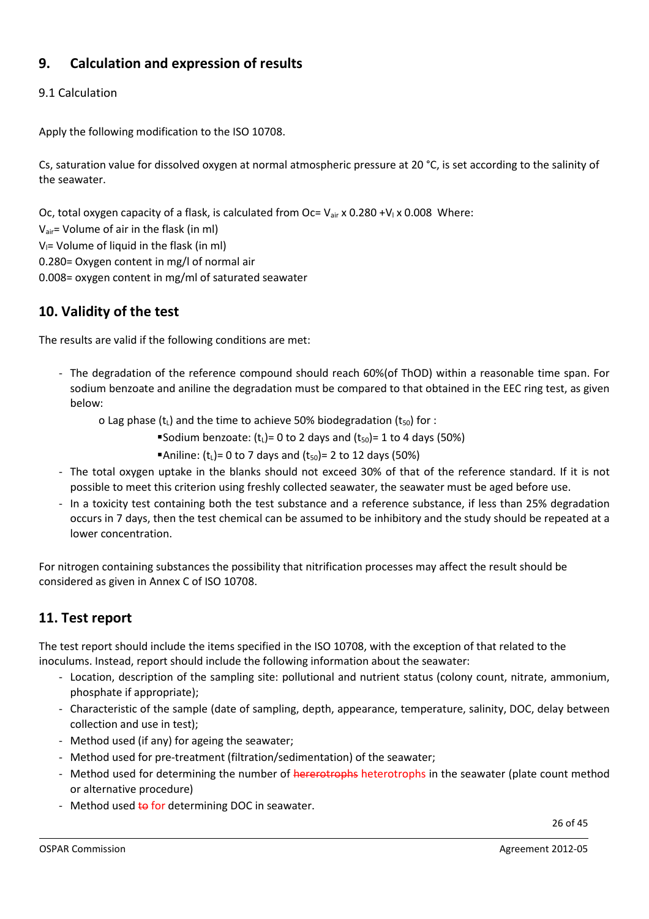## 9. Calculation and expression of results

### 9.1 Calculation

Apply the following modification to the ISO 10708.

Cs, saturation value for dissolved oxygen at normal atmospheric pressure at 20 °C, is set according to the salinity of the seawater.

Oc, total oxygen capacity of a flask, is calculated from $Oc = V_{air} \times 0.280 + V_l \times 0.008$ Where:

$V_{air}$= Volume of air in the flask (in ml)

$V_l$= Volume of liquid in the flask (in ml)

0.280= Oxygen content in mg/l of normal air

0.008= oxygen content in mg/ml of saturated seawater

## 10. Validity of the test

The results are valid if the following conditions are met:

- The degradation of the reference compound should reach 60%(of ThOD) within a reasonable time span. For sodium benzoate and aniline the degradation must be compared to that obtained in the EEC ring test, as given below:
  - o Lag phase ($t_L$) and the time to achieve 50% biodegradation ($t_{50}$) for :
    - Sodium benzoate: ($t_L$)= 0 to 2 days and ($t_{50}$)= 1 to 4 days (50%)
    - Aniline: ($t_L$)= 0 to 7 days and ($t_{50}$)= 2 to 12 days (50%)
- The total oxygen uptake in the blanks should not exceed 30% of that of the reference standard. If it is not possible to meet this criterion using freshly collected seawater, the seawater must be aged before use.
- In a toxicity test containing both the test substance and a reference substance, if less than 25% degradation occurs in 7 days, then the test chemical can be assumed to be inhibitory and the study should be repeated at a lower concentration.

For nitrogen containing substances the possibility that nitrification processes may affect the result should be considered as given in Annex C of ISO 10708.

## 11. Test report

The test report should include the items specified in the ISO 10708, with the exception of that related to the inoculums. Instead, report should include the following information about the seawater:

- Location, description of the sampling site: pollutional and nutrient status (colony count, nitrate, ammonium, phosphate if appropriate);
- Characteristic of the sample (date of sampling, depth, appearance, temperature, salinity, DOC, delay between collection and use in test);
- Method used (if any) for ageing the seawater;
- Method used for pre-treatment (filtration/sedimentation) of the seawater;
- Method used for determining the number of ~~hererotrophs~~ heterotrophs in the seawater (plate count method or alternative procedure)
- Method used ~~to~~ for determining DOC in seawater.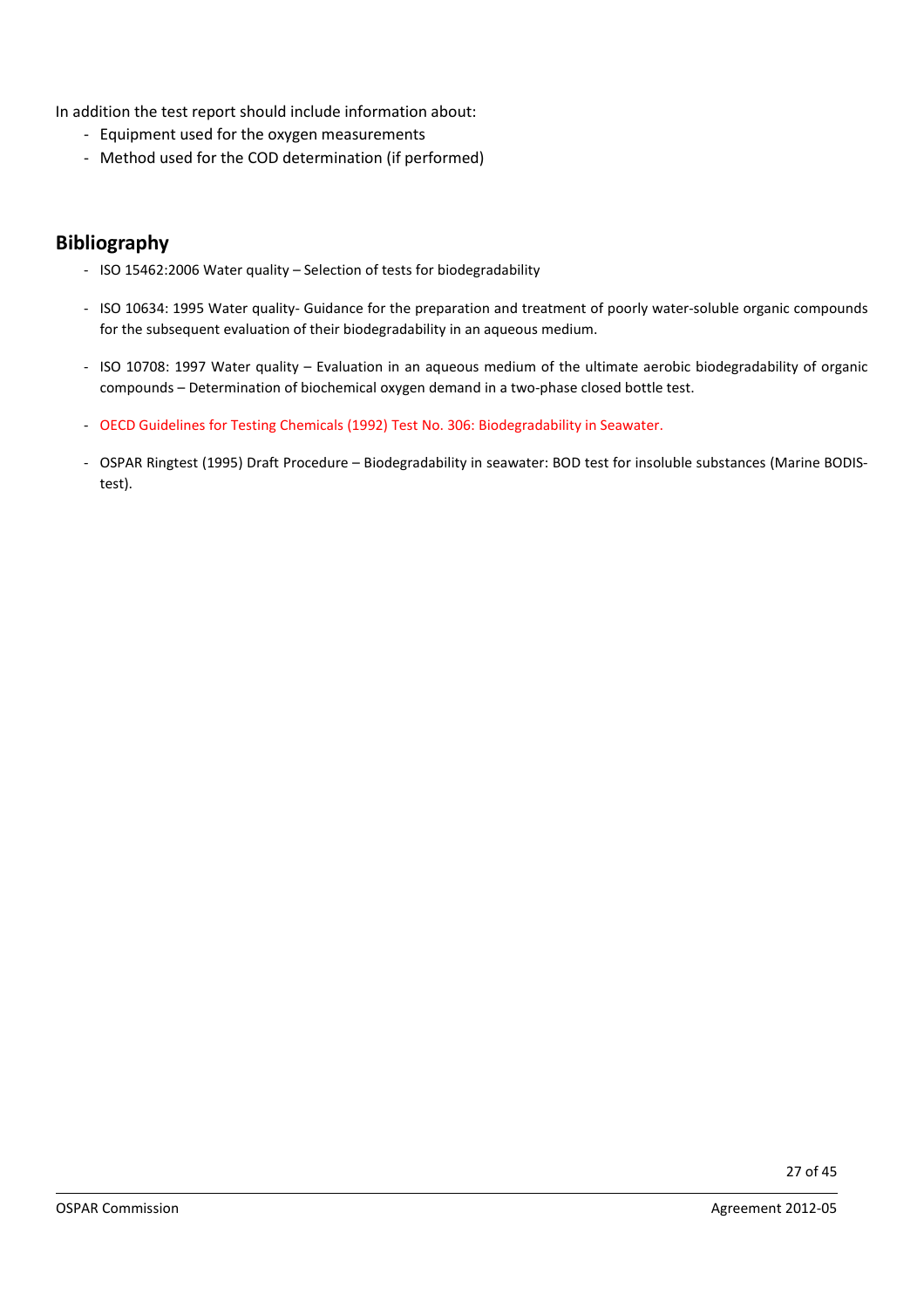In addition the test report should include information about:

- Equipment used for the oxygen measurements
- Method used for the COD determination (if performed)

## Bibliography

- ISO 15462:2006 Water quality – Selection of tests for biodegradability
- ISO 10634: 1995 Water quality- Guidance for the preparation and treatment of poorly water-soluble organic compounds for the subsequent evaluation of their biodegradability in an aqueous medium.
- ISO 10708: 1997 Water quality – Evaluation in an aqueous medium of the ultimate aerobic biodegradability of organic compounds – Determination of biochemical oxygen demand in a two-phase closed bottle test.
- OECD Guidelines for Testing Chemicals (1992) Test No. 306: Biodegradability in Seawater.
- OSPAR Ringtest (1995) Draft Procedure – Biodegradability in seawater: BOD test for insoluble substances (Marine BODIS-test).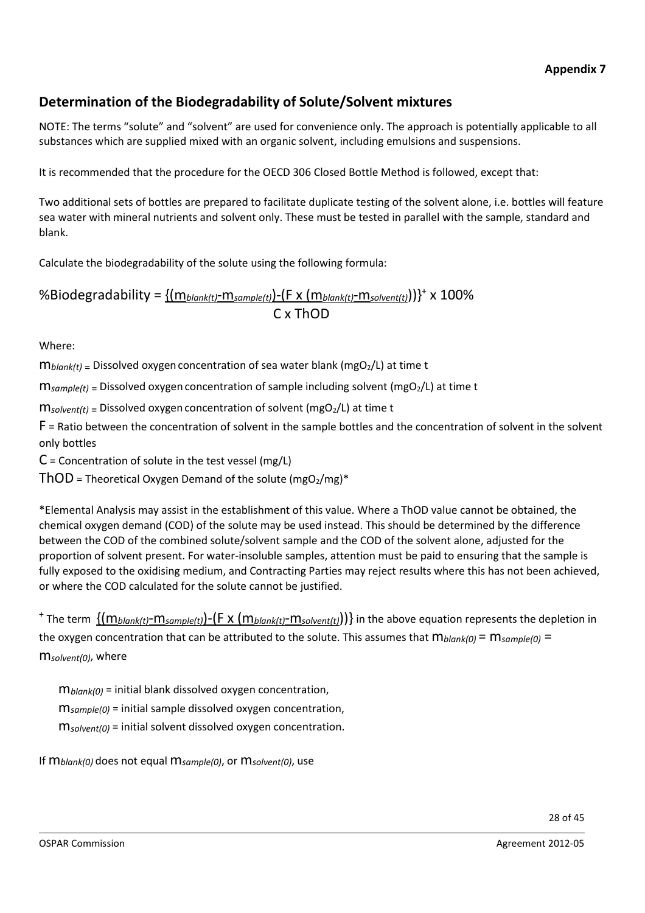**Appendix 7**

## Determination of the Biodegradability of Solute/Solvent mixtures

NOTE: The terms "solute" and "solvent" are used for convenience only. The approach is potentially applicable to all substances which are supplied mixed with an organic solvent, including emulsions and suspensions.

It is recommended that the procedure for the OECD 306 Closed Bottle Method is followed, except that:

Two additional sets of bottles are prepared to facilitate duplicate testing of the solvent alone, i.e. bottles will feature sea water with mineral nutrients and solvent only. These must be tested in parallel with the sample, standard and blank.

Calculate the biodegradability of the solute using the following formula:

$$\%\text{Biodegradability} = \frac{\{(m_{blank(t)} - m_{sample(t)}) - (F \times (m_{blank(t)} - m_{solvent(t)}))\}^{+}}{C \times ThOD} \times 100\%$$

Where:

$m_{blank(t)}$ = Dissolved oxygen concentration of sea water blank ($mgO_2/L$) at time t

$m_{sample(t)}$ = Dissolved oxygen concentration of sample including solvent ($mgO_2/L$) at time t

$m_{solvent(t)}$ = Dissolved oxygen concentration of solvent ($mgO_2/L$) at time t

$F$ = Ratio between the concentration of solvent in the sample bottles and the concentration of solvent in the solvent only bottles

$C$ = Concentration of solute in the test vessel (mg/L)

$ThOD$ = Theoretical Oxygen Demand of the solute ($mgO_2/mg$)*

*Elemental Analysis may assist in the establishment of this value. Where a ThOD value cannot be obtained, the chemical oxygen demand (COD) of the solute may be used instead. This should be determined by the difference between the COD of the combined solute/solvent sample and the COD of the solvent alone, adjusted for the proportion of solvent present. For water-insoluble samples, attention must be paid to ensuring that the sample is fully exposed to the oxidising medium, and Contracting Parties may reject results where this has not been achieved, or where the COD calculated for the solute cannot be justified.

[+] The term $\{(m_{blank(t)} - m_{sample(t)}) - (F \times (m_{blank(t)} - m_{solvent(t)}))\}$ in the above equation represents the depletion in the oxygen concentration that can be attributed to the solute. This assumes that $m_{blank(0)} = m_{sample(0)} = m_{solvent(0)}$, where

$m_{blank(0)}$ = initial blank dissolved oxygen concentration,

$m_{sample(0)}$ = initial sample dissolved oxygen concentration,

$m_{solvent(0)}$ = initial solvent dissolved oxygen concentration.

If $m_{blank(0)}$ does not equal $m_{sample(0)}$, or $m_{solvent(0)}$, use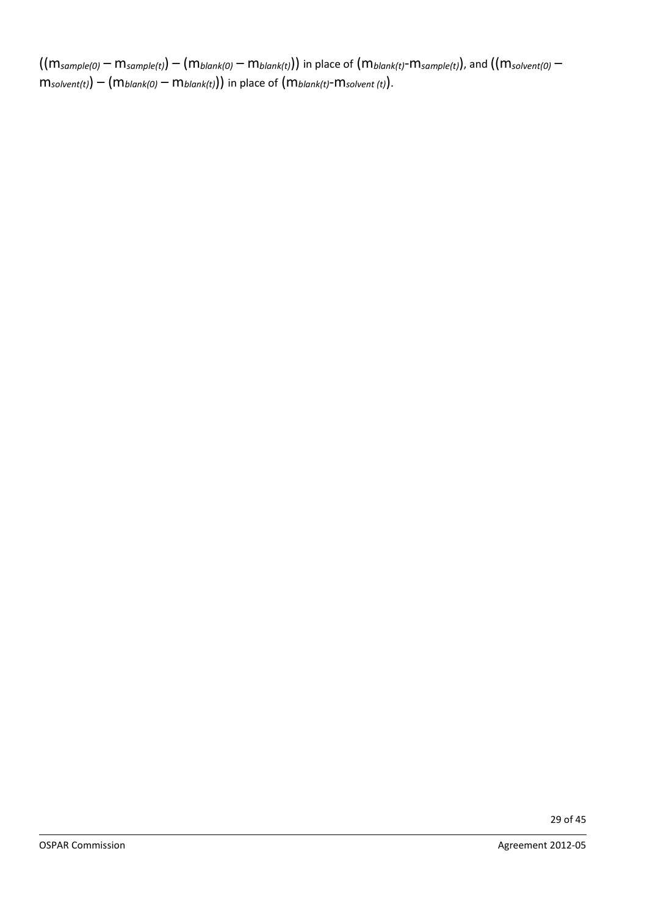$((m_{sample(0)} - m_{sample(t)}) - (m_{blank(0)} - m_{blank(t)}))$ in place of $(m_{blank(t)} - m_{sample(t)})$, and $((m_{solvent(0)} - m_{solvent(t)}) - (m_{blank(0)} - m_{blank(t)}))$ in place of $(m_{blank(t)} - m_{solvent\ (t)})$.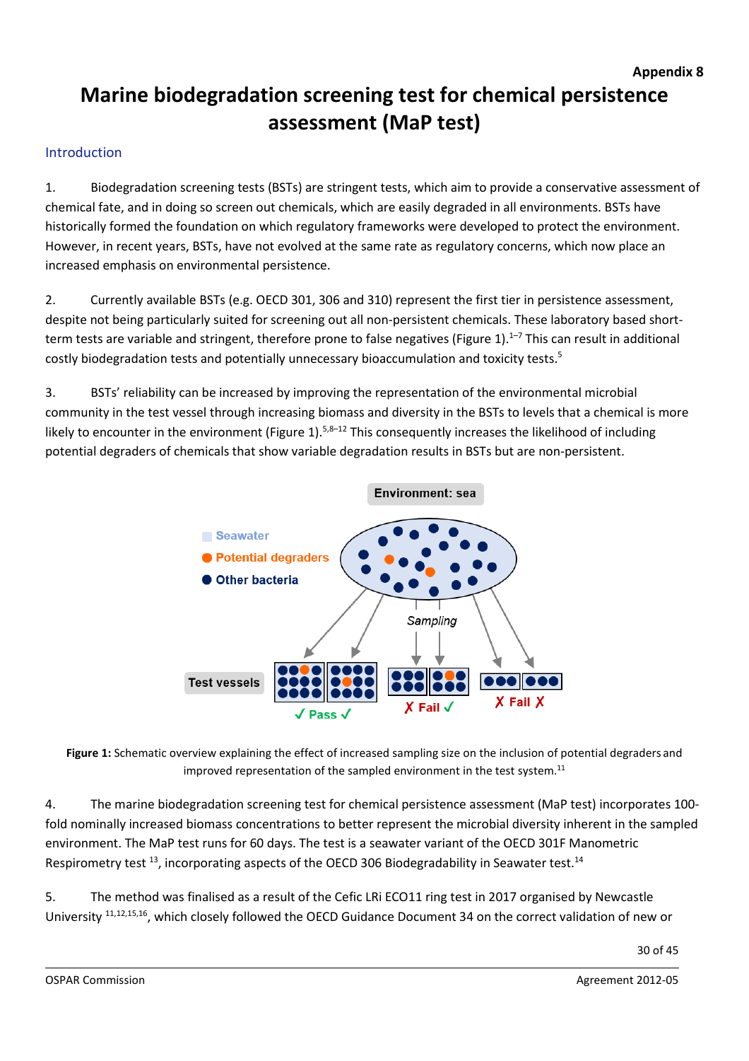**Appendix 8**

# Marine biodegradation screening test for chemical persistence assessment (MaP test)

## Introduction

1. Biodegradation screening tests (BSTs) are stringent tests, which aim to provide a conservative assessment of chemical fate, and in doing so screen out chemicals, which are easily degraded in all environments. BSTs have historically formed the foundation on which regulatory frameworks were developed to protect the environment. However, in recent years, BSTs, have not evolved at the same rate as regulatory concerns, which now place an increased emphasis on environmental persistence.

2. Currently available BSTs (e.g. OECD 301, 306 and 310) represent the first tier in persistence assessment, despite not being particularly suited for screening out all non-persistent chemicals. These laboratory based short-term tests are variable and stringent, therefore prone to false negatives (Figure 1).[1–7] This can result in additional costly biodegradation tests and potentially unnecessary bioaccumulation and toxicity tests.[5]

3. BSTs' reliability can be increased by improving the representation of the environmental microbial community in the test vessel through increasing biomass and diversity in the BSTs to levels that a chemical is more likely to encounter in the environment (Figure 1).[5,8–12] This consequently increases the likelihood of including potential degraders of chemicals that show variable degradation results in BSTs but are non-persistent.

**Figure 1:** Schematic overview explaining the effect of increased sampling size on the inclusion of potential degraders and improved representation of the sampled environment in the test system.[11]

4. The marine biodegradation screening test for chemical persistence assessment (MaP test) incorporates 100-fold nominally increased biomass concentrations to better represent the microbial diversity inherent in the sampled environment. The MaP test runs for 60 days. The test is a seawater variant of the OECD 301F Manometric Respirometry test [13], incorporating aspects of the OECD 306 Biodegradability in Seawater test.[14]

5. The method was finalised as a result of the Cefic LRi ECO11 ring test in 2017 organised by Newcastle University [11,12,15,16], which closely followed the OECD Guidance Document 34 on the correct validation of new or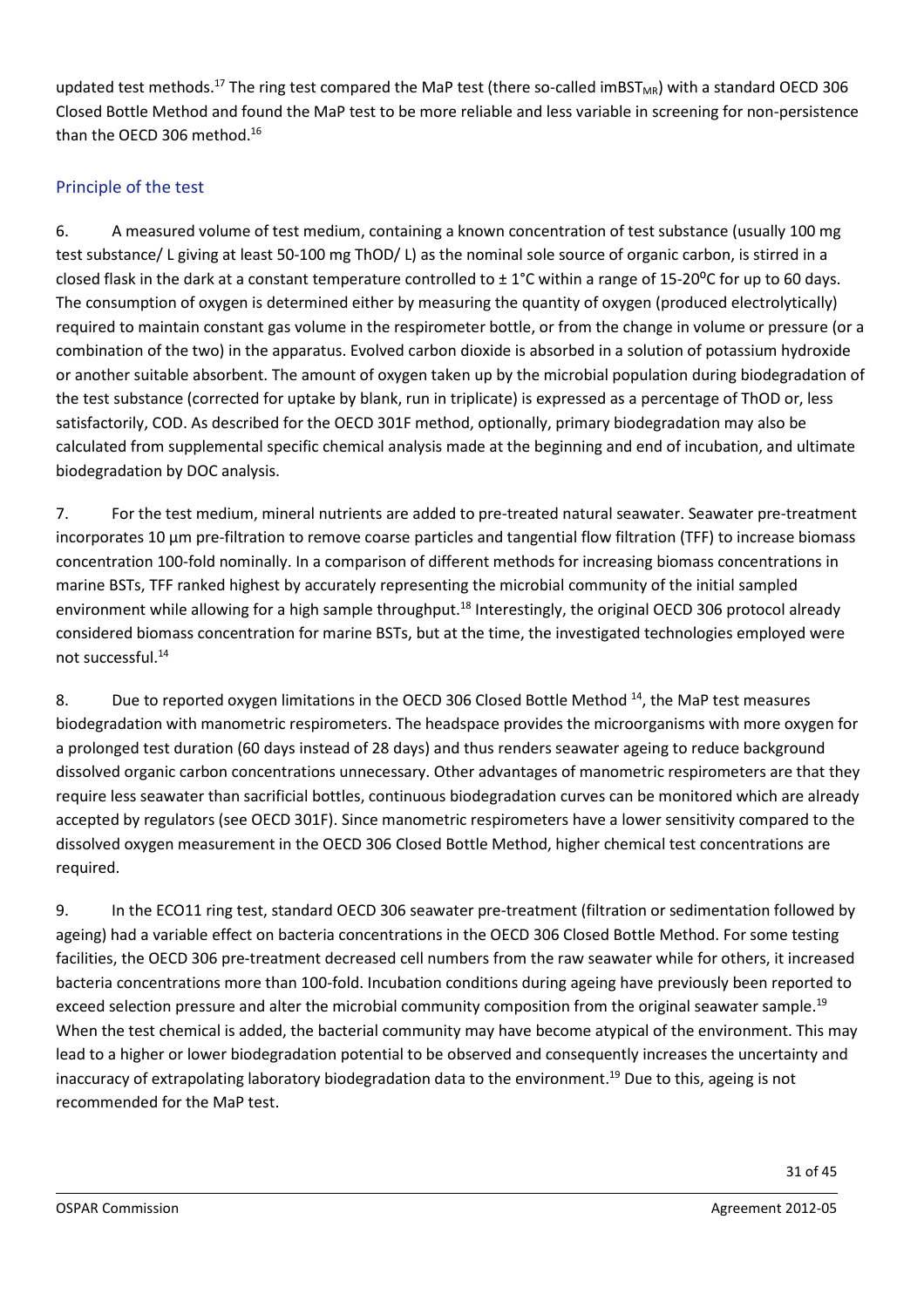updated test methods.[17] The ring test compared the MaP test (there so-called $imBST_{MR}$) with a standard OECD 306 Closed Bottle Method and found the MaP test to be more reliable and less variable in screening for non-persistence than the OECD 306 method.[16]

## Principle of the test

6. A measured volume of test medium, containing a known concentration of test substance (usually 100 mg test substance/ L giving at least 50-100 mg ThOD/ L) as the nominal sole source of organic carbon, is stirred in a closed flask in the dark at a constant temperature controlled to ± 1°C within a range of 15-20°C for up to 60 days. The consumption of oxygen is determined either by measuring the quantity of oxygen (produced electrolytically) required to maintain constant gas volume in the respirometer bottle, or from the change in volume or pressure (or a combination of the two) in the apparatus. Evolved carbon dioxide is absorbed in a solution of potassium hydroxide or another suitable absorbent. The amount of oxygen taken up by the microbial population during biodegradation of the test substance (corrected for uptake by blank, run in triplicate) is expressed as a percentage of ThOD or, less satisfactorily, COD. As described for the OECD 301F method, optionally, primary biodegradation may also be calculated from supplemental specific chemical analysis made at the beginning and end of incubation, and ultimate biodegradation by DOC analysis.

7. For the test medium, mineral nutrients are added to pre-treated natural seawater. Seawater pre-treatment incorporates 10 µm pre-filtration to remove coarse particles and tangential flow filtration (TFF) to increase biomass concentration 100-fold nominally. In a comparison of different methods for increasing biomass concentrations in marine BSTs, TFF ranked highest by accurately representing the microbial community of the initial sampled environment while allowing for a high sample throughput.[18] Interestingly, the original OECD 306 protocol already considered biomass concentration for marine BSTs, but at the time, the investigated technologies employed were not successful.[14]

8. Due to reported oxygen limitations in the OECD 306 Closed Bottle Method [14], the MaP test measures biodegradation with manometric respirometers. The headspace provides the microorganisms with more oxygen for a prolonged test duration (60 days instead of 28 days) and thus renders seawater ageing to reduce background dissolved organic carbon concentrations unnecessary. Other advantages of manometric respirometers are that they require less seawater than sacrificial bottles, continuous biodegradation curves can be monitored which are already accepted by regulators (see OECD 301F). Since manometric respirometers have a lower sensitivity compared to the dissolved oxygen measurement in the OECD 306 Closed Bottle Method, higher chemical test concentrations are required.

9. In the ECO11 ring test, standard OECD 306 seawater pre-treatment (filtration or sedimentation followed by ageing) had a variable effect on bacteria concentrations in the OECD 306 Closed Bottle Method. For some testing facilities, the OECD 306 pre-treatment decreased cell numbers from the raw seawater while for others, it increased bacteria concentrations more than 100-fold. Incubation conditions during ageing have previously been reported to exceed selection pressure and alter the microbial community composition from the original seawater sample.[19] When the test chemical is added, the bacterial community may have become atypical of the environment. This may lead to a higher or lower biodegradation potential to be observed and consequently increases the uncertainty and inaccuracy of extrapolating laboratory biodegradation data to the environment.[19] Due to this, ageing is not recommended for the MaP test.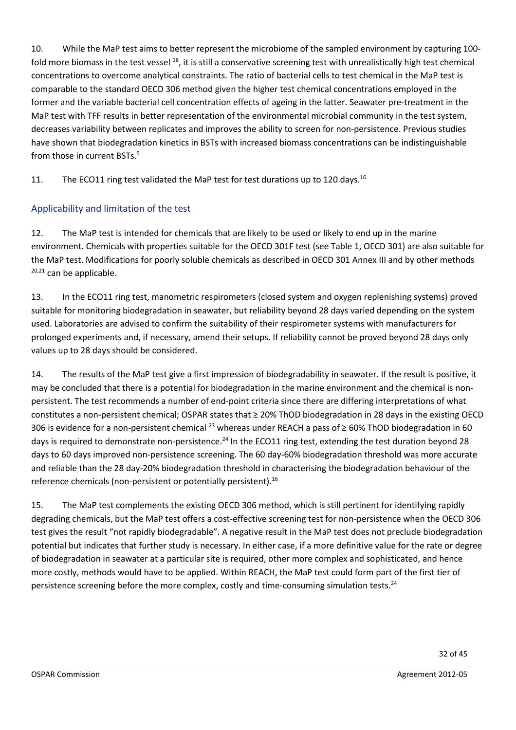10. While the MaP test aims to better represent the microbiome of the sampled environment by capturing 100-fold more biomass in the test vessel [18], it is still a conservative screening test with unrealistically high test chemical concentrations to overcome analytical constraints. The ratio of bacterial cells to test chemical in the MaP test is comparable to the standard OECD 306 method given the higher test chemical concentrations employed in the former and the variable bacterial cell concentration effects of ageing in the latter. Seawater pre-treatment in the MaP test with TFF results in better representation of the environmental microbial community in the test system, decreases variability between replicates and improves the ability to screen for non-persistence. Previous studies have shown that biodegradation kinetics in BSTs with increased biomass concentrations can be indistinguishable from those in current BSTs.[5]

11. The ECO11 ring test validated the MaP test for test durations up to 120 days.[16]

## Applicability and limitation of the test

12. The MaP test is intended for chemicals that are likely to be used or likely to end up in the marine environment. Chemicals with properties suitable for the OECD 301F test (see Table 1, OECD 301) are also suitable for the MaP test. Modifications for poorly soluble chemicals as described in OECD 301 Annex III and by other methods [20,21] can be applicable.

13. In the ECO11 ring test, manometric respirometers (closed system and oxygen replenishing systems) proved suitable for monitoring biodegradation in seawater, but reliability beyond 28 days varied depending on the system used. Laboratories are advised to confirm the suitability of their respirometer systems with manufacturers for prolonged experiments and, if necessary, amend their setups. If reliability cannot be proved beyond 28 days only values up to 28 days should be considered.

14. The results of the MaP test give a first impression of biodegradability in seawater. If the result is positive, it may be concluded that there is a potential for biodegradation in the marine environment and the chemical is non-persistent. The test recommends a number of end-point criteria since there are differing interpretations of what constitutes a non-persistent chemical; OSPAR states that ≥ 20% ThOD biodegradation in 28 days in the existing OECD 306 is evidence for a non-persistent chemical [23] whereas under REACH a pass of ≥ 60% ThOD biodegradation in 60 days is required to demonstrate non-persistence.[24] In the ECO11 ring test, extending the test duration beyond 28 days to 60 days improved non-persistence screening. The 60 day-60% biodegradation threshold was more accurate and reliable than the 28 day-20% biodegradation threshold in characterising the biodegradation behaviour of the reference chemicals (non-persistent or potentially persistent).[16]

15. The MaP test complements the existing OECD 306 method, which is still pertinent for identifying rapidly degrading chemicals, but the MaP test offers a cost-effective screening test for non-persistence when the OECD 306 test gives the result "not rapidly biodegradable". A negative result in the MaP test does not preclude biodegradation potential but indicates that further study is necessary. In either case, if a more definitive value for the rate or degree of biodegradation in seawater at a particular site is required, other more complex and sophisticated, and hence more costly, methods would have to be applied. Within REACH, the MaP test could form part of the first tier of persistence screening before the more complex, costly and time-consuming simulation tests.[24]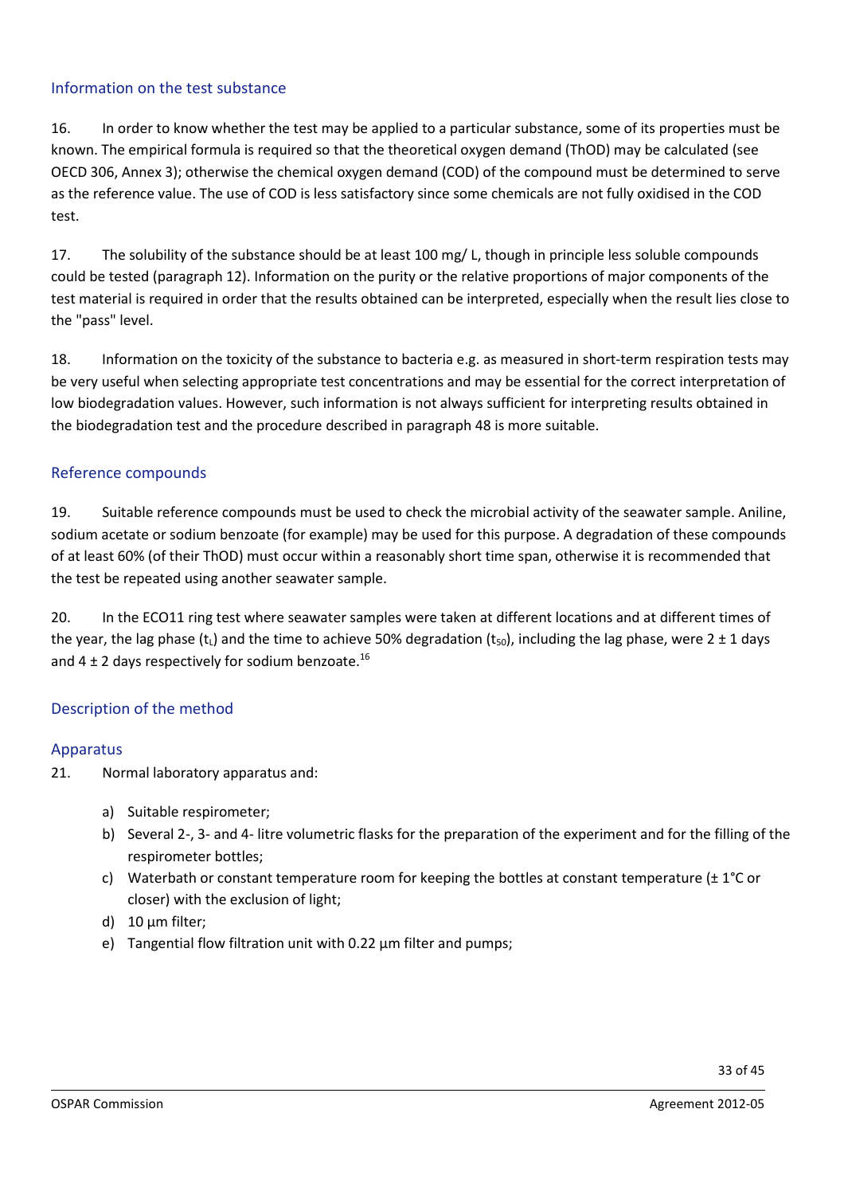## Information on the test substance

16. In order to know whether the test may be applied to a particular substance, some of its properties must be known. The empirical formula is required so that the theoretical oxygen demand (ThOD) may be calculated (see OECD 306, Annex 3); otherwise the chemical oxygen demand (COD) of the compound must be determined to serve as the reference value. The use of COD is less satisfactory since some chemicals are not fully oxidised in the COD test.

17. The solubility of the substance should be at least 100 mg/ L, though in principle less soluble compounds could be tested (paragraph 12). Information on the purity or the relative proportions of major components of the test material is required in order that the results obtained can be interpreted, especially when the result lies close to the "pass" level.

18. Information on the toxicity of the substance to bacteria e.g. as measured in short-term respiration tests may be very useful when selecting appropriate test concentrations and may be essential for the correct interpretation of low biodegradation values. However, such information is not always sufficient for interpreting results obtained in the biodegradation test and the procedure described in paragraph 48 is more suitable.

## Reference compounds

19. Suitable reference compounds must be used to check the microbial activity of the seawater sample. Aniline, sodium acetate or sodium benzoate (for example) may be used for this purpose. A degradation of these compounds of at least 60% (of their ThOD) must occur within a reasonably short time span, otherwise it is recommended that the test be repeated using another seawater sample.

20. In the ECO11 ring test where seawater samples were taken at different locations and at different times of the year, the lag phase ($t_L$) and the time to achieve 50% degradation ($t_{50}$), including the lag phase, were 2 ± 1 days and 4 ± 2 days respectively for sodium benzoate.[16]

## Description of the method

### Apparatus

21. Normal laboratory apparatus and:

a) Suitable respirometer;
b) Several 2-, 3- and 4- litre volumetric flasks for the preparation of the experiment and for the filling of the respirometer bottles;
c) Waterbath or constant temperature room for keeping the bottles at constant temperature (± 1°C or closer) with the exclusion of light;
d) 10 µm filter;
e) Tangential flow filtration unit with 0.22 µm filter and pumps;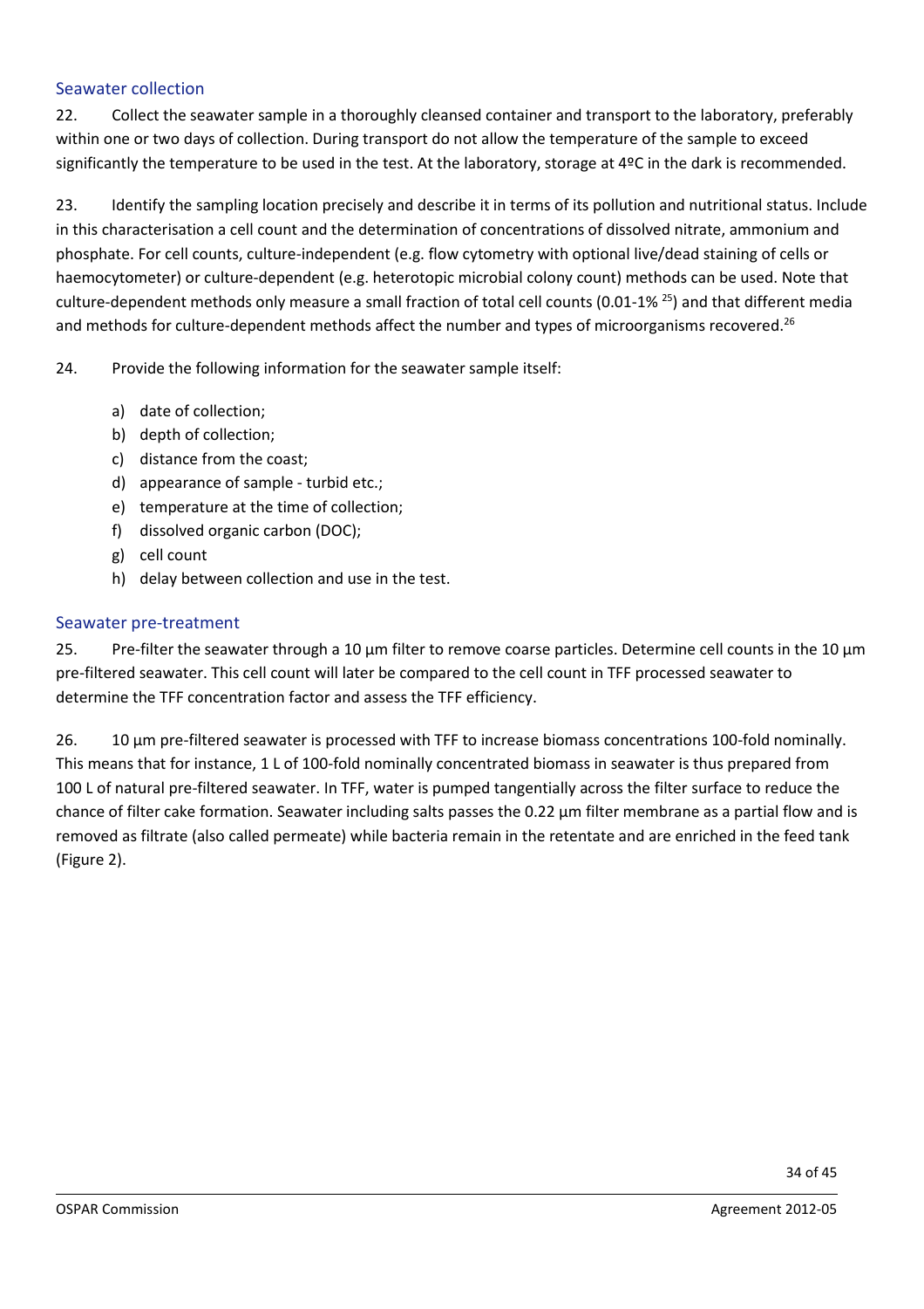## Seawater collection

22. Collect the seawater sample in a thoroughly cleansed container and transport to the laboratory, preferably within one or two days of collection. During transport do not allow the temperature of the sample to exceed significantly the temperature to be used in the test. At the laboratory, storage at 4ºC in the dark is recommended.

23. Identify the sampling location precisely and describe it in terms of its pollution and nutritional status. Include in this characterisation a cell count and the determination of concentrations of dissolved nitrate, ammonium and phosphate. For cell counts, culture-independent (e.g. flow cytometry with optional live/dead staining of cells or haemocytometer) or culture-dependent (e.g. heterotopic microbial colony count) methods can be used. Note that culture-dependent methods only measure a small fraction of total cell counts (0.01-1% [25]) and that different media and methods for culture-dependent methods affect the number and types of microorganisms recovered.[26]

24. Provide the following information for the seawater sample itself:

a) date of collection;
b) depth of collection;
c) distance from the coast;
d) appearance of sample - turbid etc.;
e) temperature at the time of collection;
f) dissolved organic carbon (DOC);
g) cell count
h) delay between collection and use in the test.

## Seawater pre-treatment

25. Pre-filter the seawater through a 10 µm filter to remove coarse particles. Determine cell counts in the 10 µm pre-filtered seawater. This cell count will later be compared to the cell count in TFF processed seawater to determine the TFF concentration factor and assess the TFF efficiency.

26. 10 µm pre-filtered seawater is processed with TFF to increase biomass concentrations 100-fold nominally. This means that for instance, 1 L of 100-fold nominally concentrated biomass in seawater is thus prepared from 100 L of natural pre-filtered seawater. In TFF, water is pumped tangentially across the filter surface to reduce the chance of filter cake formation. Seawater including salts passes the 0.22 µm filter membrane as a partial flow and is removed as filtrate (also called permeate) while bacteria remain in the retentate and are enriched in the feed tank (Figure 2).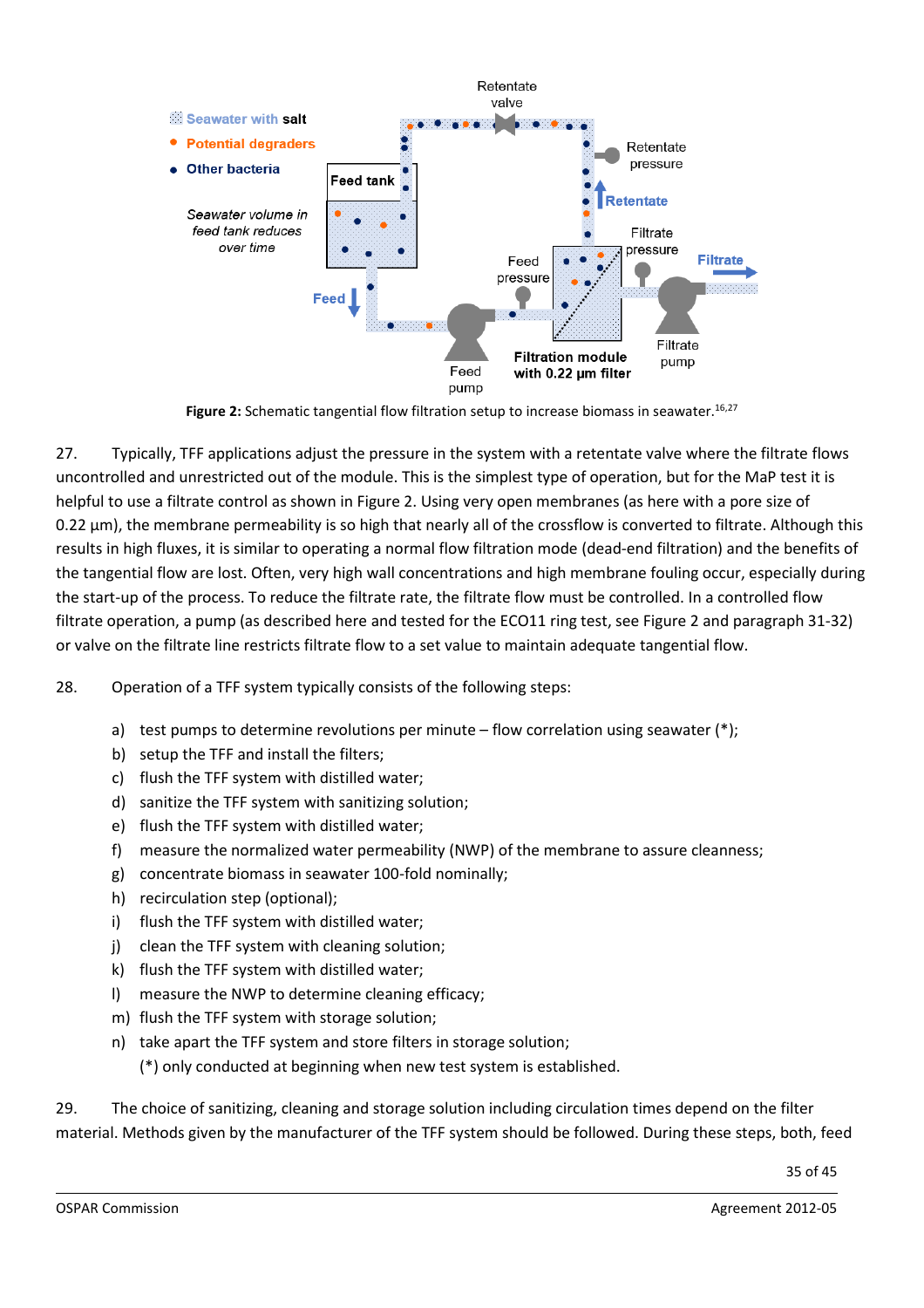**Figure 2:** Schematic tangential flow filtration setup to increase biomass in seawater.[16,27]

27. Typically, TFF applications adjust the pressure in the system with a retentate valve where the filtrate flows uncontrolled and unrestricted out of the module. This is the simplest type of operation, but for the MaP test it is helpful to use a filtrate control as shown in Figure 2. Using very open membranes (as here with a pore size of 0.22 µm), the membrane permeability is so high that nearly all of the crossflow is converted to filtrate. Although this results in high fluxes, it is similar to operating a normal flow filtration mode (dead-end filtration) and the benefits of the tangential flow are lost. Often, very high wall concentrations and high membrane fouling occur, especially during the start-up of the process. To reduce the filtrate rate, the filtrate flow must be controlled. In a controlled flow filtrate operation, a pump (as described here and tested for the ECO11 ring test, see Figure 2 and paragraph 31-32) or valve on the filtrate line restricts filtrate flow to a set value to maintain adequate tangential flow.

28. Operation of a TFF system typically consists of the following steps:

a) test pumps to determine revolutions per minute – flow correlation using seawater (*);
b) setup the TFF and install the filters;
c) flush the TFF system with distilled water;
d) sanitize the TFF system with sanitizing solution;
e) flush the TFF system with distilled water;
f) measure the normalized water permeability (NWP) of the membrane to assure cleanness;
g) concentrate biomass in seawater 100-fold nominally;
h) recirculation step (optional);
i) flush the TFF system with distilled water;
j) clean the TFF system with cleaning solution;
k) flush the TFF system with distilled water;
l) measure the NWP to determine cleaning efficacy;
m) flush the TFF system with storage solution;
n) take apart the TFF system and store filters in storage solution;

(*) only conducted at beginning when new test system is established.

29. The choice of sanitizing, cleaning and storage solution including circulation times depend on the filter material. Methods given by the manufacturer of the TFF system should be followed. During these steps, both, feed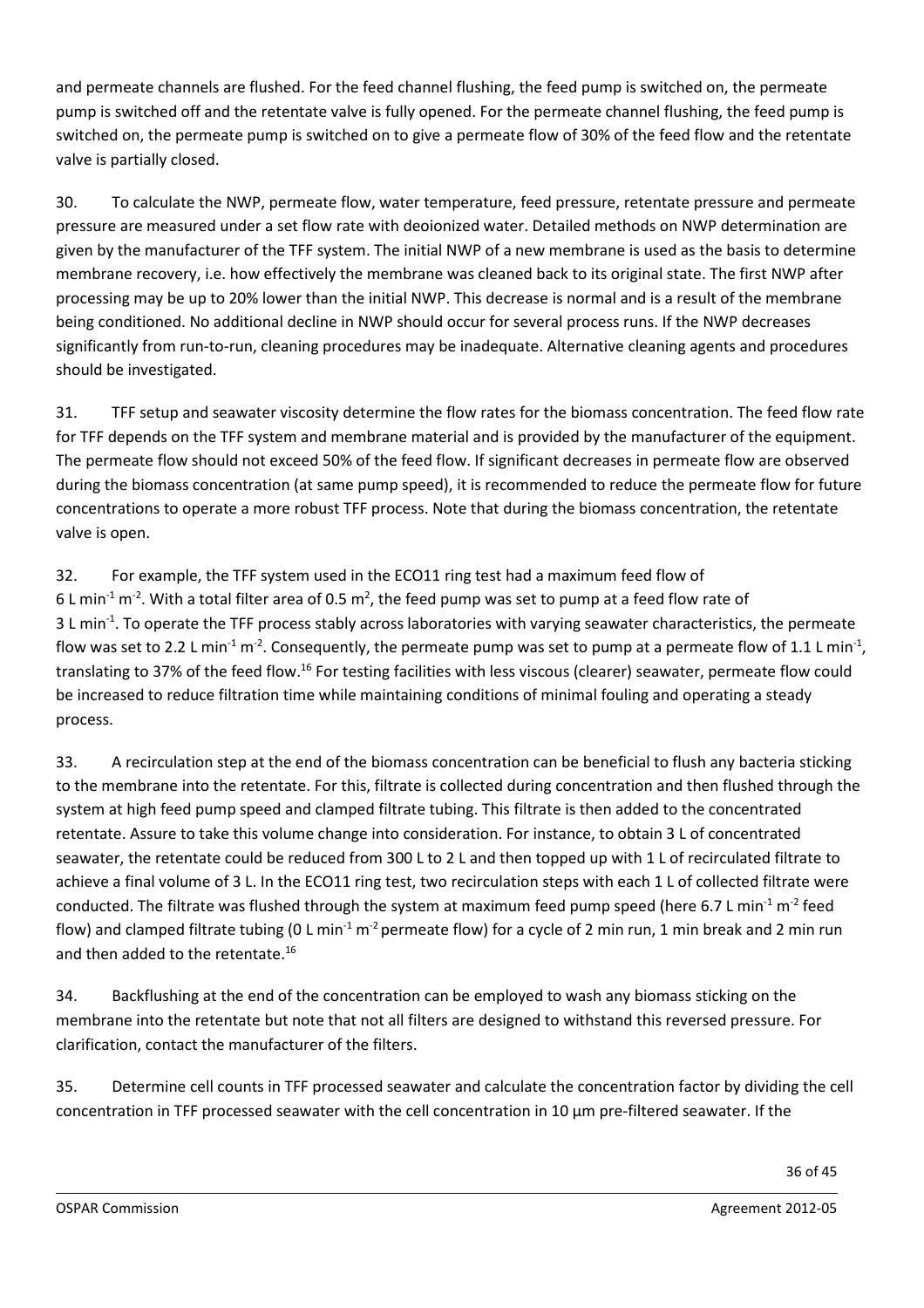and permeate channels are flushed. For the feed channel flushing, the feed pump is switched on, the permeate pump is switched off and the retentate valve is fully opened. For the permeate channel flushing, the feed pump is switched on, the permeate pump is switched on to give a permeate flow of 30% of the feed flow and the retentate valve is partially closed.

30. To calculate the NWP, permeate flow, water temperature, feed pressure, retentate pressure and permeate pressure are measured under a set flow rate with deoionized water. Detailed methods on NWP determination are given by the manufacturer of the TFF system. The initial NWP of a new membrane is used as the basis to determine membrane recovery, i.e. how effectively the membrane was cleaned back to its original state. The first NWP after processing may be up to 20% lower than the initial NWP. This decrease is normal and is a result of the membrane being conditioned. No additional decline in NWP should occur for several process runs. If the NWP decreases significantly from run-to-run, cleaning procedures may be inadequate. Alternative cleaning agents and procedures should be investigated.

31. TFF setup and seawater viscosity determine the flow rates for the biomass concentration. The feed flow rate for TFF depends on the TFF system and membrane material and is provided by the manufacturer of the equipment. The permeate flow should not exceed 50% of the feed flow. If significant decreases in permeate flow are observed during the biomass concentration (at same pump speed), it is recommended to reduce the permeate flow for future concentrations to operate a more robust TFF process. Note that during the biomass concentration, the retentate valve is open.

32. For example, the TFF system used in the ECO11 ring test had a maximum feed flow of 6 L $min^{-1}$ $m^{-2}$. With a total filter area of 0.5 $m^2$, the feed pump was set to pump at a feed flow rate of 3 L $min^{-1}$. To operate the TFF process stably across laboratories with varying seawater characteristics, the permeate flow was set to 2.2 L $min^{-1}$ $m^{-2}$. Consequently, the permeate pump was set to pump at a permeate flow of 1.1 L $min^{-1}$, translating to 37% of the feed flow.[16] For testing facilities with less viscous (clearer) seawater, permeate flow could be increased to reduce filtration time while maintaining conditions of minimal fouling and operating a steady process.

33. A recirculation step at the end of the biomass concentration can be beneficial to flush any bacteria sticking to the membrane into the retentate. For this, filtrate is collected during concentration and then flushed through the system at high feed pump speed and clamped filtrate tubing. This filtrate is then added to the concentrated retentate. Assure to take this volume change into consideration. For instance, to obtain 3 L of concentrated seawater, the retentate could be reduced from 300 L to 2 L and then topped up with 1 L of recirculated filtrate to achieve a final volume of 3 L. In the ECO11 ring test, two recirculation steps with each 1 L of collected filtrate were conducted. The filtrate was flushed through the system at maximum feed pump speed (here 6.7 L $min^{-1}$ $m^{-2}$ feed flow) and clamped filtrate tubing (0 L $min^{-1}$ $m^{-2}$ permeate flow) for a cycle of 2 min run, 1 min break and 2 min run and then added to the retentate.[16]

34. Backflushing at the end of the concentration can be employed to wash any biomass sticking on the membrane into the retentate but note that not all filters are designed to withstand this reversed pressure. For clarification, contact the manufacturer of the filters.

35. Determine cell counts in TFF processed seawater and calculate the concentration factor by dividing the cell concentration in TFF processed seawater with the cell concentration in 10 µm pre-filtered seawater. If the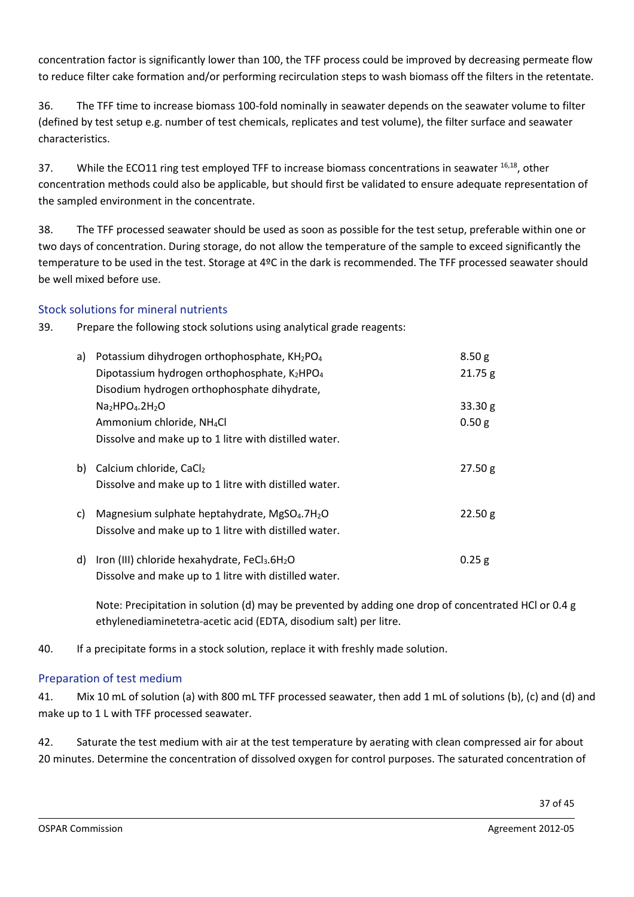concentration factor is significantly lower than 100, the TFF process could be improved by decreasing permeate flow to reduce filter cake formation and/or performing recirculation steps to wash biomass off the filters in the retentate.

36. The TFF time to increase biomass 100-fold nominally in seawater depends on the seawater volume to filter (defined by test setup e.g. number of test chemicals, replicates and test volume), the filter surface and seawater characteristics.

37. While the ECO11 ring test employed TFF to increase biomass concentrations in seawater [16,18], other concentration methods could also be applicable, but should first be validated to ensure adequate representation of the sampled environment in the concentrate.

38. The TFF processed seawater should be used as soon as possible for the test setup, preferable within one or two days of concentration. During storage, do not allow the temperature of the sample to exceed significantly the temperature to be used in the test. Storage at 4ºC in the dark is recommended. The TFF processed seawater should be well mixed before use.

## Stock solutions for mineral nutrients

39. Prepare the following stock solutions using analytical grade reagents:

a) Potassium dihydrogen orthophosphate, $KH_2PO_4$ — 8.50 g
   Dipotassium hydrogen orthophosphate, $K_2HPO_4$ — 21.75 g
   Disodium hydrogen orthophosphate dihydrate, $Na_2HPO_4.2H_2O$ — 33.30 g
   Ammonium chloride, $NH_4Cl$ — 0.50 g
   Dissolve and make up to 1 litre with distilled water.

b) Calcium chloride, $CaCl_2$ — 27.50 g
   Dissolve and make up to 1 litre with distilled water.

c) Magnesium sulphate heptahydrate, $MgSO_4.7H_2O$ — 22.50 g
   Dissolve and make up to 1 litre with distilled water.

d) Iron (III) chloride hexahydrate, $FeCl_3.6H_2O$ — 0.25 g
   Dissolve and make up to 1 litre with distilled water.

   Note: Precipitation in solution (d) may be prevented by adding one drop of concentrated HCl or 0.4 g ethylenediaminetetra-acetic acid (EDTA, disodium salt) per litre.

40. If a precipitate forms in a stock solution, replace it with freshly made solution.

## Preparation of test medium

41. Mix 10 mL of solution (a) with 800 mL TFF processed seawater, then add 1 mL of solutions (b), (c) and (d) and make up to 1 L with TFF processed seawater.

42. Saturate the test medium with air at the test temperature by aerating with clean compressed air for about 20 minutes. Determine the concentration of dissolved oxygen for control purposes. The saturated concentration of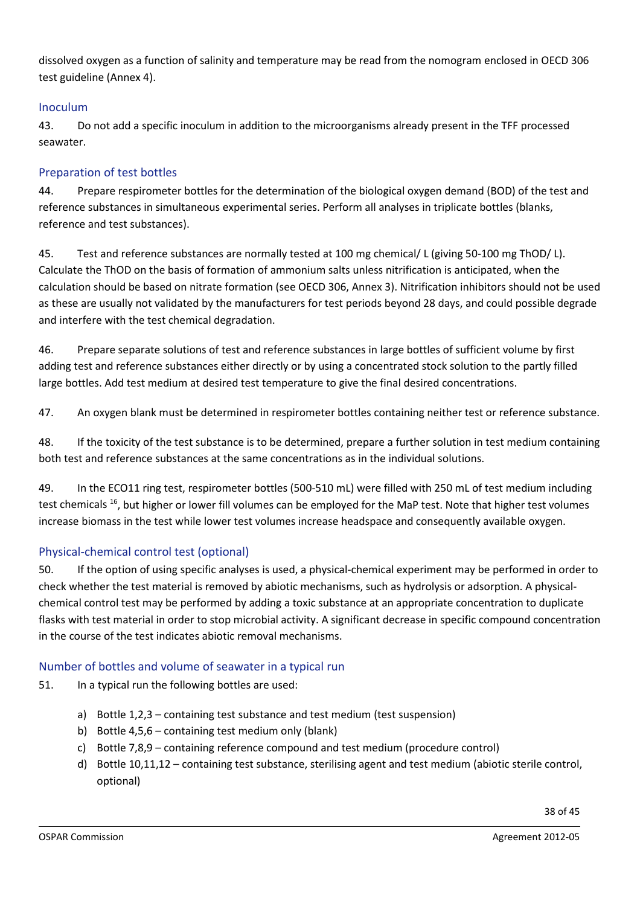dissolved oxygen as a function of salinity and temperature may be read from the nomogram enclosed in OECD 306 test guideline (Annex 4).

### Inoculum

43. Do not add a specific inoculum in addition to the microorganisms already present in the TFF processed seawater.

### Preparation of test bottles

44. Prepare respirometer bottles for the determination of the biological oxygen demand (BOD) of the test and reference substances in simultaneous experimental series. Perform all analyses in triplicate bottles (blanks, reference and test substances).

45. Test and reference substances are normally tested at 100 mg chemical/ L (giving 50-100 mg ThOD/ L). Calculate the ThOD on the basis of formation of ammonium salts unless nitrification is anticipated, when the calculation should be based on nitrate formation (see OECD 306, Annex 3). Nitrification inhibitors should not be used as these are usually not validated by the manufacturers for test periods beyond 28 days, and could possible degrade and interfere with the test chemical degradation.

46. Prepare separate solutions of test and reference substances in large bottles of sufficient volume by first adding test and reference substances either directly or by using a concentrated stock solution to the partly filled large bottles. Add test medium at desired test temperature to give the final desired concentrations.

47. An oxygen blank must be determined in respirometer bottles containing neither test or reference substance.

48. If the toxicity of the test substance is to be determined, prepare a further solution in test medium containing both test and reference substances at the same concentrations as in the individual solutions.

49. In the ECO11 ring test, respirometer bottles (500-510 mL) were filled with 250 mL of test medium including test chemicals [16], but higher or lower fill volumes can be employed for the MaP test. Note that higher test volumes increase biomass in the test while lower test volumes increase headspace and consequently available oxygen.

### Physical-chemical control test (optional)

50. If the option of using specific analyses is used, a physical-chemical experiment may be performed in order to check whether the test material is removed by abiotic mechanisms, such as hydrolysis or adsorption. A physical-chemical control test may be performed by adding a toxic substance at an appropriate concentration to duplicate flasks with test material in order to stop microbial activity. A significant decrease in specific compound concentration in the course of the test indicates abiotic removal mechanisms.

### Number of bottles and volume of seawater in a typical run

51. In a typical run the following bottles are used:

a) Bottle 1,2,3 – containing test substance and test medium (test suspension)
b) Bottle 4,5,6 – containing test medium only (blank)
c) Bottle 7,8,9 – containing reference compound and test medium (procedure control)
d) Bottle 10,11,12 – containing test substance, sterilising agent and test medium (abiotic sterile control, optional)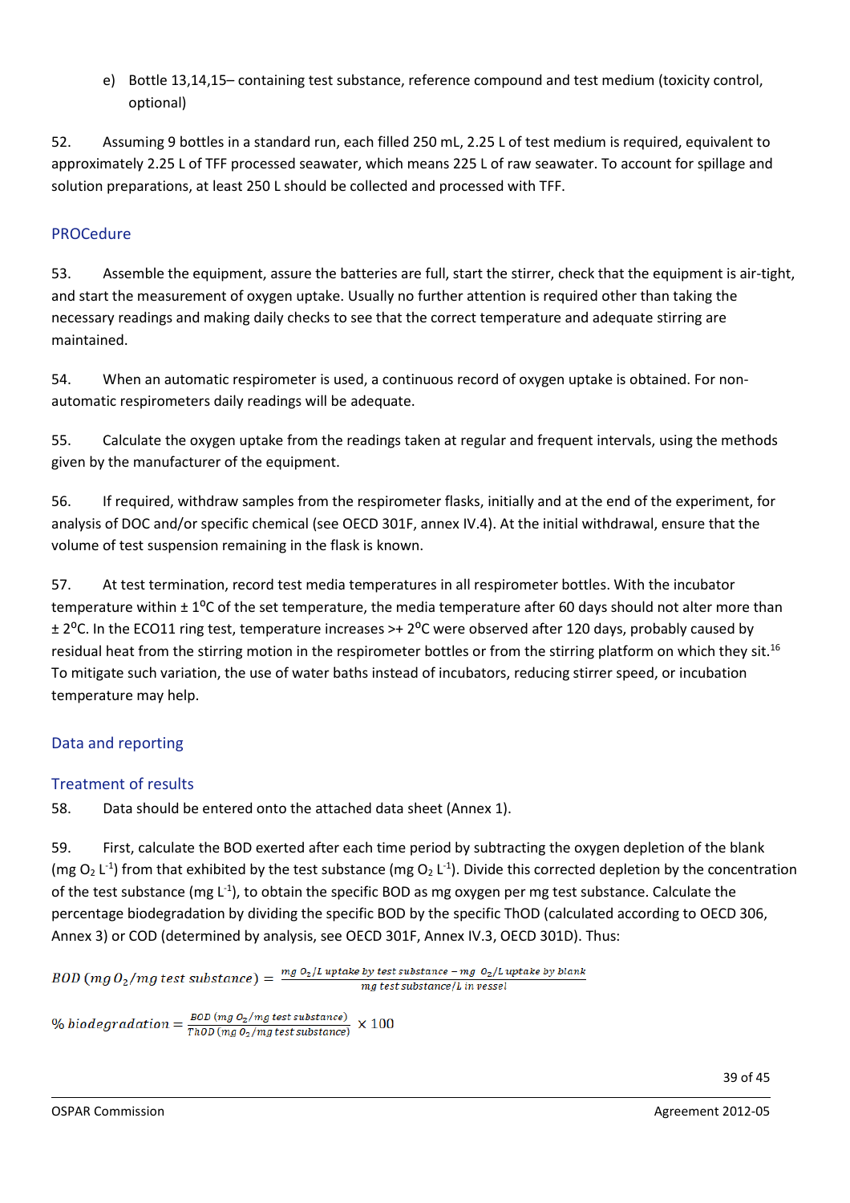e) Bottle 13,14,15– containing test substance, reference compound and test medium (toxicity control, optional)

52. Assuming 9 bottles in a standard run, each filled 250 mL, 2.25 L of test medium is required, equivalent to approximately 2.25 L of TFF processed seawater, which means 225 L of raw seawater. To account for spillage and solution preparations, at least 250 L should be collected and processed with TFF.

## PROCedure

53. Assemble the equipment, assure the batteries are full, start the stirrer, check that the equipment is air-tight, and start the measurement of oxygen uptake. Usually no further attention is required other than taking the necessary readings and making daily checks to see that the correct temperature and adequate stirring are maintained.

54. When an automatic respirometer is used, a continuous record of oxygen uptake is obtained. For non-automatic respirometers daily readings will be adequate.

55. Calculate the oxygen uptake from the readings taken at regular and frequent intervals, using the methods given by the manufacturer of the equipment.

56. If required, withdraw samples from the respirometer flasks, initially and at the end of the experiment, for analysis of DOC and/or specific chemical (see OECD 301F, annex IV.4). At the initial withdrawal, ensure that the volume of test suspension remaining in the flask is known.

57. At test termination, record test media temperatures in all respirometer bottles. With the incubator temperature within ± 1°C of the set temperature, the media temperature after 60 days should not alter more than ± 2°C. In the ECO11 ring test, temperature increases >+ 2°C were observed after 120 days, probably caused by residual heat from the stirring motion in the respirometer bottles or from the stirring platform on which they sit.[16] To mitigate such variation, the use of water baths instead of incubators, reducing stirrer speed, or incubation temperature may help.

## Data and reporting

### Treatment of results

58. Data should be entered onto the attached data sheet (Annex 1).

59. First, calculate the BOD exerted after each time period by subtracting the oxygen depletion of the blank (mg $O_2$ $L^{-1}$) from that exhibited by the test substance (mg $O_2$ $L^{-1}$). Divide this corrected depletion by the concentration of the test substance (mg $L^{-1}$), to obtain the specific BOD as mg oxygen per mg test substance. Calculate the percentage biodegradation by dividing the specific BOD by the specific ThOD (calculated according to OECD 306, Annex 3) or COD (determined by analysis, see OECD 301F, Annex IV.3, OECD 301D). Thus:

$$BOD\ (mg\ O_2/mg\ test\ substance) = \frac{mg\ O_2/L\ uptake\ by\ test\ substance - mg\ O_2/L\ uptake\ by\ blank}{mg\ test\ substance/L\ in\ vessel}$$

$$\%\ biodegradation = \frac{BOD\ (mg\ O_2/mg\ test\ substance)}{ThOD\ (mg\ O_2/mg\ test\ substance)} \times 100$$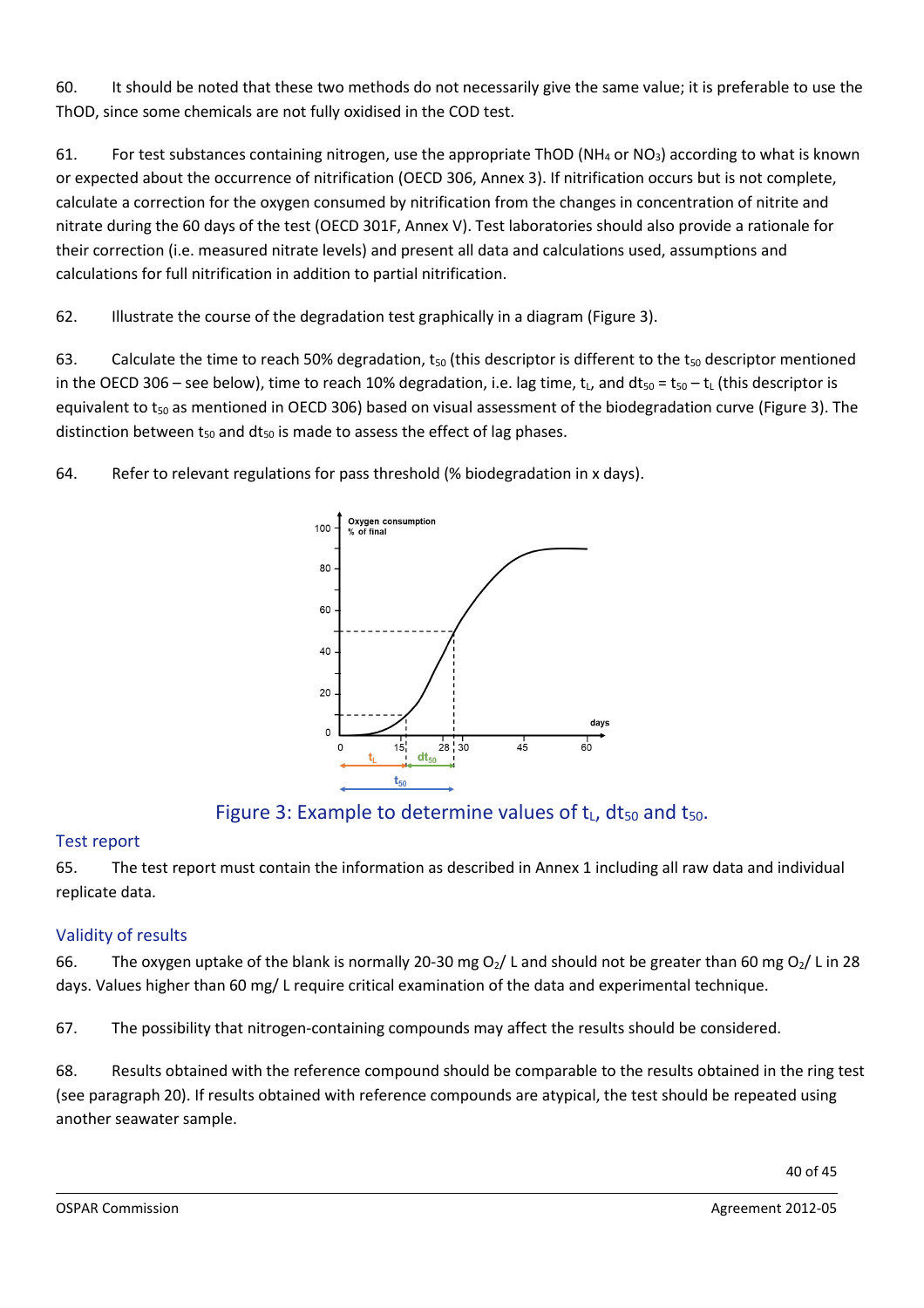60. It should be noted that these two methods do not necessarily give the same value; it is preferable to use the ThOD, since some chemicals are not fully oxidised in the COD test.

61. For test substances containing nitrogen, use the appropriate ThOD ($NH_4$ or $NO_3$) according to what is known or expected about the occurrence of nitrification (OECD 306, Annex 3). If nitrification occurs but is not complete, calculate a correction for the oxygen consumed by nitrification from the changes in concentration of nitrite and nitrate during the 60 days of the test (OECD 301F, Annex V). Test laboratories should also provide a rationale for their correction (i.e. measured nitrate levels) and present all data and calculations used, assumptions and calculations for full nitrification in addition to partial nitrification.

62. Illustrate the course of the degradation test graphically in a diagram (Figure 3).

63. Calculate the time to reach 50% degradation, $t_{50}$ (this descriptor is different to the $t_{50}$ descriptor mentioned in the OECD 306 – see below), time to reach 10% degradation, i.e. lag time, $t_L$, and $dt_{50} = t_{50} - t_L$ (this descriptor is equivalent to $t_{50}$ as mentioned in OECD 306) based on visual assessment of the biodegradation curve (Figure 3). The distinction between $t_{50}$ and $dt_{50}$ is made to assess the effect of lag phases.

64. Refer to relevant regulations for pass threshold (% biodegradation in x days).

Figure 3: Example to determine values of $t_L$, $dt_{50}$ and $t_{50}$.

## Test report

65. The test report must contain the information as described in Annex 1 including all raw data and individual replicate data.

## Validity of results

66. The oxygen uptake of the blank is normally 20-30 mg $O_2$/ L and should not be greater than 60 mg $O_2$/ L in 28 days. Values higher than 60 mg/ L require critical examination of the data and experimental technique.

67. The possibility that nitrogen-containing compounds may affect the results should be considered.

68. Results obtained with the reference compound should be comparable to the results obtained in the ring test (see paragraph 20). If results obtained with reference compounds are atypical, the test should be repeated using another seawater sample.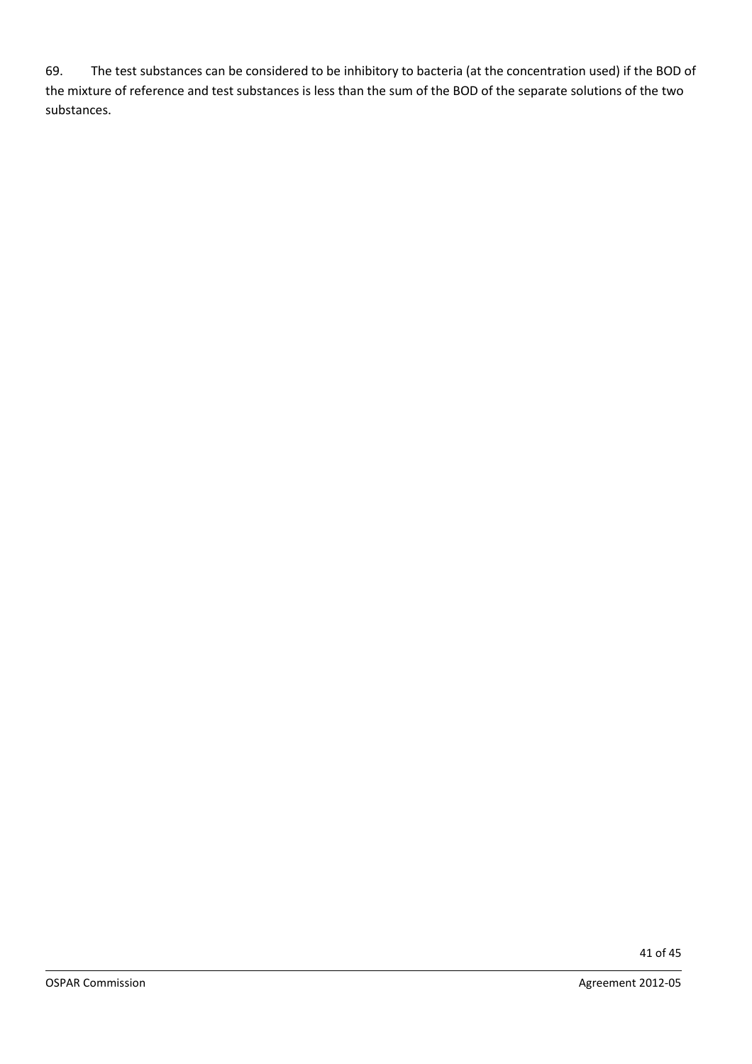69. The test substances can be considered to be inhibitory to bacteria (at the concentration used) if the BOD of the mixture of reference and test substances is less than the sum of the BOD of the separate solutions of the two substances.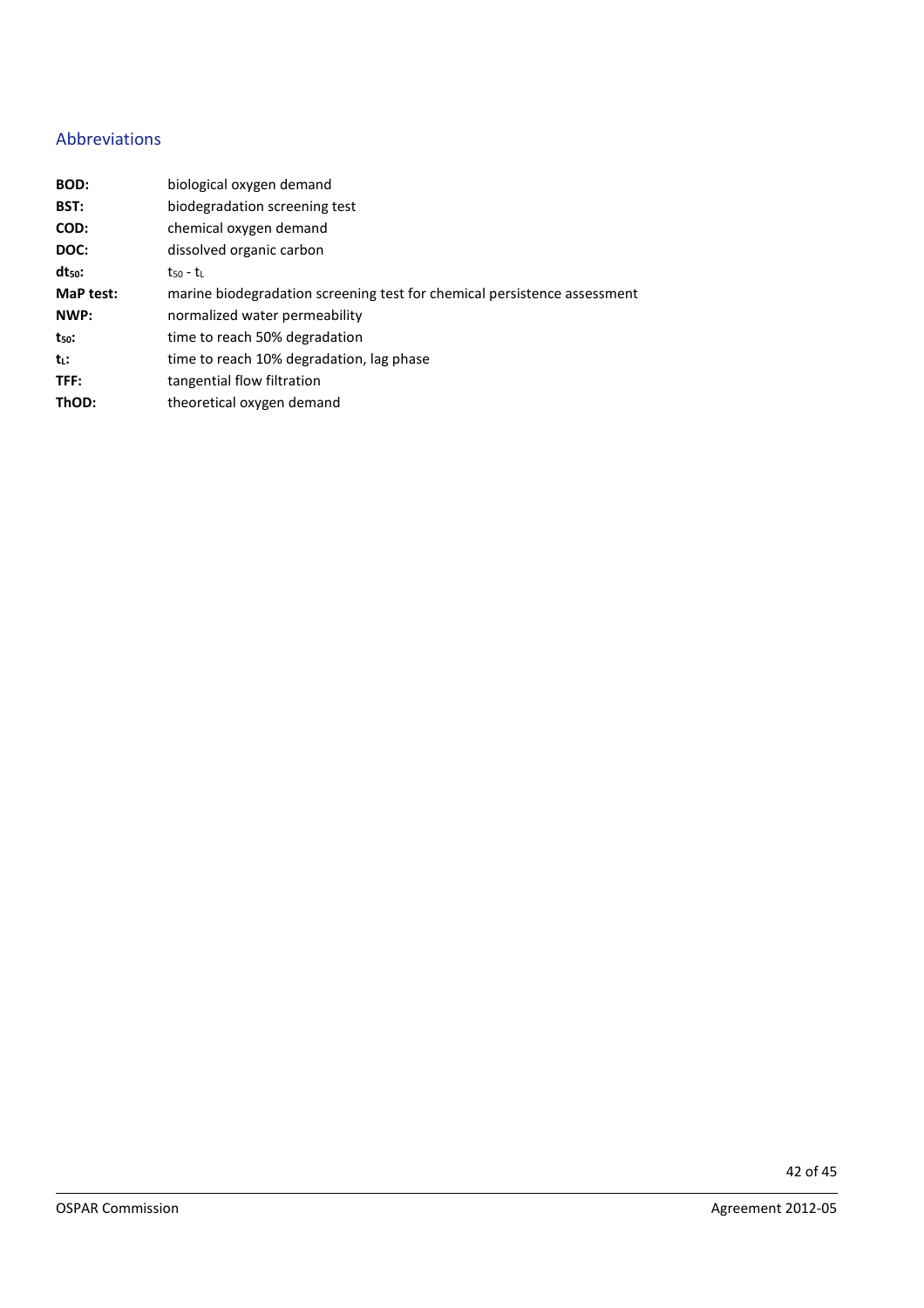## Abbreviations

**BOD:** biological oxygen demand

**BST:** biodegradation screening test

**COD:** chemical oxygen demand

**DOC:** dissolved organic carbon

**$dt_{50}$:** $t_{50}$ - $t_L$

**MaP test:** marine biodegradation screening test for chemical persistence assessment

**NWP:** normalized water permeability

**$t_{50}$:** time to reach 50% degradation

**$t_L$:** time to reach 10% degradation, lag phase

**TFF:** tangential flow filtration

**ThOD:** theoretical oxygen demand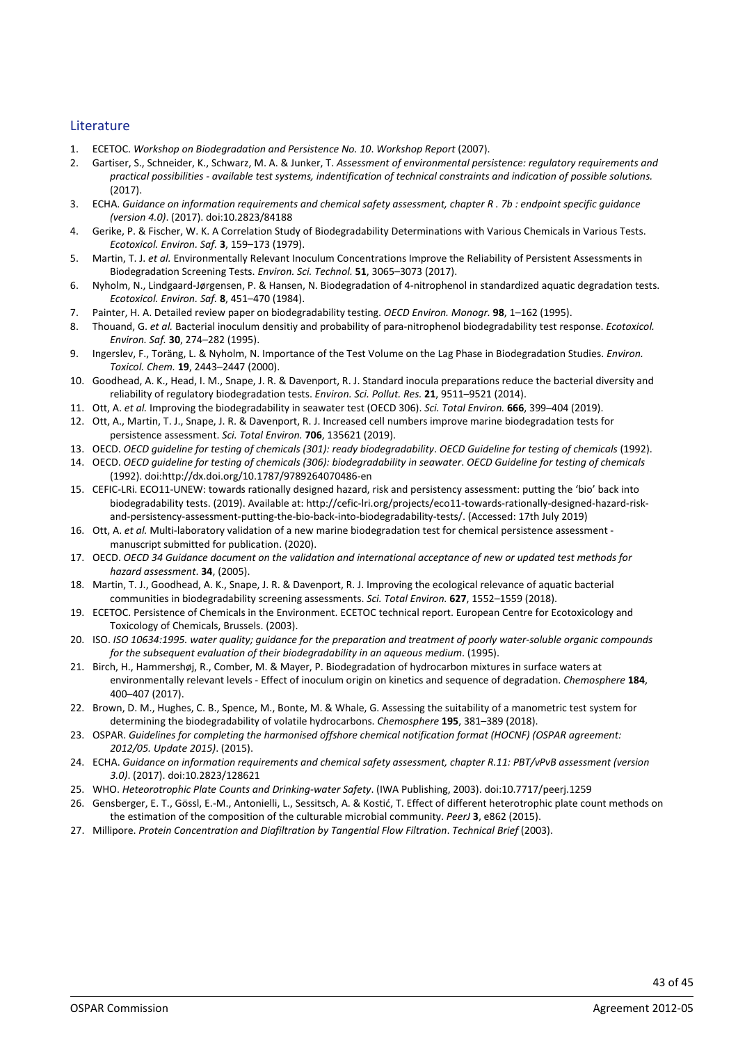## Literature

1. ECETOC. *Workshop on Biodegradation and Persistence No. 10. Workshop Report* (2007).
2. Gartiser, S., Schneider, K., Schwarz, M. A. & Junker, T. *Assessment of environmental persistence: regulatory requirements and practical possibilities - available test systems, indentification of technical constraints and indication of possible solutions.* (2017).
3. ECHA. *Guidance on information requirements and chemical safety assessment, chapter R . 7b : endpoint specific guidance (version 4.0)*. (2017). doi:10.2823/84188
4. Gerike, P. & Fischer, W. K. A Correlation Study of Biodegradability Determinations with Various Chemicals in Various Tests. *Ecotoxicol. Environ. Saf.* **3**, 159–173 (1979).
5. Martin, T. J. *et al.* Environmentally Relevant Inoculum Concentrations Improve the Reliability of Persistent Assessments in Biodegradation Screening Tests. *Environ. Sci. Technol.* **51**, 3065–3073 (2017).
6. Nyholm, N., Lindgaard-Jørgensen, P. & Hansen, N. Biodegradation of 4-nitrophenol in standardized aquatic degradation tests. *Ecotoxicol. Environ. Saf.* **8**, 451–470 (1984).
7. Painter, H. A. Detailed review paper on biodegradability testing. *OECD Environ. Monogr.* **98**, 1–162 (1995).
8. Thouand, G. *et al.* Bacterial inoculum densitiy and probability of para-nitrophenol biodegradability test response. *Ecotoxicol. Environ. Saf.* **30**, 274–282 (1995).
9. Ingerslev, F., Toräng, L. & Nyholm, N. Importance of the Test Volume on the Lag Phase in Biodegradation Studies. *Environ. Toxicol. Chem.* **19**, 2443–2447 (2000).
10. Goodhead, A. K., Head, I. M., Snape, J. R. & Davenport, R. J. Standard inocula preparations reduce the bacterial diversity and reliability of regulatory biodegradation tests. *Environ. Sci. Pollut. Res.* **21**, 9511–9521 (2014).
11. Ott, A. *et al.* Improving the biodegradability in seawater test (OECD 306). *Sci. Total Environ.* **666**, 399–404 (2019).
12. Ott, A., Martin, T. J., Snape, J. R. & Davenport, R. J. Increased cell numbers improve marine biodegradation tests for persistence assessment. *Sci. Total Environ.* **706**, 135621 (2019).
13. OECD. *OECD guideline for testing of chemicals (301): ready biodegradability*. *OECD Guideline for testing of chemicals* (1992).
14. OECD. *OECD guideline for testing of chemicals (306): biodegradability in seawater*. *OECD Guideline for testing of chemicals* (1992). doi:http://dx.doi.org/10.1787/9789264070486-en
15. CEFIC-LRi. ECO11-UNEW: towards rationally designed hazard, risk and persistency assessment: putting the 'bio' back into biodegradability tests. (2019). Available at: http://cefic-lri.org/projects/eco11-towards-rationally-designed-hazard-risk-and-persistency-assessment-putting-the-bio-back-into-biodegradability-tests/. (Accessed: 17th July 2019)
16. Ott, A. *et al.* Multi-laboratory validation of a new marine biodegradation test for chemical persistence assessment - manuscript submitted for publication. (2020).
17. OECD. *OECD 34 Guidance document on the validation and international acceptance of new or updated test methods for hazard assessment*. **34**, (2005).
18. Martin, T. J., Goodhead, A. K., Snape, J. R. & Davenport, R. J. Improving the ecological relevance of aquatic bacterial communities in biodegradability screening assessments. *Sci. Total Environ.* **627**, 1552–1559 (2018).
19. ECETOC. Persistence of Chemicals in the Environment. ECETOC technical report. European Centre for Ecotoxicology and Toxicology of Chemicals, Brussels. (2003).
20. ISO. *ISO 10634:1995. water quality; guidance for the preparation and treatment of poorly water-soluble organic compounds for the subsequent evaluation of their biodegradability in an aqueous medium*. (1995).
21. Birch, H., Hammershøj, R., Comber, M. & Mayer, P. Biodegradation of hydrocarbon mixtures in surface waters at environmentally relevant levels - Effect of inoculum origin on kinetics and sequence of degradation. *Chemosphere* **184**, 400–407 (2017).
22. Brown, D. M., Hughes, C. B., Spence, M., Bonte, M. & Whale, G. Assessing the suitability of a manometric test system for determining the biodegradability of volatile hydrocarbons. *Chemosphere* **195**, 381–389 (2018).
23. OSPAR. *Guidelines for completing the harmonised offshore chemical notification format (HOCNF) (OSPAR agreement: 2012/05. Update 2015)*. (2015).
24. ECHA. *Guidance on information requirements and chemical safety assessment, chapter R.11: PBT/vPvB assessment (version 3.0)*. (2017). doi:10.2823/128621
25. WHO. *Heteorotrophic Plate Counts and Drinking-water Safety*. (IWA Publishing, 2003). doi:10.7717/peerj.1259
26. Gensberger, E. T., Gössl, E.-M., Antonielli, L., Sessitsch, A. & Kostić, T. Effect of different heterotrophic plate count methods on the estimation of the composition of the culturable microbial community. *PeerJ* **3**, e862 (2015).
27. Millipore. *Protein Concentration and Diafiltration by Tangential Flow Filtration*. *Technical Brief* (2003).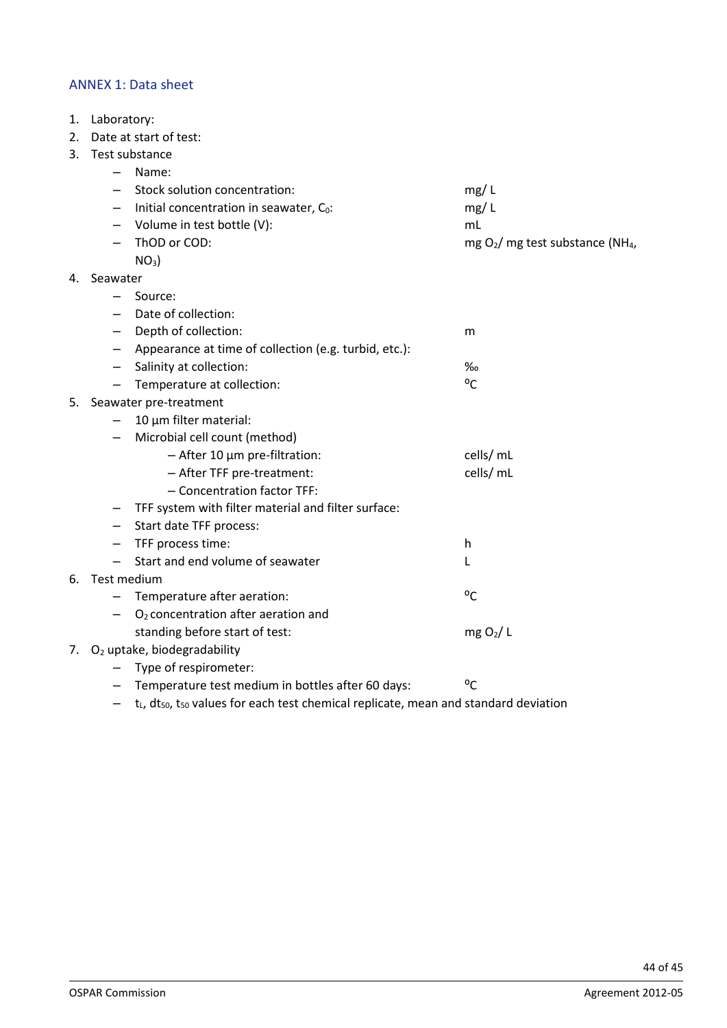## ANNEX 1: Data sheet

1. Laboratory:
2. Date at start of test:
3. Test substance
   - Name:
   - Stock solution concentration: mg/ L
   - Initial concentration in seawater, $C_0$: mg/ L
   - Volume in test bottle (V): mL
   - ThOD or COD: mg $O_2$/ mg test substance ($NH_4$, $NO_3$)
4. Seawater
   - Source:
   - Date of collection:
   - Depth of collection: m
   - Appearance at time of collection (e.g. turbid, etc.):
   - Salinity at collection: ‰
   - Temperature at collection: ºC
5. Seawater pre-treatment
   - 10 µm filter material:
   - Microbial cell count (method)
     - After 10 µm pre-filtration: cells/ mL
     - After TFF pre-treatment: cells/ mL
     - Concentration factor TFF:
   - TFF system with filter material and filter surface:
   - Start date TFF process:
   - TFF process time: h
   - Start and end volume of seawater L
6. Test medium
   - Temperature after aeration: ºC
   - $O_2$ concentration after aeration and standing before start of test: mg $O_2$/ L
7. $O_2$ uptake, biodegradability
   - Type of respirometer:
   - Temperature test medium in bottles after 60 days: ºC
   - $t_L$, $dt_{50}$, $t_{50}$ values for each test chemical replicate, mean and standard deviation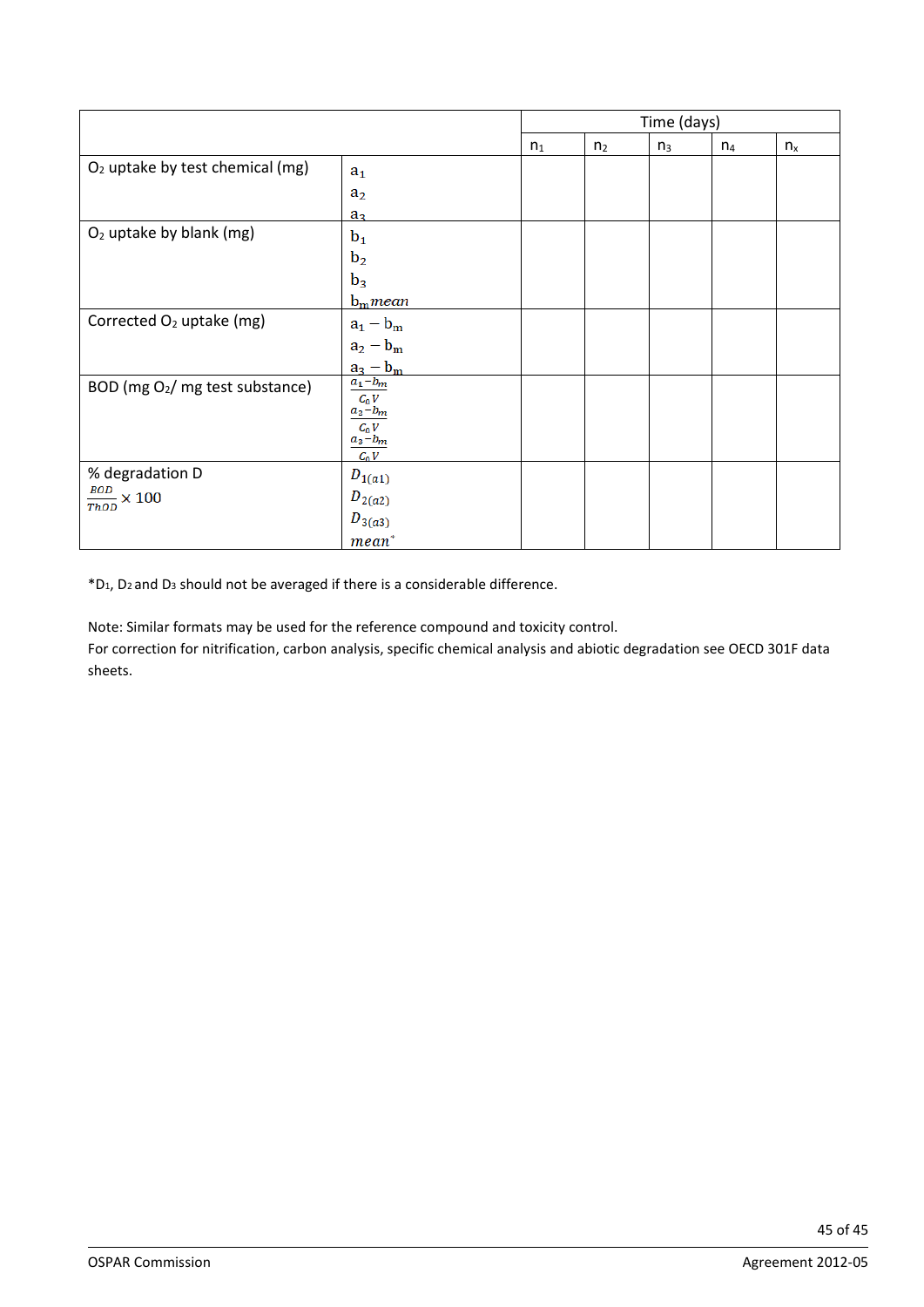| | | Time (days) | | | | |
|---|---|---|---|---|---|---|
| | | $n_1$ | $n_2$ | $n_3$ | $n_4$ | $n_x$ |
| $O_2$ uptake by test chemical (mg) | $a_1$<br>$a_2$<br>$a_3$ | | | | | |
| $O_2$ uptake by blank (mg) | $b_1$<br>$b_2$<br>$b_3$<br>$b_m$ $mean$ | | | | | |
| Corrected $O_2$ uptake (mg) | $a_1 - b_m$<br>$a_2 - b_m$<br>$a_3 - b_m$ | | | | | |
| BOD (mg $O_2$/ mg test substance) | $\frac{a_1 - b_m}{C_0 V}$<br>$\frac{a_2 - b_m}{C_0 V}$<br>$\frac{a_3 - b_m}{C_0 V}$ | | | | | |
| % degradation D $\frac{BOD}{ThOD} \times 100$ | $D_{1(a1)}$<br>$D_{2(a2)}$<br>$D_{3(a3)}$<br>$mean$* | | | | | |

*$D_1$, $D_2$ and $D_3$ should not be averaged if there is a considerable difference.

Note: Similar formats may be used for the reference compound and toxicity control.
For correction for nitrification, carbon analysis, specific chemical analysis and abiotic degradation see OECD 301F data sheets.